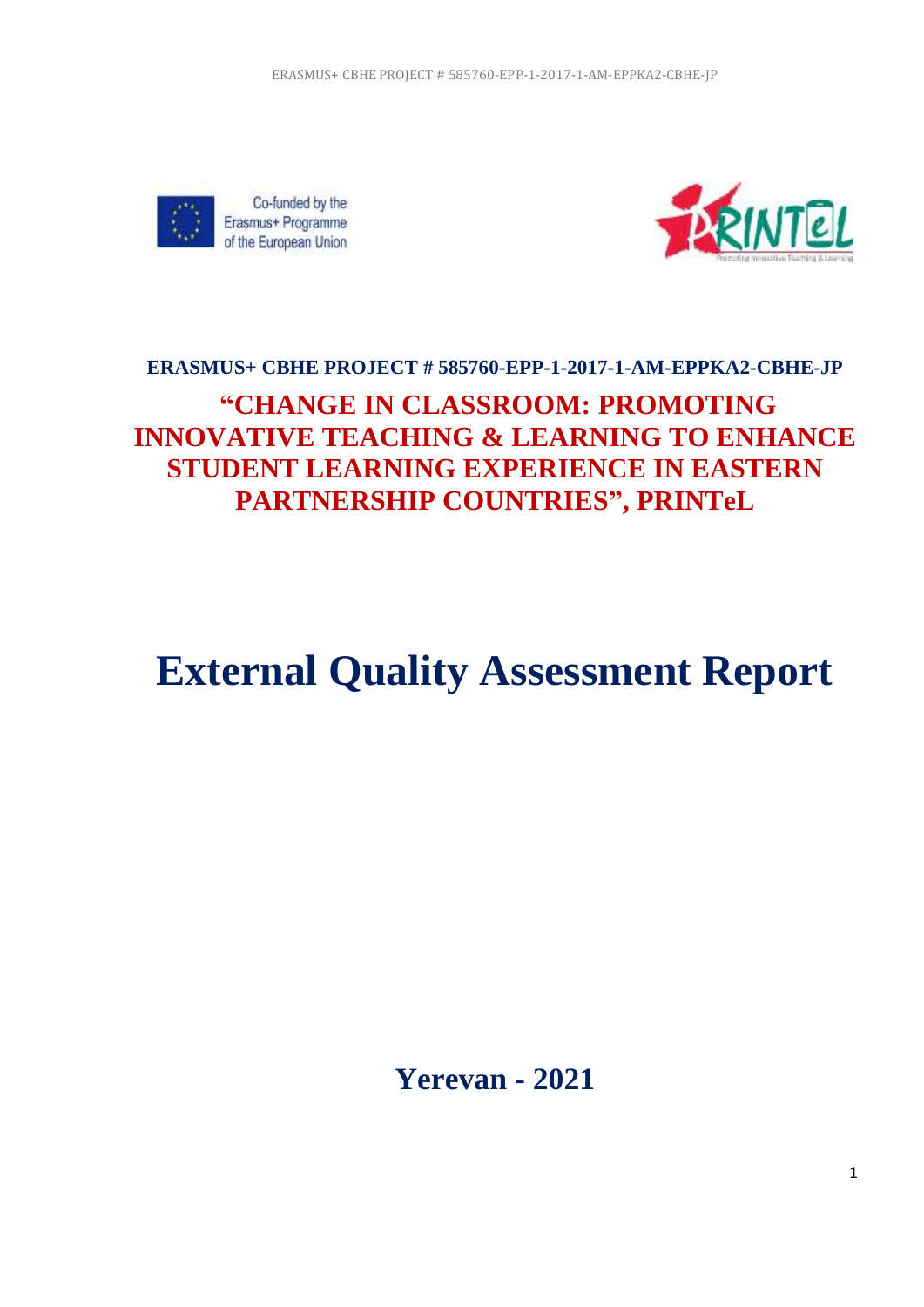Co-funded by the Erasmus+ Programme of the European Union

**ERASMUS+ CBHE PROJECT # 585760-EPP-1-2017-1-AM-EPPKA2-CBHE-JP**

## "CHANGE IN CLASSROOM: PROMOTING INNOVATIVE TEACHING & LEARNING TO ENHANCE STUDENT LEARNING EXPERIENCE IN EASTERN PARTNERSHIP COUNTRIES", PRINTeL

# External Quality Assessment Report

**Yerevan - 2021**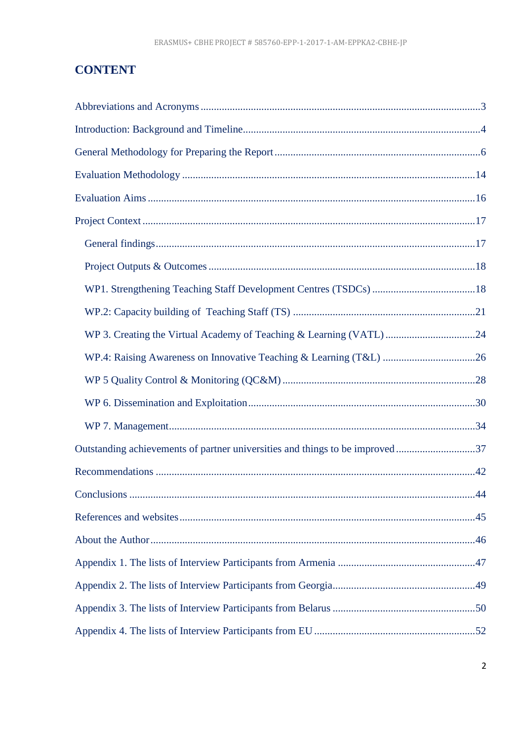# CONTENT

Abbreviations and Acronyms .......................................................................................................3

Introduction: Background and Timeline.......................................................................................4

General Methodology for Preparing the Report ...........................................................................6

Evaluation Methodology ............................................................................................................14

Evaluation Aims .........................................................................................................................16

Project Context ...........................................................................................................................17

- General findings.......................................................................................................................17
- Project Outputs & Outcomes ..................................................................................................18
- WP1. Strengthening Teaching Staff Development Centres (TSDCs) .......................................18
- WP.2: Capacity building of Teaching Staff (TS) ....................................................................21
- WP 3. Creating the Virtual Academy of Teaching & Learning (VATL) .................................24
- WP.4: Raising Awareness on Innovative Teaching & Learning (T&L) ..................................26
- WP 5 Quality Control & Monitoring (QC&M) .......................................................................28
- WP 6. Dissemination and Exploitation.....................................................................................30
- WP 7. Management...................................................................................................................34

Outstanding achievements of partner universities and things to be improved .............................37

Recommendations .......................................................................................................................42

Conclusions .................................................................................................................................44

References and websites..............................................................................................................45

About the Author.........................................................................................................................46

Appendix 1. The lists of Interview Participants from Armenia ..................................................47

Appendix 2. The lists of Interview Participants from Georgia....................................................49

Appendix 3. The lists of Interview Participants from Belarus ....................................................50

Appendix 4. The lists of Interview Participants from EU ...........................................................52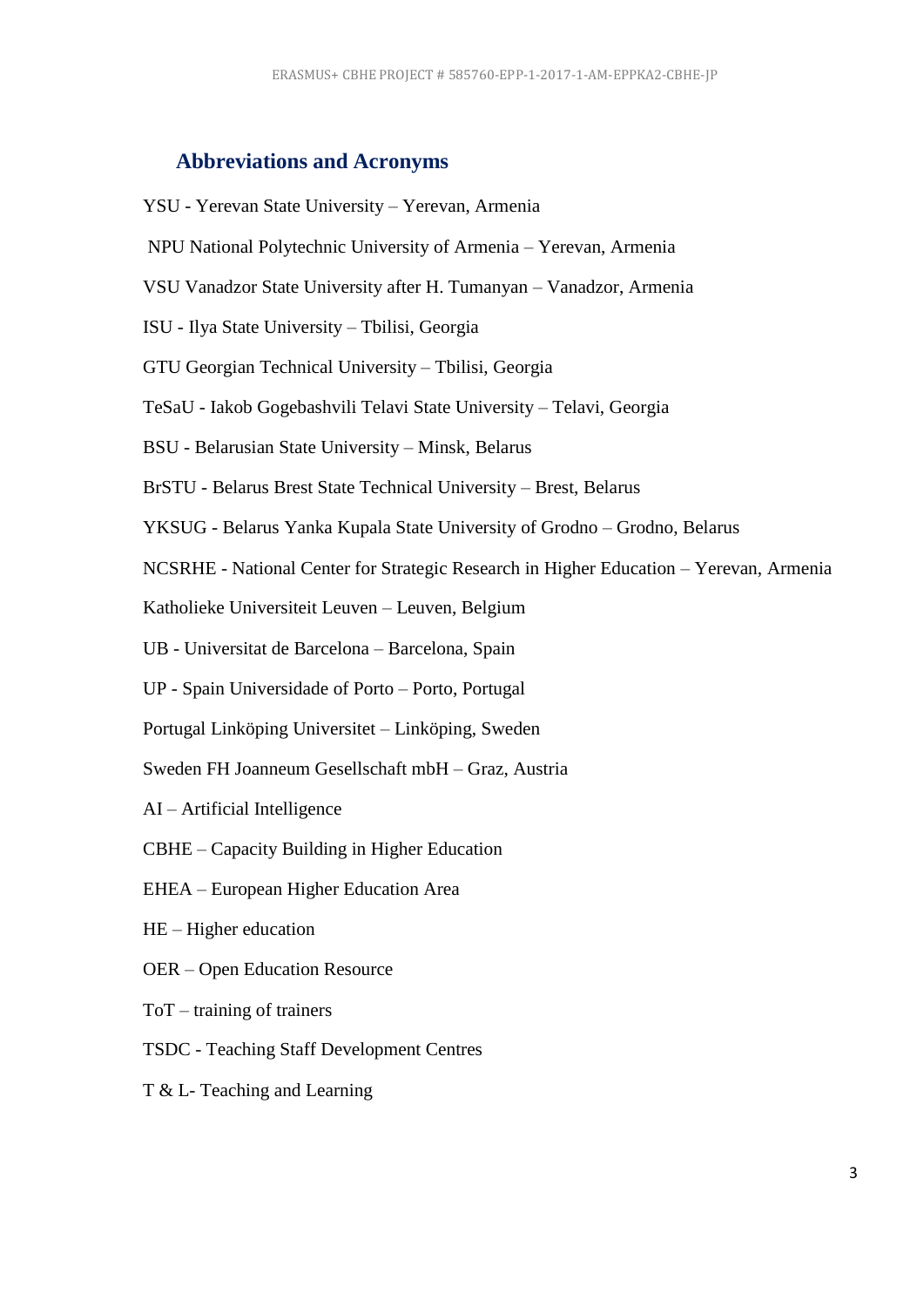## Abbreviations and Acronyms

YSU - Yerevan State University – Yerevan, Armenia

NPU National Polytechnic University of Armenia – Yerevan, Armenia

VSU Vanadzor State University after H. Tumanyan – Vanadzor, Armenia

ISU - Ilya State University – Tbilisi, Georgia

GTU Georgian Technical University – Tbilisi, Georgia

TeSaU - Iakob Gogebashvili Telavi State University – Telavi, Georgia

BSU - Belarusian State University – Minsk, Belarus

BrSTU - Belarus Brest State Technical University – Brest, Belarus

YKSUG - Belarus Yanka Kupala State University of Grodno – Grodno, Belarus

NCSRHE - National Center for Strategic Research in Higher Education – Yerevan, Armenia

Katholieke Universiteit Leuven – Leuven, Belgium

UB - Universitat de Barcelona – Barcelona, Spain

UP - Spain Universidade of Porto – Porto, Portugal

Portugal Linköping Universitet – Linköping, Sweden

Sweden FH Joanneum Gesellschaft mbH – Graz, Austria

AI – Artificial Intelligence

CBHE – Capacity Building in Higher Education

EHEA – European Higher Education Area

HE – Higher education

OER – Open Education Resource

ToT – training of trainers

TSDC - Teaching Staff Development Centres

T & L- Teaching and Learning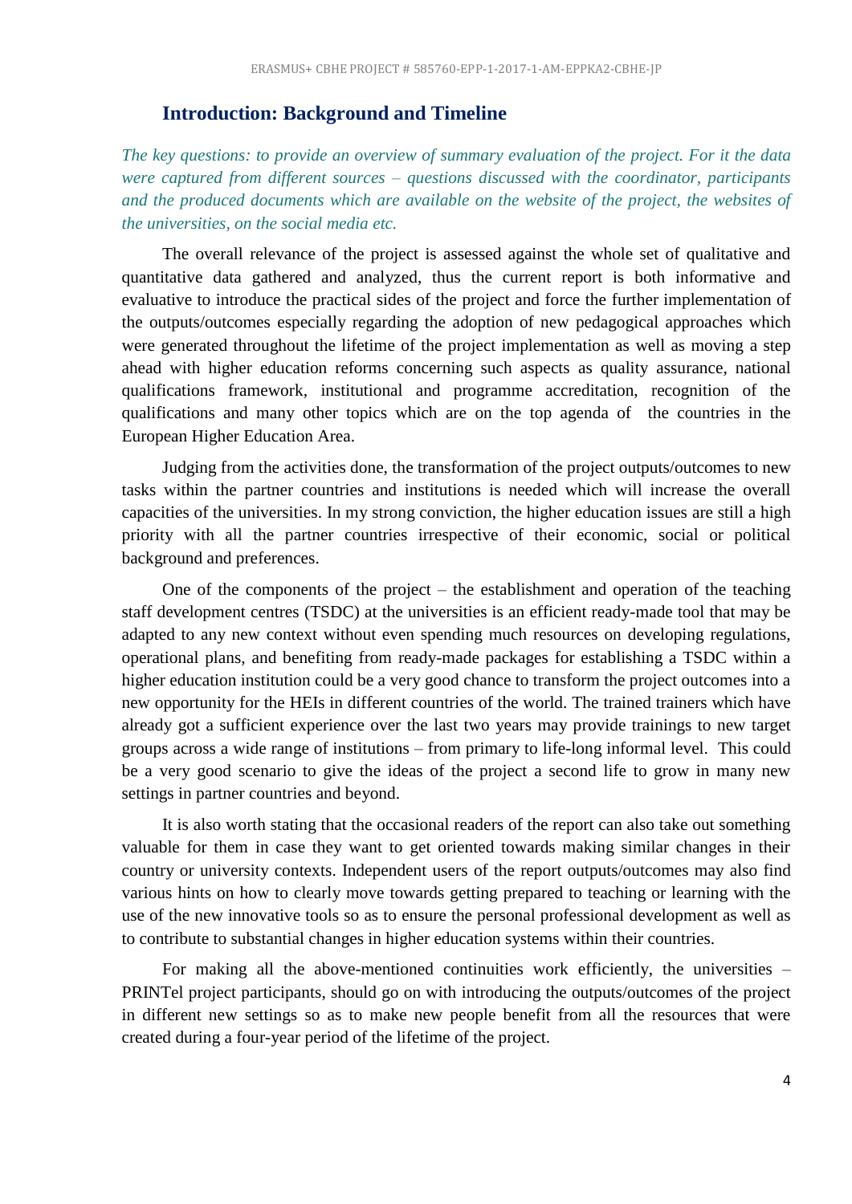## Introduction: Background and Timeline

*The key questions: to provide an overview of summary evaluation of the project. For it the data were captured from different sources – questions discussed with the coordinator, participants and the produced documents which are available on the website of the project, the websites of the universities, on the social media etc.*

The overall relevance of the project is assessed against the whole set of qualitative and quantitative data gathered and analyzed, thus the current report is both informative and evaluative to introduce the practical sides of the project and force the further implementation of the outputs/outcomes especially regarding the adoption of new pedagogical approaches which were generated throughout the lifetime of the project implementation as well as moving a step ahead with higher education reforms concerning such aspects as quality assurance, national qualifications framework, institutional and programme accreditation, recognition of the qualifications and many other topics which are on the top agenda of the countries in the European Higher Education Area.

Judging from the activities done, the transformation of the project outputs/outcomes to new tasks within the partner countries and institutions is needed which will increase the overall capacities of the universities. In my strong conviction, the higher education issues are still a high priority with all the partner countries irrespective of their economic, social or political background and preferences.

One of the components of the project – the establishment and operation of the teaching staff development centres (TSDC) at the universities is an efficient ready-made tool that may be adapted to any new context without even spending much resources on developing regulations, operational plans, and benefiting from ready-made packages for establishing a TSDC within a higher education institution could be a very good chance to transform the project outcomes into a new opportunity for the HEIs in different countries of the world. The trained trainers which have already got a sufficient experience over the last two years may provide trainings to new target groups across a wide range of institutions – from primary to life-long informal level. This could be a very good scenario to give the ideas of the project a second life to grow in many new settings in partner countries and beyond.

It is also worth stating that the occasional readers of the report can also take out something valuable for them in case they want to get oriented towards making similar changes in their country or university contexts. Independent users of the report outputs/outcomes may also find various hints on how to clearly move towards getting prepared to teaching or learning with the use of the new innovative tools so as to ensure the personal professional development as well as to contribute to substantial changes in higher education systems within their countries.

For making all the above-mentioned continuities work efficiently, the universities – PRINTel project participants, should go on with introducing the outputs/outcomes of the project in different new settings so as to make new people benefit from all the resources that were created during a four-year period of the lifetime of the project.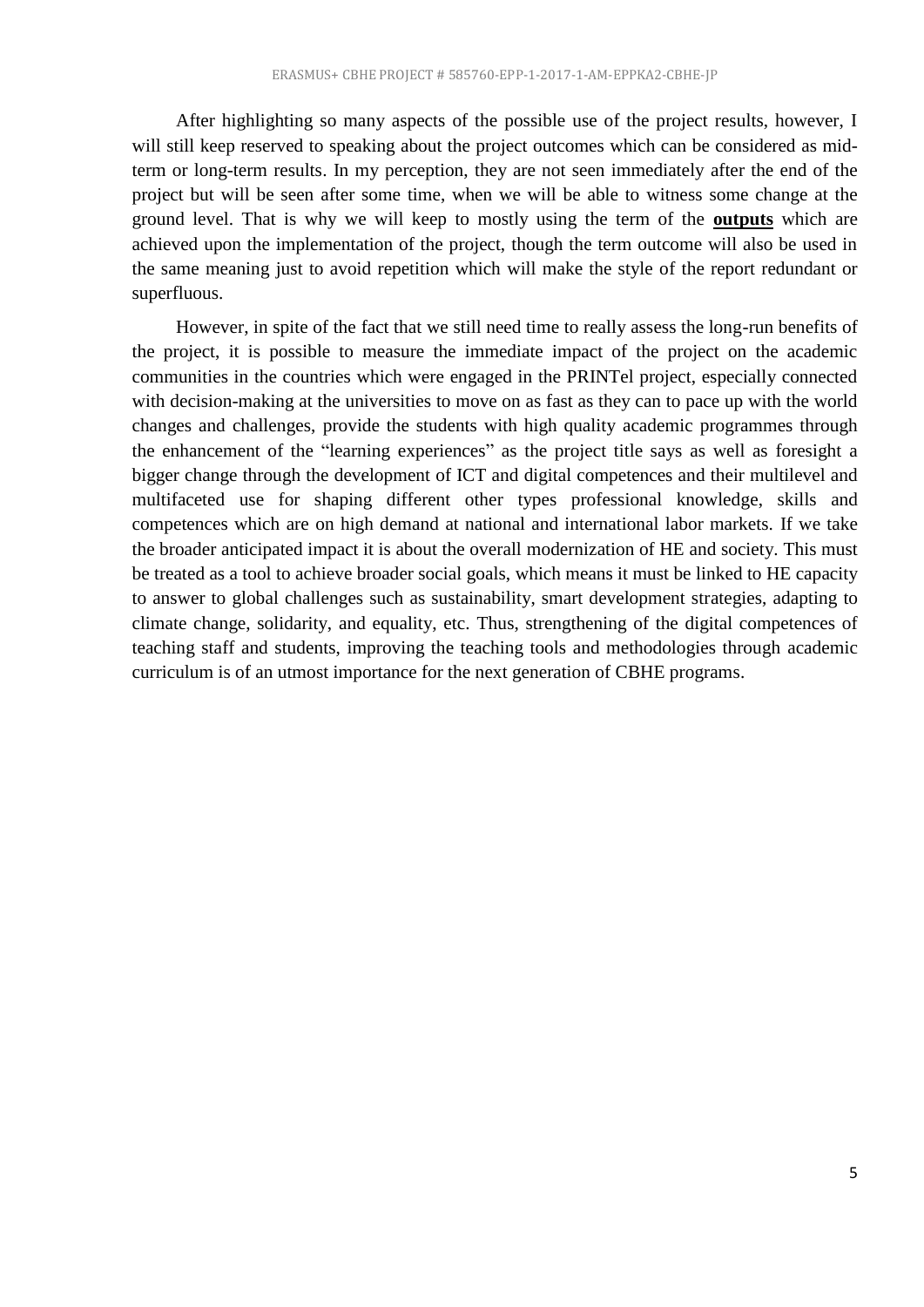After highlighting so many aspects of the possible use of the project results, however, I will still keep reserved to speaking about the project outcomes which can be considered as mid-term or long-term results. In my perception, they are not seen immediately after the end of the project but will be seen after some time, when we will be able to witness some change at the ground level. That is why we will keep to mostly using the term of the **outputs** which are achieved upon the implementation of the project, though the term outcome will also be used in the same meaning just to avoid repetition which will make the style of the report redundant or superfluous.

However, in spite of the fact that we still need time to really assess the long-run benefits of the project, it is possible to measure the immediate impact of the project on the academic communities in the countries which were engaged in the PRINTel project, especially connected with decision-making at the universities to move on as fast as they can to pace up with the world changes and challenges, provide the students with high quality academic programmes through the enhancement of the "learning experiences" as the project title says as well as foresight a bigger change through the development of ICT and digital competences and their multilevel and multifaceted use for shaping different other types professional knowledge, skills and competences which are on high demand at national and international labor markets. If we take the broader anticipated impact it is about the overall modernization of HE and society. This must be treated as a tool to achieve broader social goals, which means it must be linked to HE capacity to answer to global challenges such as sustainability, smart development strategies, adapting to climate change, solidarity, and equality, etc. Thus, strengthening of the digital competences of teaching staff and students, improving the teaching tools and methodologies through academic curriculum is of an utmost importance for the next generation of CBHE programs.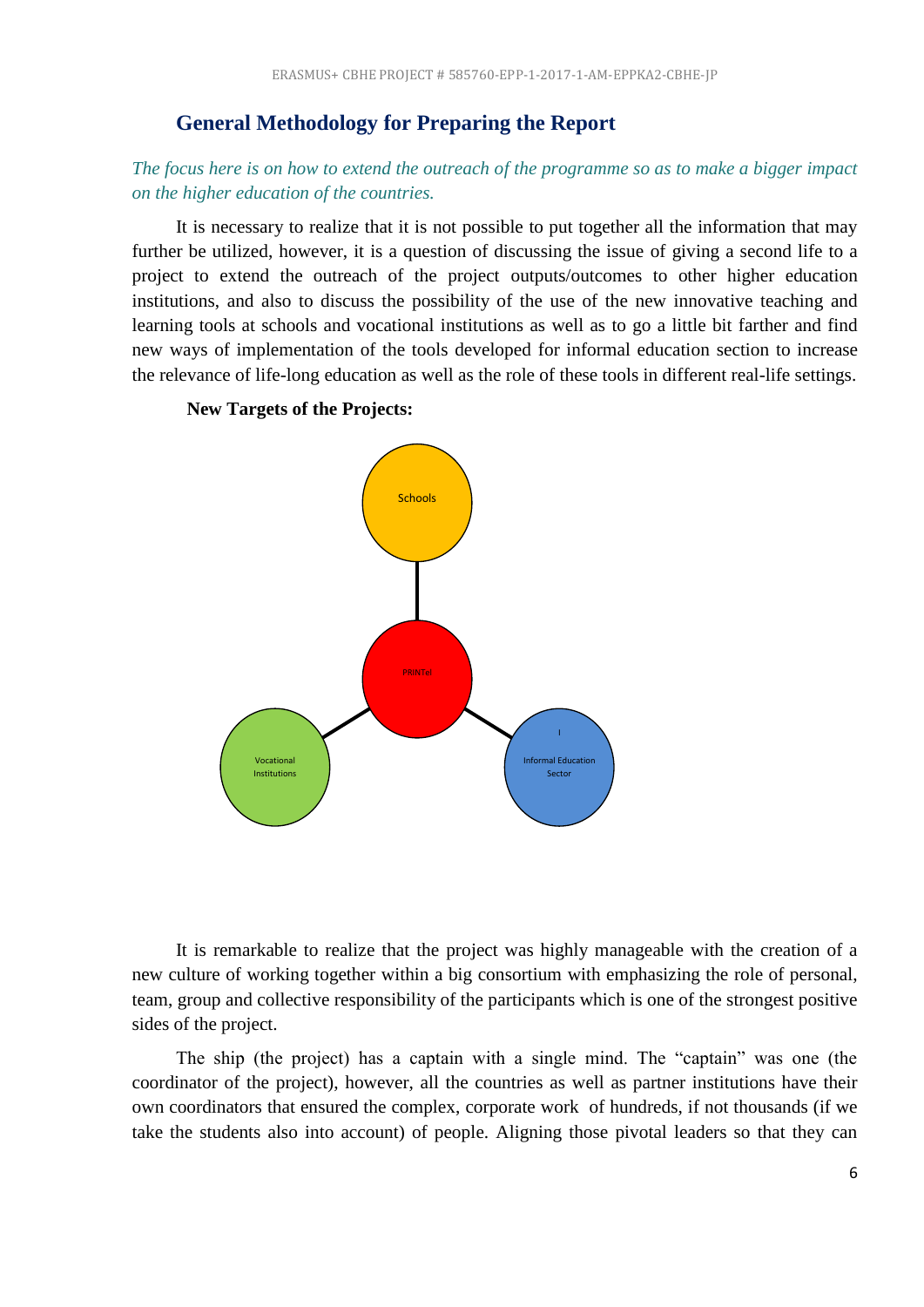## General Methodology for Preparing the Report

*The focus here is on how to extend the outreach of the programme so as to make a bigger impact on the higher education of the countries.*

It is necessary to realize that it is not possible to put together all the information that may further be utilized, however, it is a question of discussing the issue of giving a second life to a project to extend the outreach of the project outputs/outcomes to other higher education institutions, and also to discuss the possibility of the use of the new innovative teaching and learning tools at schools and vocational institutions as well as to go a little bit farther and find new ways of implementation of the tools developed for informal education section to increase the relevance of life-long education as well as the role of these tools in different real-life settings.

**New Targets of the Projects:**

Schools

PRINTeL

Vocational Institutions

I

Informal Education Sector

It is remarkable to realize that the project was highly manageable with the creation of a new culture of working together within a big consortium with emphasizing the role of personal, team, group and collective responsibility of the participants which is one of the strongest positive sides of the project.

The ship (the project) has a captain with a single mind. The "captain" was one (the coordinator of the project), however, all the countries as well as partner institutions have their own coordinators that ensured the complex, corporate work of hundreds, if not thousands (if we take the students also into account) of people. Aligning those pivotal leaders so that they can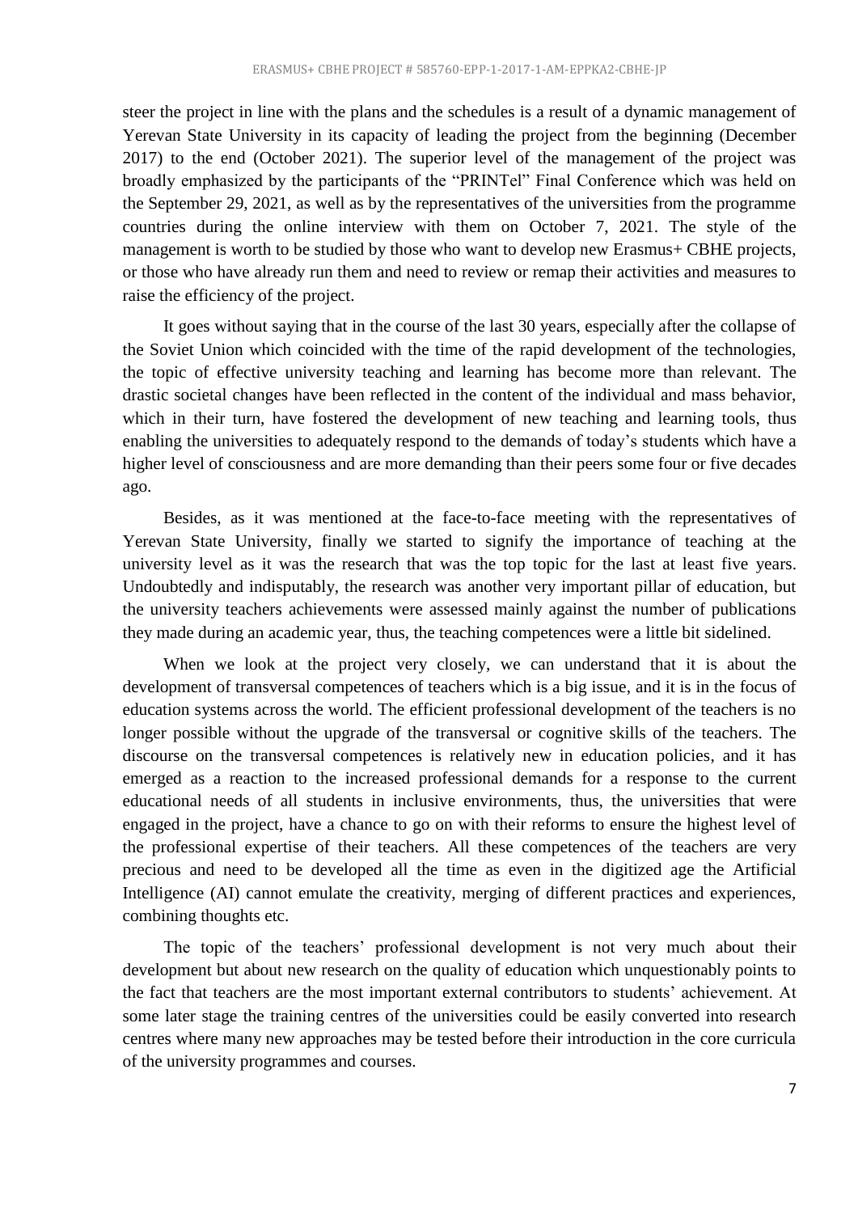steer the project in line with the plans and the schedules is a result of a dynamic management of Yerevan State University in its capacity of leading the project from the beginning (December 2017) to the end (October 2021). The superior level of the management of the project was broadly emphasized by the participants of the "PRINTel" Final Conference which was held on the September 29, 2021, as well as by the representatives of the universities from the programme countries during the online interview with them on October 7, 2021. The style of the management is worth to be studied by those who want to develop new Erasmus+ CBHE projects, or those who have already run them and need to review or remap their activities and measures to raise the efficiency of the project.

It goes without saying that in the course of the last 30 years, especially after the collapse of the Soviet Union which coincided with the time of the rapid development of the technologies, the topic of effective university teaching and learning has become more than relevant. The drastic societal changes have been reflected in the content of the individual and mass behavior, which in their turn, have fostered the development of new teaching and learning tools, thus enabling the universities to adequately respond to the demands of today's students which have a higher level of consciousness and are more demanding than their peers some four or five decades ago.

Besides, as it was mentioned at the face-to-face meeting with the representatives of Yerevan State University, finally we started to signify the importance of teaching at the university level as it was the research that was the top topic for the last at least five years. Undoubtedly and indisputably, the research was another very important pillar of education, but the university teachers achievements were assessed mainly against the number of publications they made during an academic year, thus, the teaching competences were a little bit sidelined.

When we look at the project very closely, we can understand that it is about the development of transversal competences of teachers which is a big issue, and it is in the focus of education systems across the world. The efficient professional development of the teachers is no longer possible without the upgrade of the transversal or cognitive skills of the teachers. The discourse on the transversal competences is relatively new in education policies, and it has emerged as a reaction to the increased professional demands for a response to the current educational needs of all students in inclusive environments, thus, the universities that were engaged in the project, have a chance to go on with their reforms to ensure the highest level of the professional expertise of their teachers. All these competences of the teachers are very precious and need to be developed all the time as even in the digitized age the Artificial Intelligence (AI) cannot emulate the creativity, merging of different practices and experiences, combining thoughts etc.

The topic of the teachers' professional development is not very much about their development but about new research on the quality of education which unquestionably points to the fact that teachers are the most important external contributors to students' achievement. At some later stage the training centres of the universities could be easily converted into research centres where many new approaches may be tested before their introduction in the core curricula of the university programmes and courses.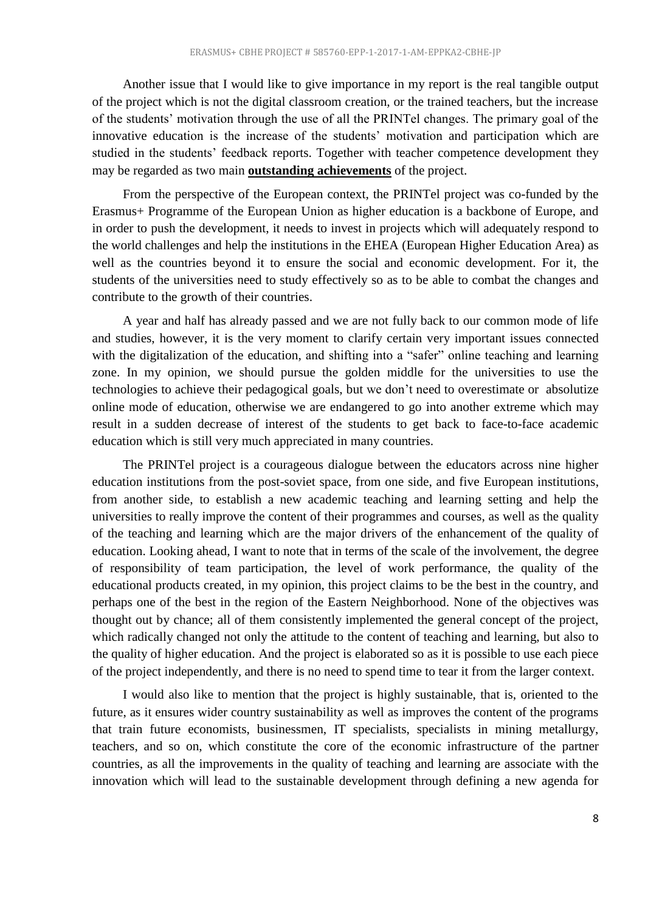Another issue that I would like to give importance in my report is the real tangible output of the project which is not the digital classroom creation, or the trained teachers, but the increase of the students' motivation through the use of all the PRINTel changes. The primary goal of the innovative education is the increase of the students' motivation and participation which are studied in the students' feedback reports. Together with teacher competence development they may be regarded as two main **outstanding achievements** of the project.

From the perspective of the European context, the PRINTel project was co-funded by the Erasmus+ Programme of the European Union as higher education is a backbone of Europe, and in order to push the development, it needs to invest in projects which will adequately respond to the world challenges and help the institutions in the EHEA (European Higher Education Area) as well as the countries beyond it to ensure the social and economic development. For it, the students of the universities need to study effectively so as to be able to combat the changes and contribute to the growth of their countries.

A year and half has already passed and we are not fully back to our common mode of life and studies, however, it is the very moment to clarify certain very important issues connected with the digitalization of the education, and shifting into a "safer" online teaching and learning zone. In my opinion, we should pursue the golden middle for the universities to use the technologies to achieve their pedagogical goals, but we don't need to overestimate or absolutize online mode of education, otherwise we are endangered to go into another extreme which may result in a sudden decrease of interest of the students to get back to face-to-face academic education which is still very much appreciated in many countries.

The PRINTel project is a courageous dialogue between the educators across nine higher education institutions from the post-soviet space, from one side, and five European institutions, from another side, to establish a new academic teaching and learning setting and help the universities to really improve the content of their programmes and courses, as well as the quality of the teaching and learning which are the major drivers of the enhancement of the quality of education. Looking ahead, I want to note that in terms of the scale of the involvement, the degree of responsibility of team participation, the level of work performance, the quality of the educational products created, in my opinion, this project claims to be the best in the country, and perhaps one of the best in the region of the Eastern Neighborhood. None of the objectives was thought out by chance; all of them consistently implemented the general concept of the project, which radically changed not only the attitude to the content of teaching and learning, but also to the quality of higher education. And the project is elaborated so as it is possible to use each piece of the project independently, and there is no need to spend time to tear it from the larger context.

I would also like to mention that the project is highly sustainable, that is, oriented to the future, as it ensures wider country sustainability as well as improves the content of the programs that train future economists, businessmen, IT specialists, specialists in mining metallurgy, teachers, and so on, which constitute the core of the economic infrastructure of the partner countries, as all the improvements in the quality of teaching and learning are associate with the innovation which will lead to the sustainable development through defining a new agenda for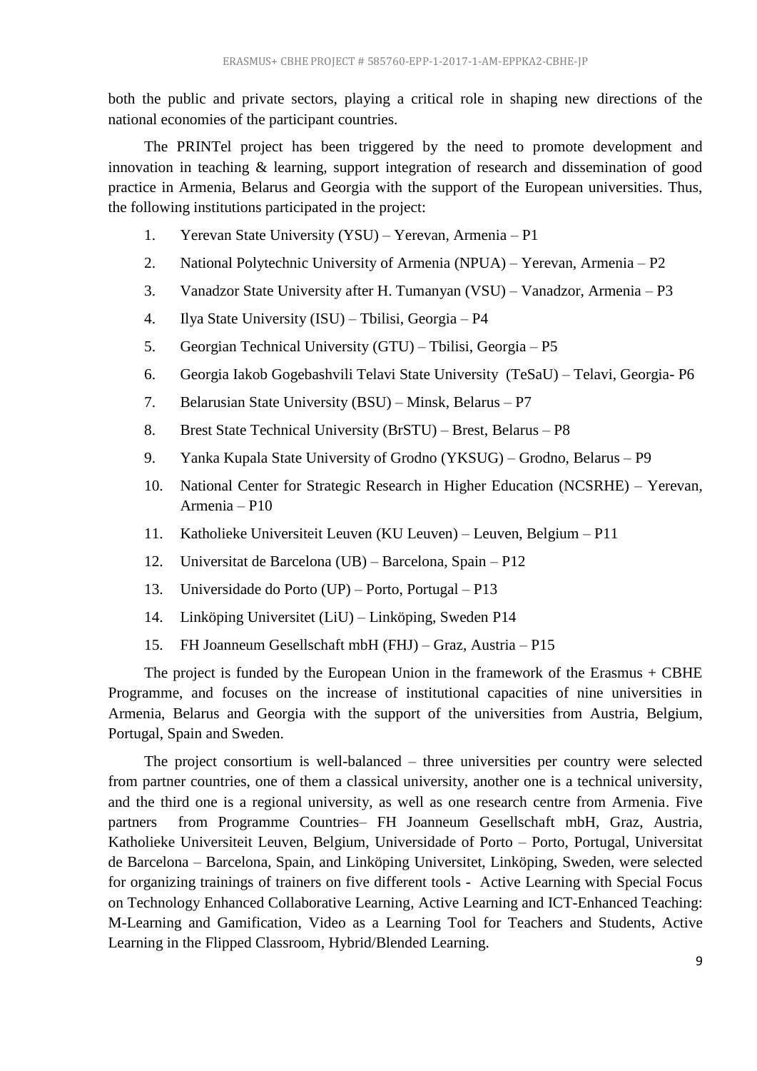both the public and private sectors, playing a critical role in shaping new directions of the national economies of the participant countries.

The PRINTel project has been triggered by the need to promote development and innovation in teaching & learning, support integration of research and dissemination of good practice in Armenia, Belarus and Georgia with the support of the European universities. Thus, the following institutions participated in the project:

1. Yerevan State University (YSU) – Yerevan, Armenia – P1
2. National Polytechnic University of Armenia (NPUA) – Yerevan, Armenia – P2
3. Vanadzor State University after H. Tumanyan (VSU) – Vanadzor, Armenia – P3
4. Ilya State University (ISU) – Tbilisi, Georgia – P4
5. Georgian Technical University (GTU) – Tbilisi, Georgia – P5
6. Georgia Iakob Gogebashvili Telavi State University (TeSaU) – Telavi, Georgia- P6
7. Belarusian State University (BSU) – Minsk, Belarus – P7
8. Brest State Technical University (BrSTU) – Brest, Belarus – P8
9. Yanka Kupala State University of Grodno (YKSUG) – Grodno, Belarus – P9
10. National Center for Strategic Research in Higher Education (NCSRHE) – Yerevan, Armenia – P10
11. Katholieke Universiteit Leuven (KU Leuven) – Leuven, Belgium – P11
12. Universitat de Barcelona (UB) – Barcelona, Spain – P12
13. Universidade do Porto (UP) – Porto, Portugal – P13
14. Linköping Universitet (LiU) – Linköping, Sweden P14
15. FH Joanneum Gesellschaft mbH (FHJ) – Graz, Austria – P15

The project is funded by the European Union in the framework of the Erasmus + CBHE Programme, and focuses on the increase of institutional capacities of nine universities in Armenia, Belarus and Georgia with the support of the universities from Austria, Belgium, Portugal, Spain and Sweden.

The project consortium is well-balanced – three universities per country were selected from partner countries, one of them a classical university, another one is a technical university, and the third one is a regional university, as well as one research centre from Armenia. Five partners from Programme Countries– FH Joanneum Gesellschaft mbH, Graz, Austria, Katholieke Universiteit Leuven, Belgium, Universidade of Porto – Porto, Portugal, Universitat de Barcelona – Barcelona, Spain, and Linköping Universitet, Linköping, Sweden, were selected for organizing trainings of trainers on five different tools - Active Learning with Special Focus on Technology Enhanced Collaborative Learning, Active Learning and ICT-Enhanced Teaching: M-Learning and Gamification, Video as a Learning Tool for Teachers and Students, Active Learning in the Flipped Classroom, Hybrid/Blended Learning.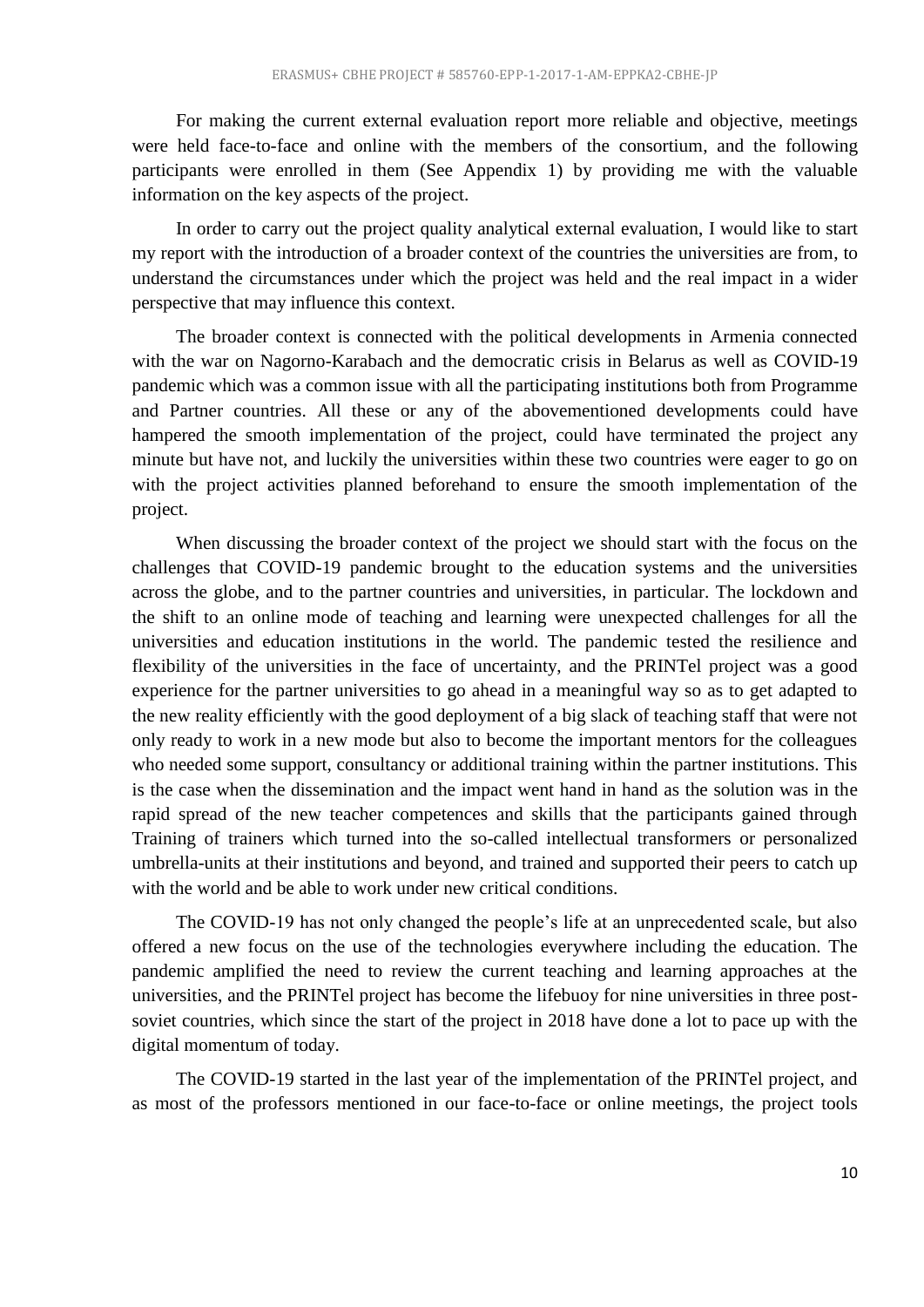For making the current external evaluation report more reliable and objective, meetings were held face-to-face and online with the members of the consortium, and the following participants were enrolled in them (See Appendix 1) by providing me with the valuable information on the key aspects of the project.

In order to carry out the project quality analytical external evaluation, I would like to start my report with the introduction of a broader context of the countries the universities are from, to understand the circumstances under which the project was held and the real impact in a wider perspective that may influence this context.

The broader context is connected with the political developments in Armenia connected with the war on Nagorno-Karabach and the democratic crisis in Belarus as well as COVID-19 pandemic which was a common issue with all the participating institutions both from Programme and Partner countries. All these or any of the abovementioned developments could have hampered the smooth implementation of the project, could have terminated the project any minute but have not, and luckily the universities within these two countries were eager to go on with the project activities planned beforehand to ensure the smooth implementation of the project.

When discussing the broader context of the project we should start with the focus on the challenges that COVID-19 pandemic brought to the education systems and the universities across the globe, and to the partner countries and universities, in particular. The lockdown and the shift to an online mode of teaching and learning were unexpected challenges for all the universities and education institutions in the world. The pandemic tested the resilience and flexibility of the universities in the face of uncertainty, and the PRINTel project was a good experience for the partner universities to go ahead in a meaningful way so as to get adapted to the new reality efficiently with the good deployment of a big slack of teaching staff that were not only ready to work in a new mode but also to become the important mentors for the colleagues who needed some support, consultancy or additional training within the partner institutions. This is the case when the dissemination and the impact went hand in hand as the solution was in the rapid spread of the new teacher competences and skills that the participants gained through Training of trainers which turned into the so-called intellectual transformers or personalized umbrella-units at their institutions and beyond, and trained and supported their peers to catch up with the world and be able to work under new critical conditions.

The COVID-19 has not only changed the people's life at an unprecedented scale, but also offered a new focus on the use of the technologies everywhere including the education. The pandemic amplified the need to review the current teaching and learning approaches at the universities, and the PRINTel project has become the lifebuoy for nine universities in three post-soviet countries, which since the start of the project in 2018 have done a lot to pace up with the digital momentum of today.

The COVID-19 started in the last year of the implementation of the PRINTel project, and as most of the professors mentioned in our face-to-face or online meetings, the project tools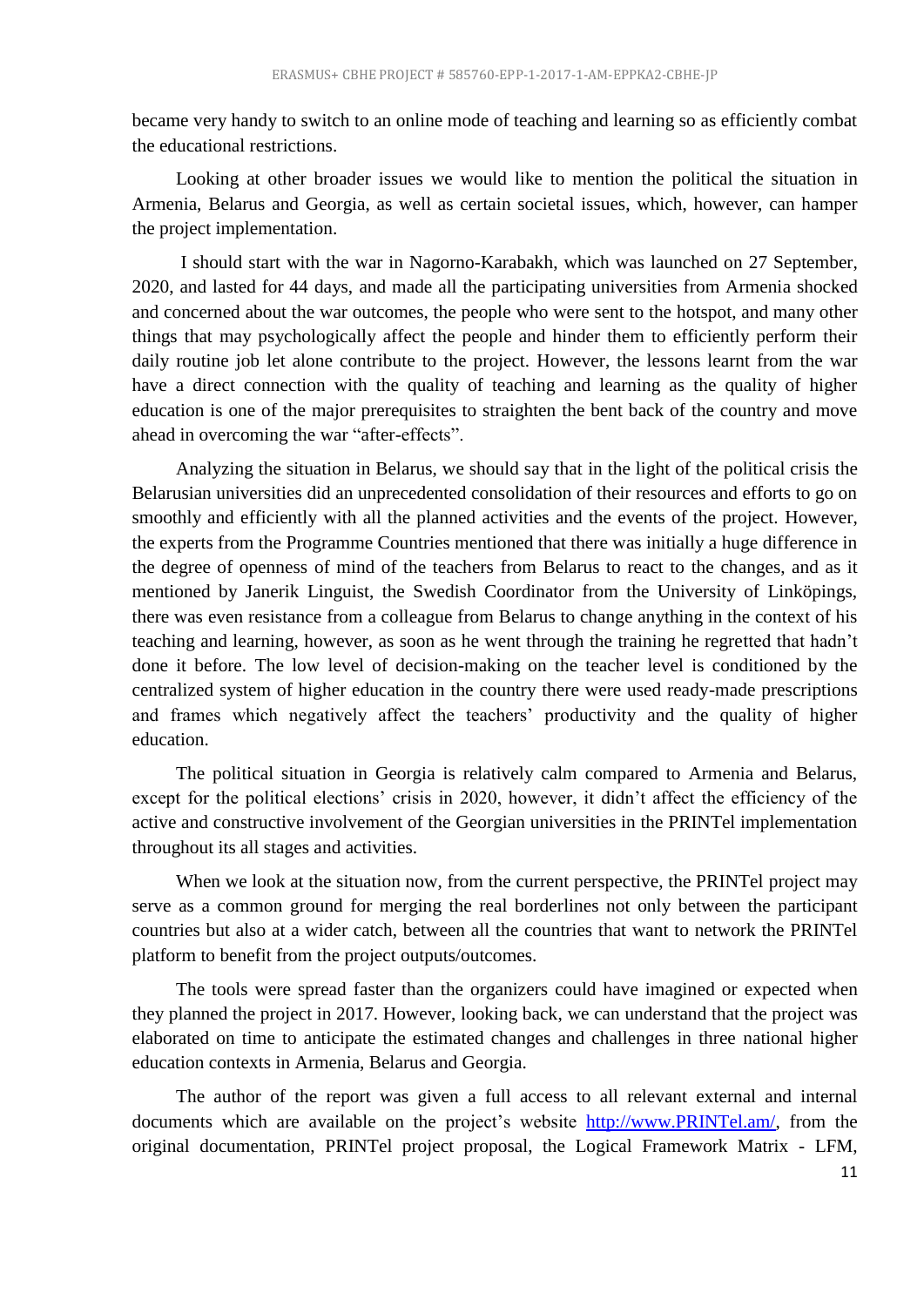became very handy to switch to an online mode of teaching and learning so as efficiently combat the educational restrictions.

Looking at other broader issues we would like to mention the political the situation in Armenia, Belarus and Georgia, as well as certain societal issues, which, however, can hamper the project implementation.

I should start with the war in Nagorno-Karabakh, which was launched on 27 September, 2020, and lasted for 44 days, and made all the participating universities from Armenia shocked and concerned about the war outcomes, the people who were sent to the hotspot, and many other things that may psychologically affect the people and hinder them to efficiently perform their daily routine job let alone contribute to the project. However, the lessons learnt from the war have a direct connection with the quality of teaching and learning as the quality of higher education is one of the major prerequisites to straighten the bent back of the country and move ahead in overcoming the war "after-effects".

Analyzing the situation in Belarus, we should say that in the light of the political crisis the Belarusian universities did an unprecedented consolidation of their resources and efforts to go on smoothly and efficiently with all the planned activities and the events of the project. However, the experts from the Programme Countries mentioned that there was initially a huge difference in the degree of openness of mind of the teachers from Belarus to react to the changes, and as it mentioned by Janerik Linguist, the Swedish Coordinator from the University of Linköpings, there was even resistance from a colleague from Belarus to change anything in the context of his teaching and learning, however, as soon as he went through the training he regretted that hadn't done it before. The low level of decision-making on the teacher level is conditioned by the centralized system of higher education in the country there were used ready-made prescriptions and frames which negatively affect the teachers' productivity and the quality of higher education.

The political situation in Georgia is relatively calm compared to Armenia and Belarus, except for the political elections' crisis in 2020, however, it didn't affect the efficiency of the active and constructive involvement of the Georgian universities in the PRINTel implementation throughout its all stages and activities.

When we look at the situation now, from the current perspective, the PRINTel project may serve as a common ground for merging the real borderlines not only between the participant countries but also at a wider catch, between all the countries that want to network the PRINTel platform to benefit from the project outputs/outcomes.

The tools were spread faster than the organizers could have imagined or expected when they planned the project in 2017. However, looking back, we can understand that the project was elaborated on time to anticipate the estimated changes and challenges in three national higher education contexts in Armenia, Belarus and Georgia.

The author of the report was given a full access to all relevant external and internal documents which are available on the project's website [http://www.PRINTel.am/](http://www.PRINTel.am/), from the original documentation, PRINTel project proposal, the Logical Framework Matrix - LFM,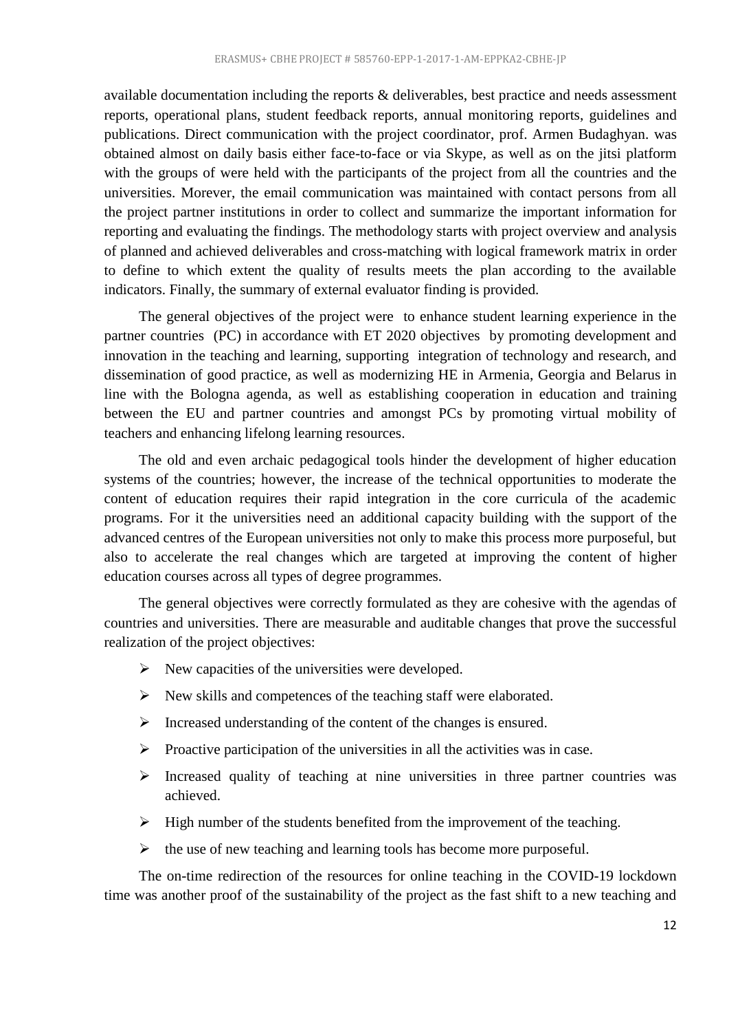available documentation including the reports & deliverables, best practice and needs assessment reports, operational plans, student feedback reports, annual monitoring reports, guidelines and publications. Direct communication with the project coordinator, prof. Armen Budaghyan. was obtained almost on daily basis either face-to-face or via Skype, as well as on the jitsi platform with the groups of were held with the participants of the project from all the countries and the universities. Morever, the email communication was maintained with contact persons from all the project partner institutions in order to collect and summarize the important information for reporting and evaluating the findings. The methodology starts with project overview and analysis of planned and achieved deliverables and cross-matching with logical framework matrix in order to define to which extent the quality of results meets the plan according to the available indicators. Finally, the summary of external evaluator finding is provided.

The general objectives of the project were to enhance student learning experience in the partner countries (PC) in accordance with ET 2020 objectives by promoting development and innovation in the teaching and learning, supporting integration of technology and research, and dissemination of good practice, as well as modernizing HE in Armenia, Georgia and Belarus in line with the Bologna agenda, as well as establishing cooperation in education and training between the EU and partner countries and amongst PCs by promoting virtual mobility of teachers and enhancing lifelong learning resources.

The old and even archaic pedagogical tools hinder the development of higher education systems of the countries; however, the increase of the technical opportunities to moderate the content of education requires their rapid integration in the core curricula of the academic programs. For it the universities need an additional capacity building with the support of the advanced centres of the European universities not only to make this process more purposeful, but also to accelerate the real changes which are targeted at improving the content of higher education courses across all types of degree programmes.

The general objectives were correctly formulated as they are cohesive with the agendas of countries and universities. There are measurable and auditable changes that prove the successful realization of the project objectives:

- New capacities of the universities were developed.
- New skills and competences of the teaching staff were elaborated.
- Increased understanding of the content of the changes is ensured.
- Proactive participation of the universities in all the activities was in case.
- Increased quality of teaching at nine universities in three partner countries was achieved.
- High number of the students benefited from the improvement of the teaching.
- the use of new teaching and learning tools has become more purposeful.

The on-time redirection of the resources for online teaching in the COVID-19 lockdown time was another proof of the sustainability of the project as the fast shift to a new teaching and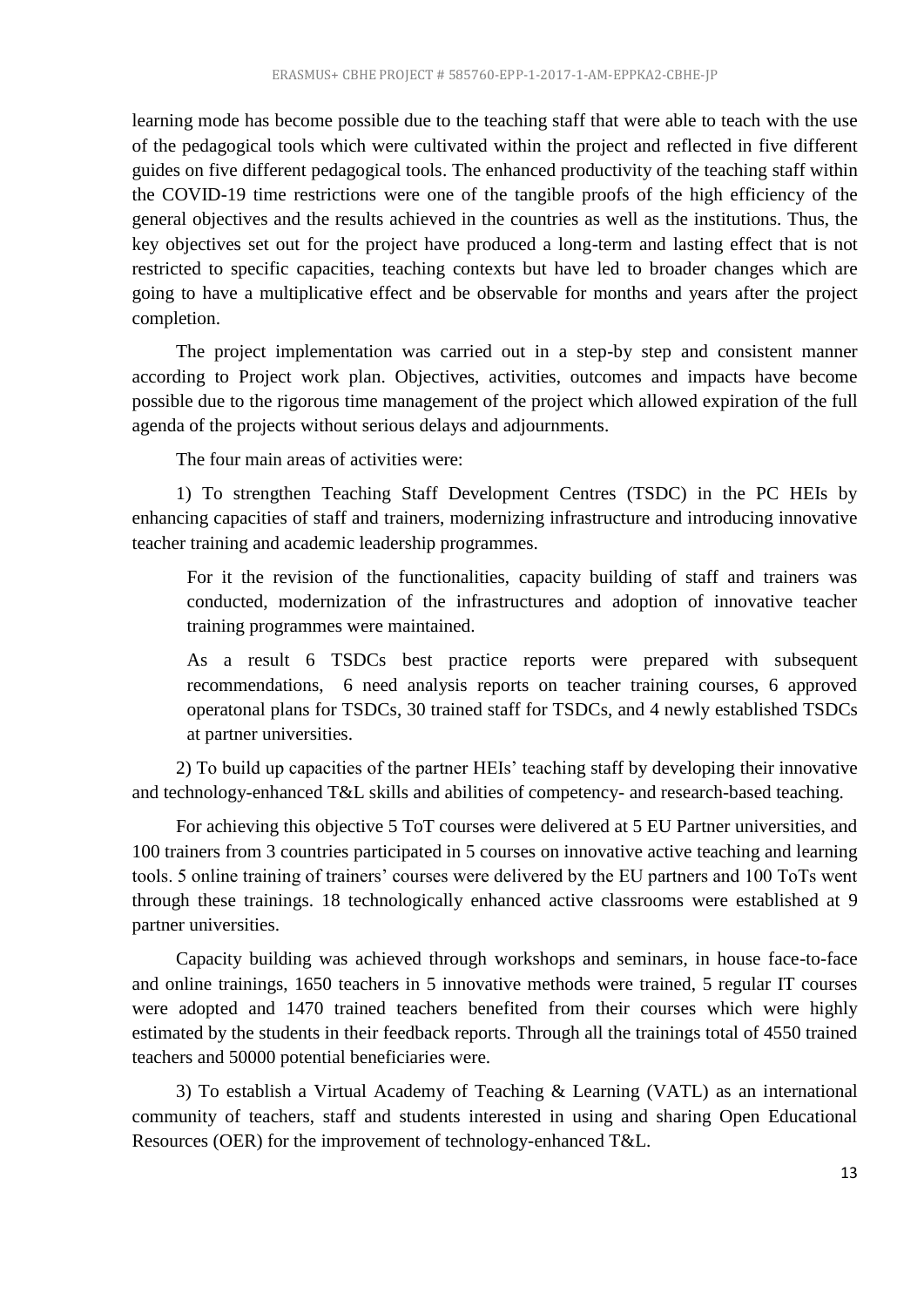learning mode has become possible due to the teaching staff that were able to teach with the use of the pedagogical tools which were cultivated within the project and reflected in five different guides on five different pedagogical tools. The enhanced productivity of the teaching staff within the COVID-19 time restrictions were one of the tangible proofs of the high efficiency of the general objectives and the results achieved in the countries as well as the institutions. Thus, the key objectives set out for the project have produced a long-term and lasting effect that is not restricted to specific capacities, teaching contexts but have led to broader changes which are going to have a multiplicative effect and be observable for months and years after the project completion.

The project implementation was carried out in a step-by step and consistent manner according to Project work plan. Objectives, activities, outcomes and impacts have become possible due to the rigorous time management of the project which allowed expiration of the full agenda of the projects without serious delays and adjournments.

The four main areas of activities were:

1) To strengthen Teaching Staff Development Centres (TSDC) in the PC HEIs by enhancing capacities of staff and trainers, modernizing infrastructure and introducing innovative teacher training and academic leadership programmes.

> For it the revision of the functionalities, capacity building of staff and trainers was conducted, modernization of the infrastructures and adoption of innovative teacher training programmes were maintained.
>
> As a result 6 TSDCs best practice reports were prepared with subsequent recommendations, 6 need analysis reports on teacher training courses, 6 approved operatonal plans for TSDCs, 30 trained staff for TSDCs, and 4 newly established TSDCs at partner universities.

2) To build up capacities of the partner HEIs' teaching staff by developing their innovative and technology-enhanced T&L skills and abilities of competency- and research-based teaching.

For achieving this objective 5 ToT courses were delivered at 5 EU Partner universities, and 100 trainers from 3 countries participated in 5 courses on innovative active teaching and learning tools. 5 online training of trainers' courses were delivered by the EU partners and 100 ToTs went through these trainings. 18 technologically enhanced active classrooms were established at 9 partner universities.

Capacity building was achieved through workshops and seminars, in house face-to-face and online trainings, 1650 teachers in 5 innovative methods were trained, 5 regular IT courses were adopted and 1470 trained teachers benefited from their courses which were highly estimated by the students in their feedback reports. Through all the trainings total of 4550 trained teachers and 50000 potential beneficiaries were.

3) To establish a Virtual Academy of Teaching & Learning (VATL) as an international community of teachers, staff and students interested in using and sharing Open Educational Resources (OER) for the improvement of technology-enhanced T&L.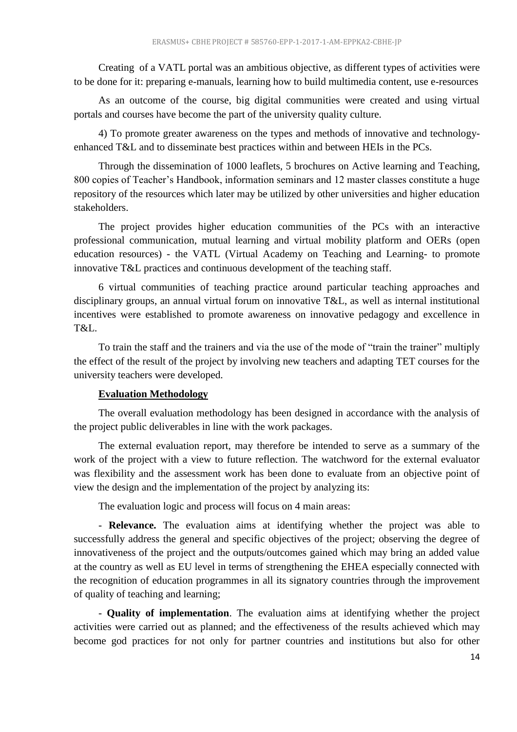Creating  of a VATL portal was an ambitious objective, as different types of activities were to be done for it: preparing e-manuals, learning how to build multimedia content, use e-resources

As an outcome of the course, big digital communities were created and using virtual portals and courses have become the part of the university quality culture.

4) To promote greater awareness on the types and methods of innovative and technology-enhanced T&L and to disseminate best practices within and between HEIs in the PCs.

Through the dissemination of 1000 leaflets, 5 brochures on Active learning and Teaching, 800 copies of Teacher's Handbook, information seminars and 12 master classes constitute a huge repository of the resources which later may be utilized by other universities and higher education stakeholders.

The project provides higher education communities of the PCs with an interactive professional communication, mutual learning and virtual mobility platform and OERs (open education resources) - the VATL (Virtual Academy on Teaching and Learning- to promote innovative T&L practices and continuous development of the teaching staff.

6 virtual communities of teaching practice around particular teaching approaches and disciplinary groups, an annual virtual forum on innovative T&L, as well as internal institutional incentives were established to promote awareness on innovative pedagogy and excellence in T&L.

To train the staff and the trainers and via the use of the mode of "train the trainer" multiply the effect of the result of the project by involving new teachers and adapting TET courses for the university teachers were developed.

**Evaluation Methodology**

The overall evaluation methodology has been designed in accordance with the analysis of the project public deliverables in line with the work packages.

The external evaluation report, may therefore be intended to serve as a summary of the work of the project with a view to future reflection. The watchword for the external evaluator was flexibility and the assessment work has been done to evaluate from an objective point of view the design and the implementation of the project by analyzing its:

The evaluation logic and process will focus on 4 main areas:

- **Relevance.** The evaluation aims at identifying whether the project was able to successfully address the general and specific objectives of the project; observing the degree of innovativeness of the project and the outputs/outcomes gained which may bring an added value at the country as well as EU level in terms of strengthening the EHEA especially connected with the recognition of education programmes in all its signatory countries through the improvement of quality of teaching and learning;

- **Quality of implementation**. The evaluation aims at identifying whether the project activities were carried out as planned; and the effectiveness of the results achieved which may become god practices for not only for partner countries and institutions but also for other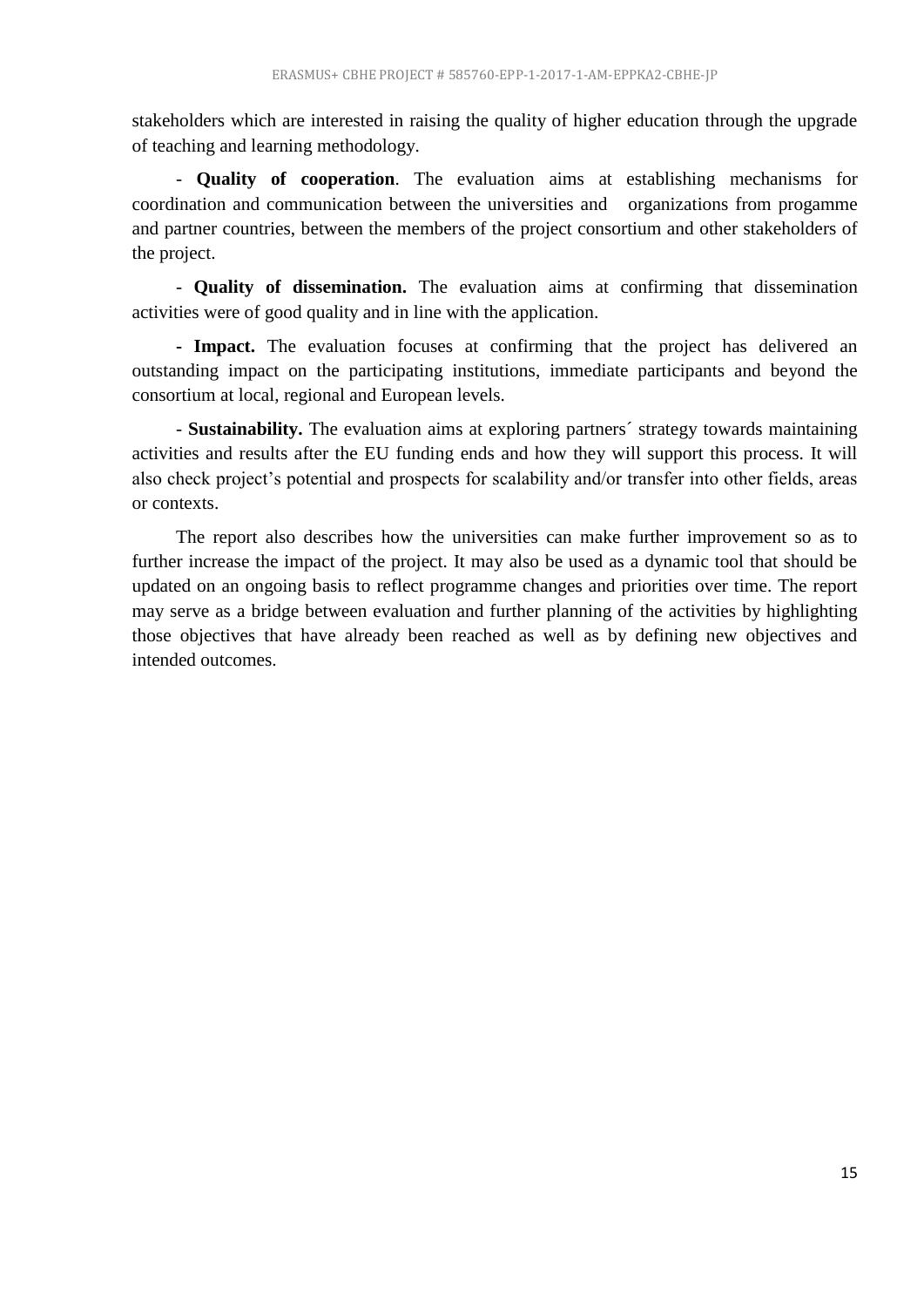stakeholders which are interested in raising the quality of higher education through the upgrade of teaching and learning methodology.

- **Quality of cooperation**. The evaluation aims at establishing mechanisms for coordination and communication between the universities and organizations from progamme and partner countries, between the members of the project consortium and other stakeholders of the project.

- **Quality of dissemination.** The evaluation aims at confirming that dissemination activities were of good quality and in line with the application.

- **Impact.** The evaluation focuses at confirming that the project has delivered an outstanding impact on the participating institutions, immediate participants and beyond the consortium at local, regional and European levels.

- **Sustainability.** The evaluation aims at exploring partners´ strategy towards maintaining activities and results after the EU funding ends and how they will support this process. It will also check project's potential and prospects for scalability and/or transfer into other fields, areas or contexts.

The report also describes how the universities can make further improvement so as to further increase the impact of the project. It may also be used as a dynamic tool that should be updated on an ongoing basis to reflect programme changes and priorities over time. The report may serve as a bridge between evaluation and further planning of the activities by highlighting those objectives that have already been reached as well as by defining new objectives and intended outcomes.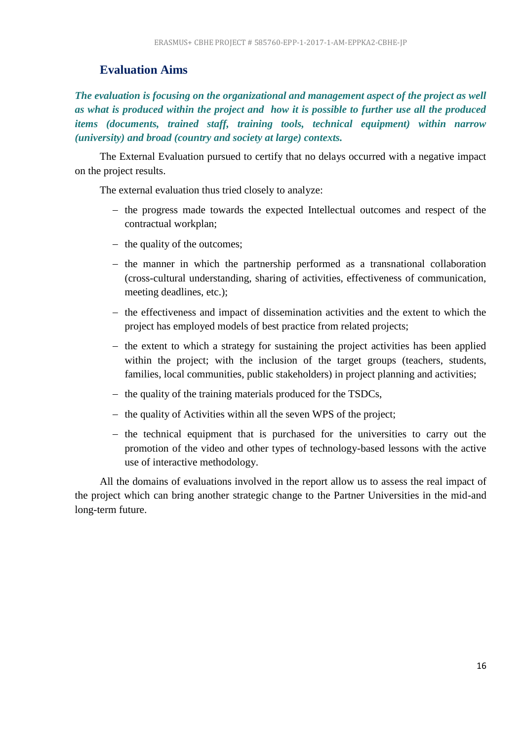## Evaluation Aims

***The evaluation is focusing on the organizational and management aspect of the project as well as what is produced within the project and how it is possible to further use all the produced items (documents, trained staff, training tools, technical equipment) within narrow (university) and broad (country and society at large) contexts.***

The External Evaluation pursued to certify that no delays occurred with a negative impact on the project results.

The external evaluation thus tried closely to analyze:

- the progress made towards the expected Intellectual outcomes and respect of the contractual workplan;
- the quality of the outcomes;
- the manner in which the partnership performed as a transnational collaboration (cross-cultural understanding, sharing of activities, effectiveness of communication, meeting deadlines, etc.);
- the effectiveness and impact of dissemination activities and the extent to which the project has employed models of best practice from related projects;
- the extent to which a strategy for sustaining the project activities has been applied within the project; with the inclusion of the target groups (teachers, students, families, local communities, public stakeholders) in project planning and activities;
- the quality of the training materials produced for the TSDCs,
- the quality of Activities within all the seven WPS of the project;
- the technical equipment that is purchased for the universities to carry out the promotion of the video and other types of technology-based lessons with the active use of interactive methodology.

All the domains of evaluations involved in the report allow us to assess the real impact of the project which can bring another strategic change to the Partner Universities in the mid-and long-term future.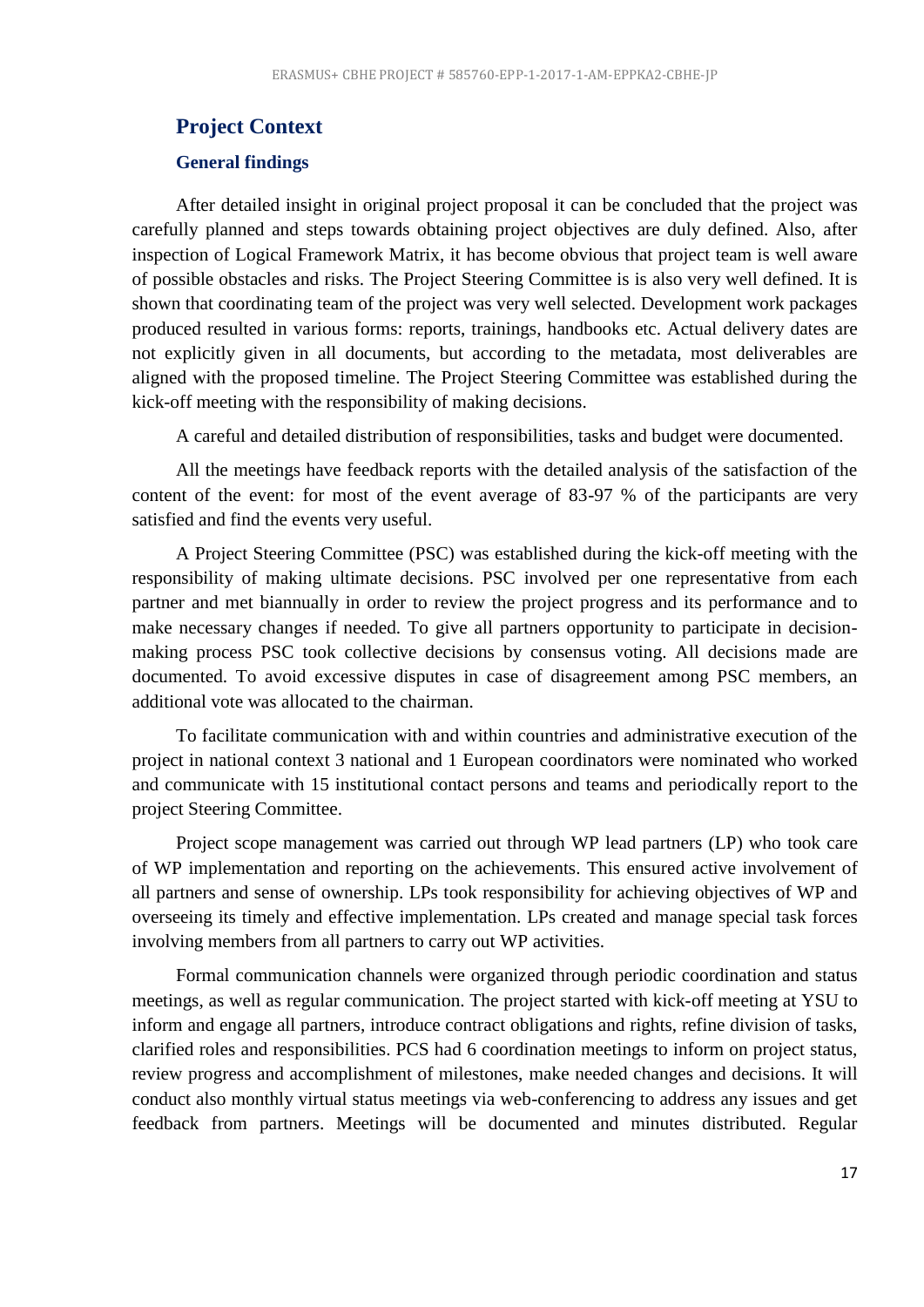## Project Context

### General findings

After detailed insight in original project proposal it can be concluded that the project was carefully planned and steps towards obtaining project objectives are duly defined. Also, after inspection of Logical Framework Matrix, it has become obvious that project team is well aware of possible obstacles and risks. The Project Steering Committee is is also very well defined. It is shown that coordinating team of the project was very well selected. Development work packages produced resulted in various forms: reports, trainings, handbooks etc. Actual delivery dates are not explicitly given in all documents, but according to the metadata, most deliverables are aligned with the proposed timeline. The Project Steering Committee was established during the kick-off meeting with the responsibility of making decisions.

A careful and detailed distribution of responsibilities, tasks and budget were documented.

All the meetings have feedback reports with the detailed analysis of the satisfaction of the content of the event: for most of the event average of 83-97 % of the participants are very satisfied and find the events very useful.

A Project Steering Committee (PSC) was established during the kick-off meeting with the responsibility of making ultimate decisions. PSC involved per one representative from each partner and met biannually in order to review the project progress and its performance and to make necessary changes if needed. To give all partners opportunity to participate in decision-making process PSC took collective decisions by consensus voting. All decisions made are documented. To avoid excessive disputes in case of disagreement among PSC members, an additional vote was allocated to the chairman.

To facilitate communication with and within countries and administrative execution of the project in national context 3 national and 1 European coordinators were nominated who worked and communicate with 15 institutional contact persons and teams and periodically report to the project Steering Committee.

Project scope management was carried out through WP lead partners (LP) who took care of WP implementation and reporting on the achievements. This ensured active involvement of all partners and sense of ownership. LPs took responsibility for achieving objectives of WP and overseeing its timely and effective implementation. LPs created and manage special task forces involving members from all partners to carry out WP activities.

Formal communication channels were organized through periodic coordination and status meetings, as well as regular communication. The project started with kick-off meeting at YSU to inform and engage all partners, introduce contract obligations and rights, refine division of tasks, clarified roles and responsibilities. PCS had 6 coordination meetings to inform on project status, review progress and accomplishment of milestones, make needed changes and decisions. It will conduct also monthly virtual status meetings via web-conferencing to address any issues and get feedback from partners. Meetings will be documented and minutes distributed. Regular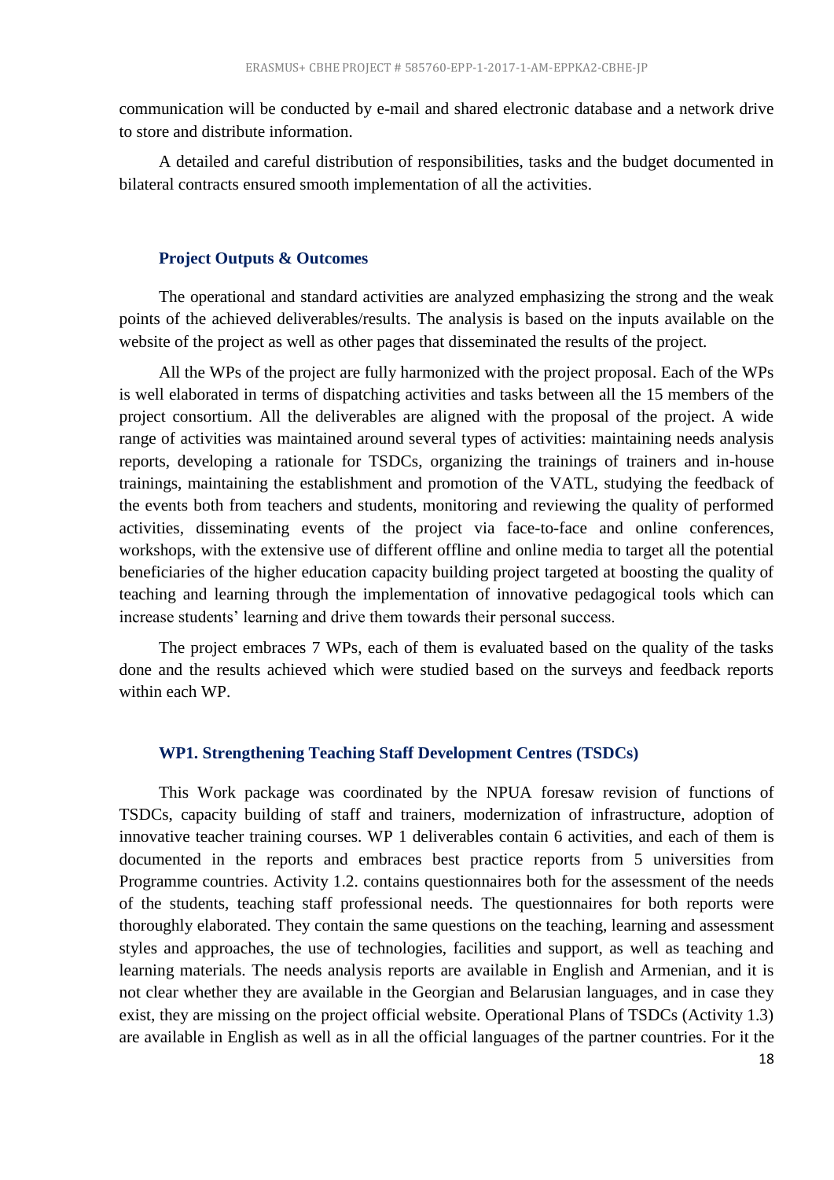communication will be conducted by e-mail and shared electronic database and a network drive to store and distribute information.

A detailed and careful distribution of responsibilities, tasks and the budget documented in bilateral contracts ensured smooth implementation of all the activities.

### Project Outputs & Outcomes

The operational and standard activities are analyzed emphasizing the strong and the weak points of the achieved deliverables/results. The analysis is based on the inputs available on the website of the project as well as other pages that disseminated the results of the project.

All the WPs of the project are fully harmonized with the project proposal. Each of the WPs is well elaborated in terms of dispatching activities and tasks between all the 15 members of the project consortium. All the deliverables are aligned with the proposal of the project. A wide range of activities was maintained around several types of activities: maintaining needs analysis reports, developing a rationale for TSDCs, organizing the trainings of trainers and in-house trainings, maintaining the establishment and promotion of the VATL, studying the feedback of the events both from teachers and students, monitoring and reviewing the quality of performed activities, disseminating events of the project via face-to-face and online conferences, workshops, with the extensive use of different offline and online media to target all the potential beneficiaries of the higher education capacity building project targeted at boosting the quality of teaching and learning through the implementation of innovative pedagogical tools which can increase students' learning and drive them towards their personal success.

The project embraces 7 WPs, each of them is evaluated based on the quality of the tasks done and the results achieved which were studied based on the surveys and feedback reports within each WP.

### WP1. Strengthening Teaching Staff Development Centres (TSDCs)

This Work package was coordinated by the NPUA foresaw revision of functions of TSDCs, capacity building of staff and trainers, modernization of infrastructure, adoption of innovative teacher training courses. WP 1 deliverables contain 6 activities, and each of them is documented in the reports and embraces best practice reports from 5 universities from Programme countries. Activity 1.2. contains questionnaires both for the assessment of the needs of the students, teaching staff professional needs. The questionnaires for both reports were thoroughly elaborated. They contain the same questions on the teaching, learning and assessment styles and approaches, the use of technologies, facilities and support, as well as teaching and learning materials. The needs analysis reports are available in English and Armenian, and it is not clear whether they are available in the Georgian and Belarusian languages, and in case they exist, they are missing on the project official website. Operational Plans of TSDCs (Activity 1.3) are available in English as well as in all the official languages of the partner countries. For it the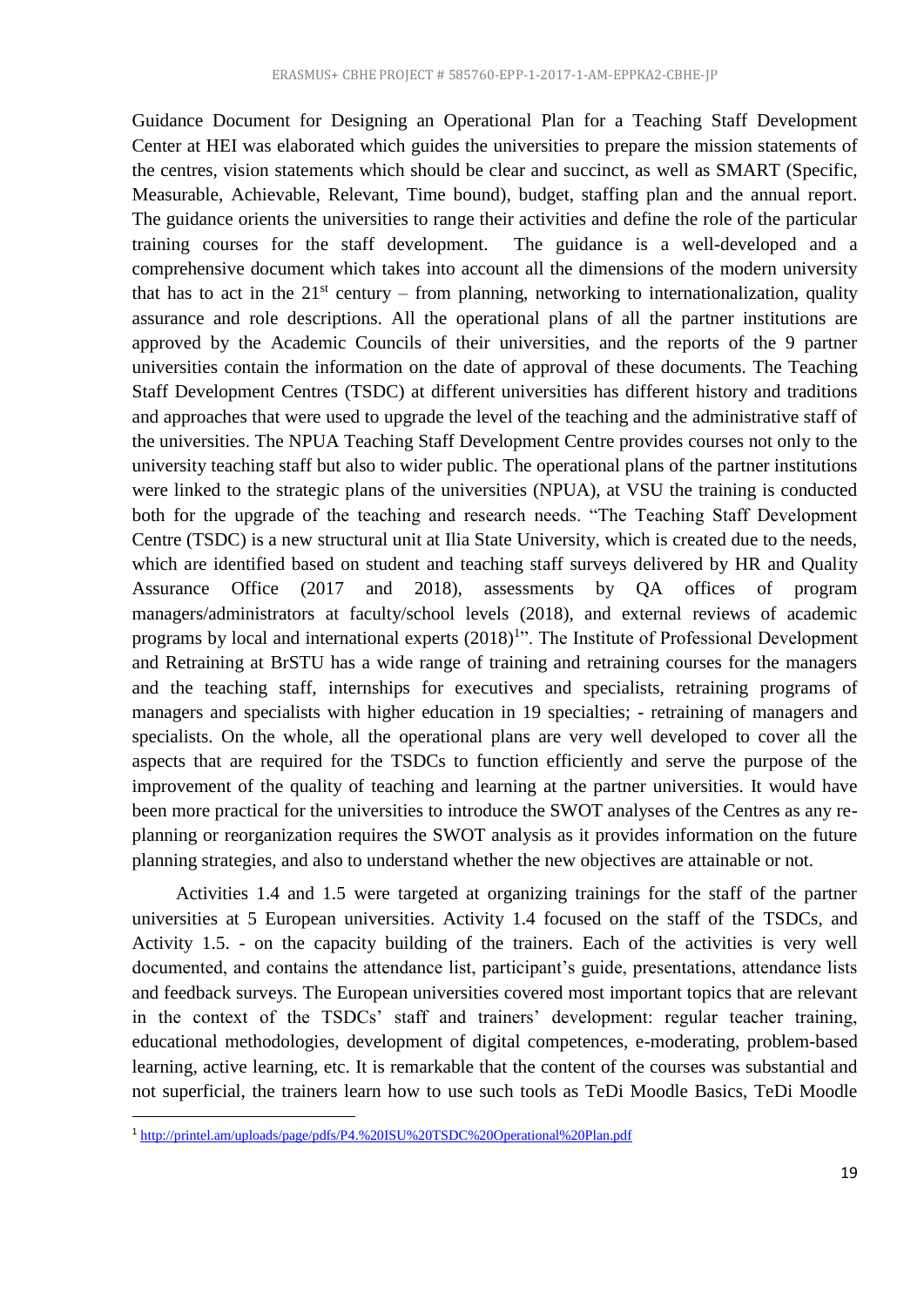Guidance Document for Designing an Operational Plan for a Teaching Staff Development Center at HEI was elaborated which guides the universities to prepare the mission statements of the centres, vision statements which should be clear and succinct, as well as SMART (Specific, Measurable, Achievable, Relevant, Time bound), budget, staffing plan and the annual report. The guidance orients the universities to range their activities and define the role of the particular training courses for the staff development. The guidance is a well-developed and a comprehensive document which takes into account all the dimensions of the modern university that has to act in the 21st century – from planning, networking to internationalization, quality assurance and role descriptions. All the operational plans of all the partner institutions are approved by the Academic Councils of their universities, and the reports of the 9 partner universities contain the information on the date of approval of these documents. The Teaching Staff Development Centres (TSDC) at different universities has different history and traditions and approaches that were used to upgrade the level of the teaching and the administrative staff of the universities. The NPUA Teaching Staff Development Centre provides courses not only to the university teaching staff but also to wider public. The operational plans of the partner institutions were linked to the strategic plans of the universities (NPUA), at VSU the training is conducted both for the upgrade of the teaching and research needs. "The Teaching Staff Development Centre (TSDC) is a new structural unit at Ilia State University, which is created due to the needs, which are identified based on student and teaching staff surveys delivered by HR and Quality Assurance Office (2017 and 2018), assessments by QA offices of program managers/administrators at faculty/school levels (2018), and external reviews of academic programs by local and international experts (2018)[1]". The Institute of Professional Development and Retraining at BrSTU has a wide range of training and retraining courses for the managers and the teaching staff, internships for executives and specialists, retraining programs of managers and specialists with higher education in 19 specialties; - retraining of managers and specialists. On the whole, all the operational plans are very well developed to cover all the aspects that are required for the TSDCs to function efficiently and serve the purpose of the improvement of the quality of teaching and learning at the partner universities. It would have been more practical for the universities to introduce the SWOT analyses of the Centres as any re-planning or reorganization requires the SWOT analysis as it provides information on the future planning strategies, and also to understand whether the new objectives are attainable or not.

Activities 1.4 and 1.5 were targeted at organizing trainings for the staff of the partner universities at 5 European universities. Activity 1.4 focused on the staff of the TSDCs, and Activity 1.5. - on the capacity building of the trainers. Each of the activities is very well documented, and contains the attendance list, participant's guide, presentations, attendance lists and feedback surveys. The European universities covered most important topics that are relevant in the context of the TSDCs' staff and trainers' development: regular teacher training, educational methodologies, development of digital competences, e-moderating, problem-based learning, active learning, etc. It is remarkable that the content of the courses was substantial and not superficial, the trainers learn how to use such tools as TeDi Moodle Basics, TeDi Moodle

[1] http://printel.am/uploads/page/pdfs/P4.%20ISU%20TSDC%20Operational%20Plan.pdf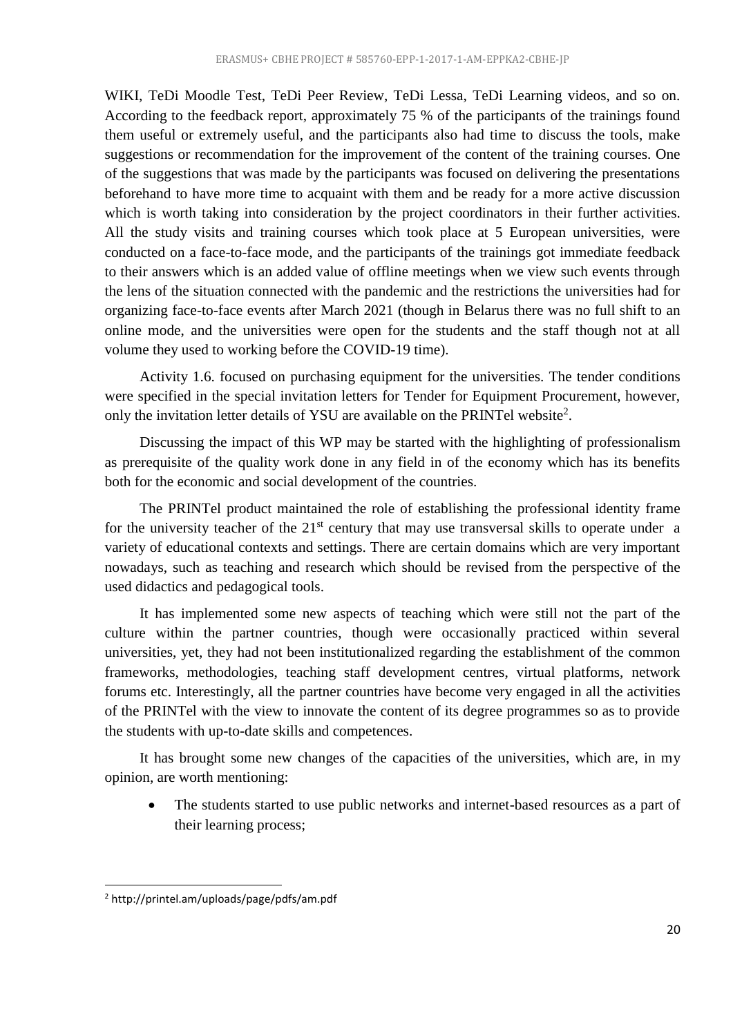WIKI, TeDi Moodle Test, TeDi Peer Review, TeDi Lessa, TeDi Learning videos, and so on. According to the feedback report, approximately 75 % of the participants of the trainings found them useful or extremely useful, and the participants also had time to discuss the tools, make suggestions or recommendation for the improvement of the content of the training courses. One of the suggestions that was made by the participants was focused on delivering the presentations beforehand to have more time to acquaint with them and be ready for a more active discussion which is worth taking into consideration by the project coordinators in their further activities. All the study visits and training courses which took place at 5 European universities, were conducted on a face-to-face mode, and the participants of the trainings got immediate feedback to their answers which is an added value of offline meetings when we view such events through the lens of the situation connected with the pandemic and the restrictions the universities had for organizing face-to-face events after March 2021 (though in Belarus there was no full shift to an online mode, and the universities were open for the students and the staff though not at all volume they used to working before the COVID-19 time).

Activity 1.6. focused on purchasing equipment for the universities. The tender conditions were specified in the special invitation letters for Tender for Equipment Procurement, however, only the invitation letter details of YSU are available on the PRINTel website[2].

Discussing the impact of this WP may be started with the highlighting of professionalism as prerequisite of the quality work done in any field in of the economy which has its benefits both for the economic and social development of the countries.

The PRINTel product maintained the role of establishing the professional identity frame for the university teacher of the 21st century that may use transversal skills to operate under a variety of educational contexts and settings. There are certain domains which are very important nowadays, such as teaching and research which should be revised from the perspective of the used didactics and pedagogical tools.

It has implemented some new aspects of teaching which were still not the part of the culture within the partner countries, though were occasionally practiced within several universities, yet, they had not been institutionalized regarding the establishment of the common frameworks, methodologies, teaching staff development centres, virtual platforms, network forums etc. Interestingly, all the partner countries have become very engaged in all the activities of the PRINTel with the view to innovate the content of its degree programmes so as to provide the students with up-to-date skills and competences.

It has brought some new changes of the capacities of the universities, which are, in my opinion, are worth mentioning:

- The students started to use public networks and internet-based resources as a part of their learning process;

[2] http://printel.am/uploads/page/pdfs/am.pdf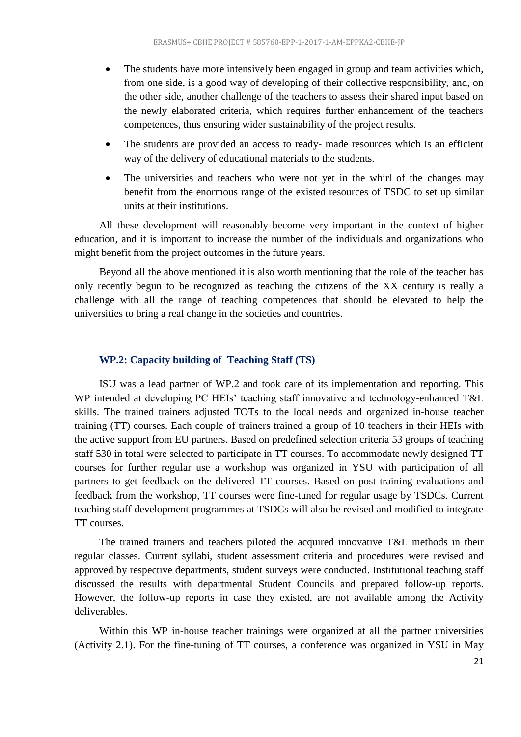- The students have more intensively been engaged in group and team activities which, from one side, is a good way of developing of their collective responsibility, and, on the other side, another challenge of the teachers to assess their shared input based on the newly elaborated criteria, which requires further enhancement of the teachers competences, thus ensuring wider sustainability of the project results.
- The students are provided an access to ready- made resources which is an efficient way of the delivery of educational materials to the students.
- The universities and teachers who were not yet in the whirl of the changes may benefit from the enormous range of the existed resources of TSDC to set up similar units at their institutions.

All these development will reasonably become very important in the context of higher education, and it is important to increase the number of the individuals and organizations who might benefit from the project outcomes in the future years.

Beyond all the above mentioned it is also worth mentioning that the role of the teacher has only recently begun to be recognized as teaching the citizens of the XX century is really a challenge with all the range of teaching competences that should be elevated to help the universities to bring a real change in the societies and countries.

### WP.2: Capacity building of Teaching Staff (TS)

ISU was a lead partner of WP.2 and took care of its implementation and reporting. This WP intended at developing PC HEIs' teaching staff innovative and technology-enhanced T&L skills. The trained trainers adjusted TOTs to the local needs and organized in-house teacher training (TT) courses. Each couple of trainers trained a group of 10 teachers in their HEIs with the active support from EU partners. Based on predefined selection criteria 53 groups of teaching staff 530 in total were selected to participate in TT courses. To accommodate newly designed TT courses for further regular use a workshop was organized in YSU with participation of all partners to get feedback on the delivered TT courses. Based on post-training evaluations and feedback from the workshop, TT courses were fine-tuned for regular usage by TSDCs. Current teaching staff development programmes at TSDCs will also be revised and modified to integrate TT courses.

The trained trainers and teachers piloted the acquired innovative T&L methods in their regular classes. Current syllabi, student assessment criteria and procedures were revised and approved by respective departments, student surveys were conducted. Institutional teaching staff discussed the results with departmental Student Councils and prepared follow-up reports. However, the follow-up reports in case they existed, are not available among the Activity deliverables.

Within this WP in-house teacher trainings were organized at all the partner universities (Activity 2.1). For the fine-tuning of TT courses, a conference was organized in YSU in May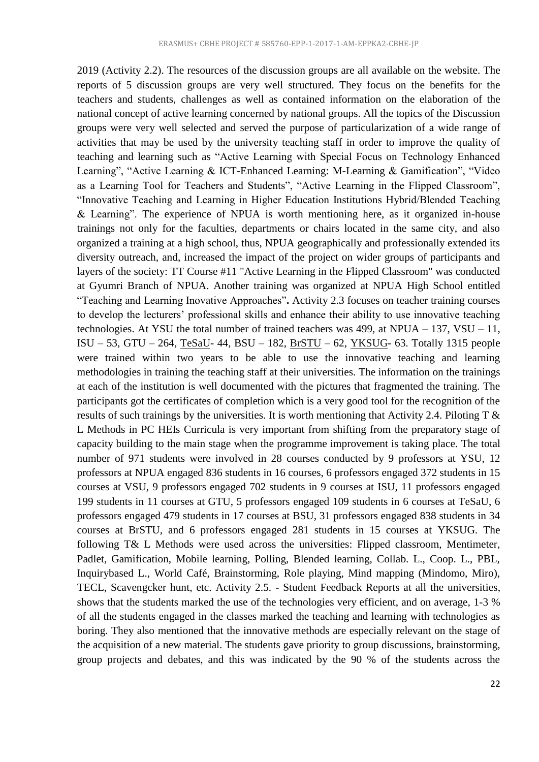2019 (Activity 2.2). The resources of the discussion groups are all available on the website. The reports of 5 discussion groups are very well structured. They focus on the benefits for the teachers and students, challenges as well as contained information on the elaboration of the national concept of active learning concerned by national groups. All the topics of the Discussion groups were very well selected and served the purpose of particularization of a wide range of activities that may be used by the university teaching staff in order to improve the quality of teaching and learning such as "Active Learning with Special Focus on Technology Enhanced Learning", "Active Learning & ICT-Enhanced Learning: M-Learning & Gamification", "Video as a Learning Tool for Teachers and Students", "Active Learning in the Flipped Classroom", "Innovative Teaching and Learning in Higher Education Institutions Hybrid/Blended Teaching & Learning". The experience of NPUA is worth mentioning here, as it organized in-house trainings not only for the faculties, departments or chairs located in the same city, and also organized a training at a high school, thus, NPUA geographically and professionally extended its diversity outreach, and, increased the impact of the project on wider groups of participants and layers of the society: TT Course #11 "Active Learning in the Flipped Classroom" was conducted at Gyumri Branch of NPUA. Another training was organized at NPUA High School entitled "Teaching and Learning Inovative Approaches"**.** Activity 2.3 focuses on teacher training courses to develop the lecturers' professional skills and enhance their ability to use innovative teaching technologies. At YSU the total number of trained teachers was 499, at NPUA – 137, VSU – 11, ISU – 53, GTU – 264, TeSaU- 44, BSU – 182, BrSTU – 62, YKSUG- 63. Totally 1315 people were trained within two years to be able to use the innovative teaching and learning methodologies in training the teaching staff at their universities. The information on the trainings at each of the institution is well documented with the pictures that fragmented the training. The participants got the certificates of completion which is a very good tool for the recognition of the results of such trainings by the universities. It is worth mentioning that Activity 2.4. Piloting T & L Methods in PC HEIs Curricula is very important from shifting from the preparatory stage of capacity building to the main stage when the programme improvement is taking place. The total number of 971 students were involved in 28 courses conducted by 9 professors at YSU, 12 professors at NPUA engaged 836 students in 16 courses, 6 professors engaged 372 students in 15 courses at VSU, 9 professors engaged 702 students in 9 courses at ISU, 11 professors engaged 199 students in 11 courses at GTU, 5 professors engaged 109 students in 6 courses at TeSaU, 6 professors engaged 479 students in 17 courses at BSU, 31 professors engaged 838 students in 34 courses at BrSTU, and 6 professors engaged 281 students in 15 courses at YKSUG. The following T& L Methods were used across the universities: Flipped classroom, Mentimeter, Padlet, Gamification, Mobile learning, Polling, Blended learning, Collab. L., Coop. L., PBL, Inquirybased L., World Café, Brainstorming, Role playing, Mind mapping (Mindomo, Miro), TECL, Scavengcker hunt, etc. Activity 2.5. - Student Feedback Reports at all the universities, shows that the students marked the use of the technologies very efficient, and on average, 1-3 % of all the students engaged in the classes marked the teaching and learning with technologies as boring. They also mentioned that the innovative methods are especially relevant on the stage of the acquisition of a new material. The students gave priority to group discussions, brainstorming, group projects and debates, and this was indicated by the 90 % of the students across the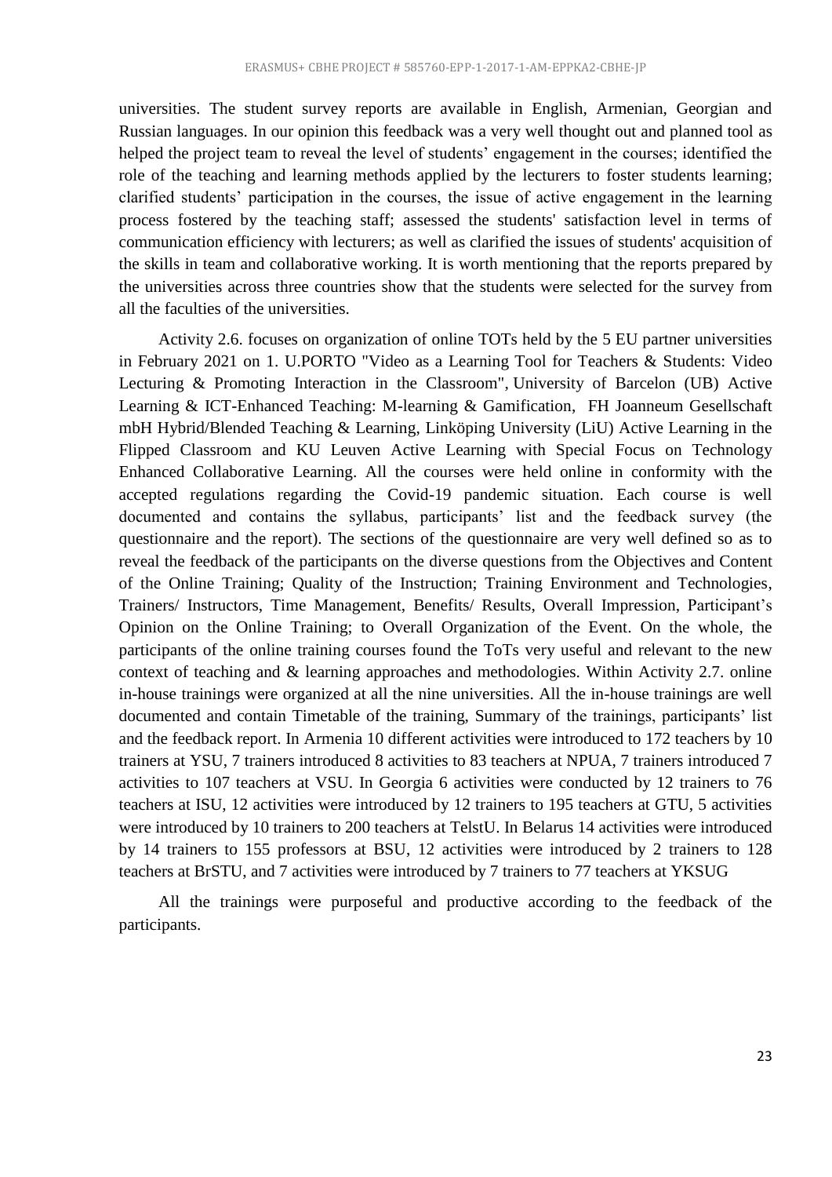universities. The student survey reports are available in English, Armenian, Georgian and Russian languages. In our opinion this feedback was a very well thought out and planned tool as helped the project team to reveal the level of students' engagement in the courses; identified the role of the teaching and learning methods applied by the lecturers to foster students learning; clarified students' participation in the courses, the issue of active engagement in the learning process fostered by the teaching staff; assessed the students' satisfaction level in terms of communication efficiency with lecturers; as well as clarified the issues of students' acquisition of the skills in team and collaborative working. It is worth mentioning that the reports prepared by the universities across three countries show that the students were selected for the survey from all the faculties of the universities.

Activity 2.6. focuses on organization of online TOTs held by the 5 EU partner universities in February 2021 on 1. U.PORTO "Video as a Learning Tool for Teachers & Students: Video Lecturing & Promoting Interaction in the Classroom", University of Barcelon (UB) Active Learning & ICT-Enhanced Teaching: M-learning & Gamification, FH Joanneum Gesellschaft mbH Hybrid/Blended Teaching & Learning, Linköping University (LiU) Active Learning in the Flipped Classroom and KU Leuven Active Learning with Special Focus on Technology Enhanced Collaborative Learning. All the courses were held online in conformity with the accepted regulations regarding the Covid-19 pandemic situation. Each course is well documented and contains the syllabus, participants' list and the feedback survey (the questionnaire and the report). The sections of the questionnaire are very well defined so as to reveal the feedback of the participants on the diverse questions from the Objectives and Content of the Online Training; Quality of the Instruction; Training Environment and Technologies, Trainers/ Instructors, Time Management, Benefits/ Results, Overall Impression, Participant's Opinion on the Online Training; to Overall Organization of the Event. On the whole, the participants of the online training courses found the ToTs very useful and relevant to the new context of teaching and & learning approaches and methodologies. Within Activity 2.7. online in-house trainings were organized at all the nine universities. All the in-house trainings are well documented and contain Timetable of the training, Summary of the trainings, participants' list and the feedback report. In Armenia 10 different activities were introduced to 172 teachers by 10 trainers at YSU, 7 trainers introduced 8 activities to 83 teachers at NPUA, 7 trainers introduced 7 activities to 107 teachers at VSU. In Georgia 6 activities were conducted by 12 trainers to 76 teachers at ISU, 12 activities were introduced by 12 trainers to 195 teachers at GTU, 5 activities were introduced by 10 trainers to 200 teachers at TelstU. In Belarus 14 activities were introduced by 14 trainers to 155 professors at BSU, 12 activities were introduced by 2 trainers to 128 teachers at BrSTU, and 7 activities were introduced by 7 trainers to 77 teachers at YKSUG

All the trainings were purposeful and productive according to the feedback of the participants.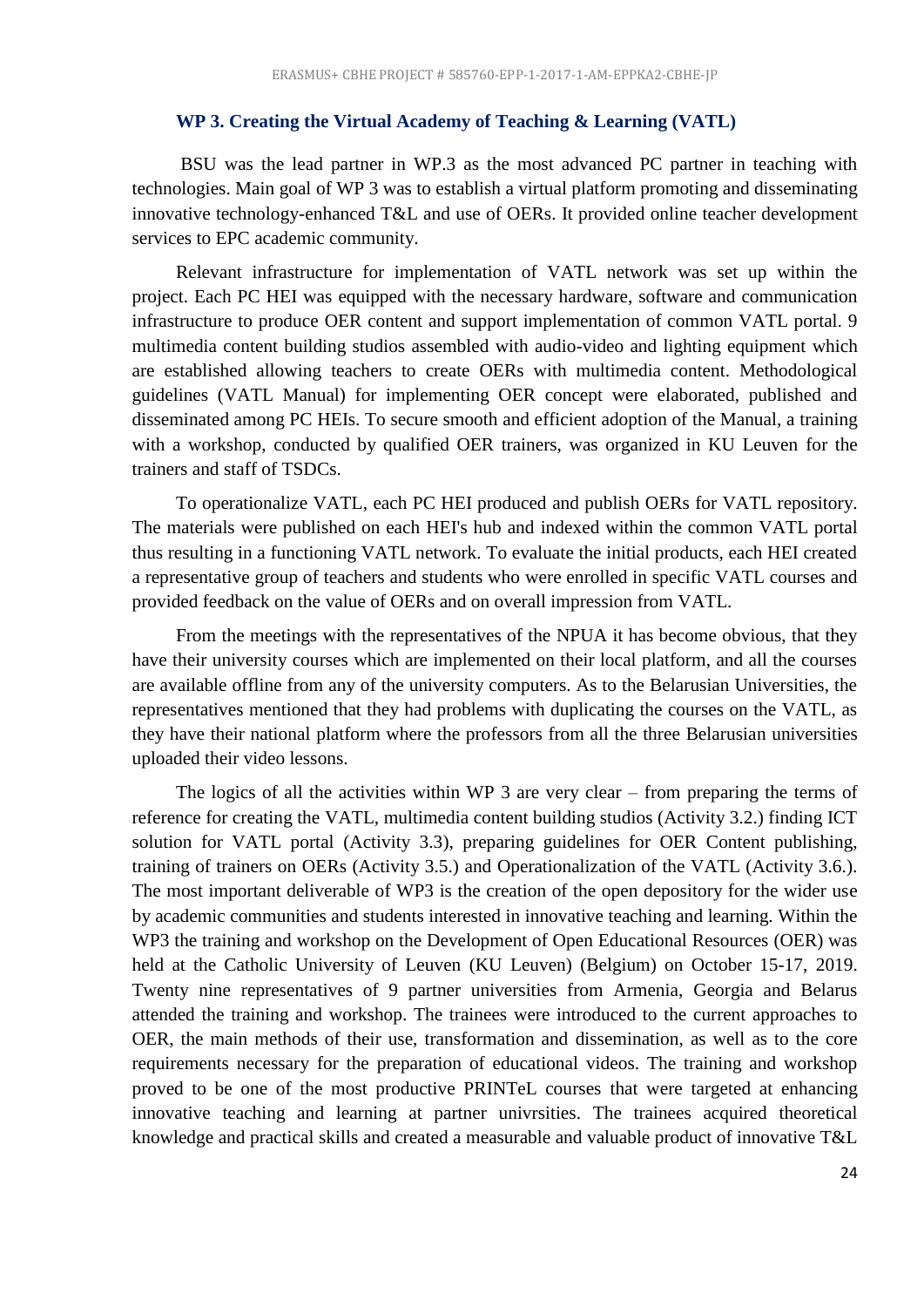### WP 3. Creating the Virtual Academy of Teaching & Learning (VATL)

BSU was the lead partner in WP.3 as the most advanced PC partner in teaching with technologies. Main goal of WP 3 was to establish a virtual platform promoting and disseminating innovative technology-enhanced T&L and use of OERs. It provided online teacher development services to EPC academic community.

Relevant infrastructure for implementation of VATL network was set up within the project. Each PC HEI was equipped with the necessary hardware, software and communication infrastructure to produce OER content and support implementation of common VATL portal. 9 multimedia content building studios assembled with audio-video and lighting equipment which are established allowing teachers to create OERs with multimedia content. Methodological guidelines (VATL Manual) for implementing OER concept were elaborated, published and disseminated among PC HEIs. To secure smooth and efficient adoption of the Manual, a training with a workshop, conducted by qualified OER trainers, was organized in KU Leuven for the trainers and staff of TSDCs.

To operationalize VATL, each PC HEI produced and publish OERs for VATL repository. The materials were published on each HEI's hub and indexed within the common VATL portal thus resulting in a functioning VATL network. To evaluate the initial products, each HEI created a representative group of teachers and students who were enrolled in specific VATL courses and provided feedback on the value of OERs and on overall impression from VATL.

From the meetings with the representatives of the NPUA it has become obvious, that they have their university courses which are implemented on their local platform, and all the courses are available offline from any of the university computers. As to the Belarusian Universities, the representatives mentioned that they had problems with duplicating the courses on the VATL, as they have their national platform where the professors from all the three Belarusian universities uploaded their video lessons.

The logics of all the activities within WP 3 are very clear – from preparing the terms of reference for creating the VATL, multimedia content building studios (Activity 3.2.) finding ICT solution for VATL portal (Activity 3.3), preparing guidelines for OER Content publishing, training of trainers on OERs (Activity 3.5.) and Operationalization of the VATL (Activity 3.6.). The most important deliverable of WP3 is the creation of the open depository for the wider use by academic communities and students interested in innovative teaching and learning. Within the WP3 the training and workshop on the Development of Open Educational Resources (OER) was held at the Catholic University of Leuven (KU Leuven) (Belgium) on October 15-17, 2019. Twenty nine representatives of 9 partner universities from Armenia, Georgia and Belarus attended the training and workshop. The trainees were introduced to the current approaches to OER, the main methods of their use, transformation and dissemination, as well as to the core requirements necessary for the preparation of educational videos. The training and workshop proved to be one of the most productive PRINTeL courses that were targeted at enhancing innovative teaching and learning at partner univrsities. The trainees acquired theoretical knowledge and practical skills and created a measurable and valuable product of innovative T&L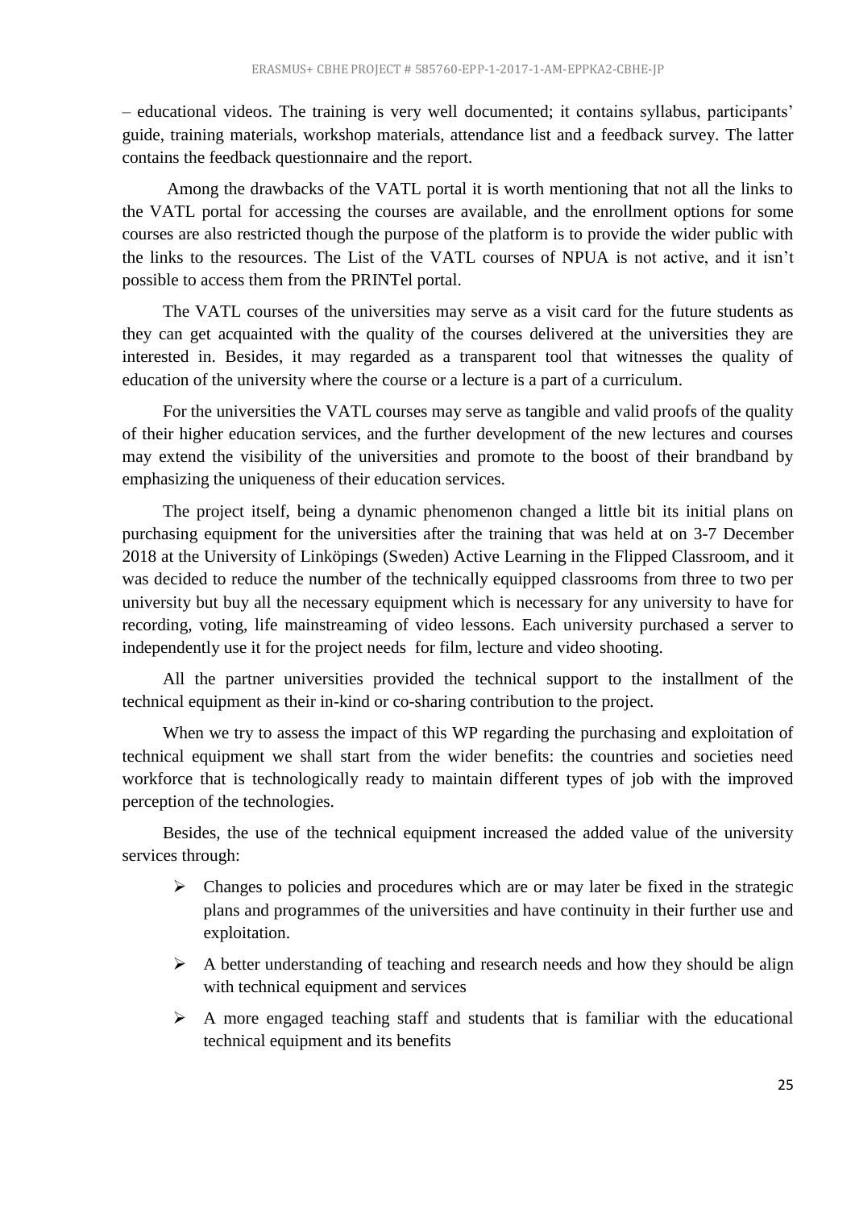– educational videos. The training is very well documented; it contains syllabus, participants' guide, training materials, workshop materials, attendance list and a feedback survey. The latter contains the feedback questionnaire and the report.

Among the drawbacks of the VATL portal it is worth mentioning that not all the links to the VATL portal for accessing the courses are available, and the enrollment options for some courses are also restricted though the purpose of the platform is to provide the wider public with the links to the resources. The List of the VATL courses of NPUA is not active, and it isn't possible to access them from the PRINTel portal.

The VATL courses of the universities may serve as a visit card for the future students as they can get acquainted with the quality of the courses delivered at the universities they are interested in. Besides, it may regarded as a transparent tool that witnesses the quality of education of the university where the course or a lecture is a part of a curriculum.

For the universities the VATL courses may serve as tangible and valid proofs of the quality of their higher education services, and the further development of the new lectures and courses may extend the visibility of the universities and promote to the boost of their brandband by emphasizing the uniqueness of their education services.

The project itself, being a dynamic phenomenon changed a little bit its initial plans on purchasing equipment for the universities after the training that was held at on 3-7 December 2018 at the University of Linköpings (Sweden) Active Learning in the Flipped Classroom, and it was decided to reduce the number of the technically equipped classrooms from three to two per university but buy all the necessary equipment which is necessary for any university to have for recording, voting, life mainstreaming of video lessons. Each university purchased a server to independently use it for the project needs for film, lecture and video shooting.

All the partner universities provided the technical support to the installment of the technical equipment as their in-kind or co-sharing contribution to the project.

When we try to assess the impact of this WP regarding the purchasing and exploitation of technical equipment we shall start from the wider benefits: the countries and societies need workforce that is technologically ready to maintain different types of job with the improved perception of the technologies.

Besides, the use of the technical equipment increased the added value of the university services through:

- Changes to policies and procedures which are or may later be fixed in the strategic plans and programmes of the universities and have continuity in their further use and exploitation.
- A better understanding of teaching and research needs and how they should be align with technical equipment and services
- A more engaged teaching staff and students that is familiar with the educational technical equipment and its benefits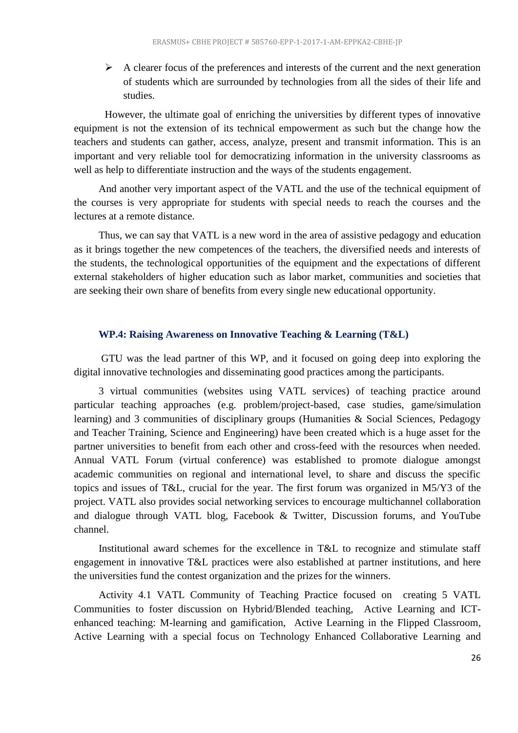- A clearer focus of the preferences and interests of the current and the next generation of students which are surrounded by technologies from all the sides of their life and studies.

However, the ultimate goal of enriching the universities by different types of innovative equipment is not the extension of its technical empowerment as such but the change how the teachers and students can gather, access, analyze, present and transmit information. This is an important and very reliable tool for democratizing information in the university classrooms as well as help to differentiate instruction and the ways of the students engagement.

And another very important aspect of the VATL and the use of the technical equipment of the courses is very appropriate for students with special needs to reach the courses and the lectures at a remote distance.

Thus, we can say that VATL is a new word in the area of assistive pedagogy and education as it brings together the new competences of the teachers, the diversified needs and interests of the students, the technological opportunities of the equipment and the expectations of different external stakeholders of higher education such as labor market, communities and societies that are seeking their own share of benefits from every single new educational opportunity.

### WP.4: Raising Awareness on Innovative Teaching & Learning (T&L)

GTU was the lead partner of this WP, and it focused on going deep into exploring the digital innovative technologies and disseminating good practices among the participants.

3 virtual communities (websites using VATL services) of teaching practice around particular teaching approaches (e.g. problem/project-based, case studies, game/simulation learning) and 3 communities of disciplinary groups (Humanities & Social Sciences, Pedagogy and Teacher Training, Science and Engineering) have been created which is a huge asset for the partner universities to benefit from each other and cross-feed with the resources when needed. Annual VATL Forum (virtual conference) was established to promote dialogue amongst academic communities on regional and international level, to share and discuss the specific topics and issues of T&L, crucial for the year. The first forum was organized in M5/Y3 of the project. VATL also provides social networking services to encourage multichannel collaboration and dialogue through VATL blog, Facebook & Twitter, Discussion forums, and YouTube channel.

Institutional award schemes for the excellence in T&L to recognize and stimulate staff engagement in innovative T&L practices were also established at partner institutions, and here the universities fund the contest organization and the prizes for the winners.

Activity 4.1 VATL Community of Teaching Practice focused on creating 5 VATL Communities to foster discussion on Hybrid/Blended teaching, Active Learning and ICT-enhanced teaching: M-learning and gamification, Active Learning in the Flipped Classroom, Active Learning with a special focus on Technology Enhanced Collaborative Learning and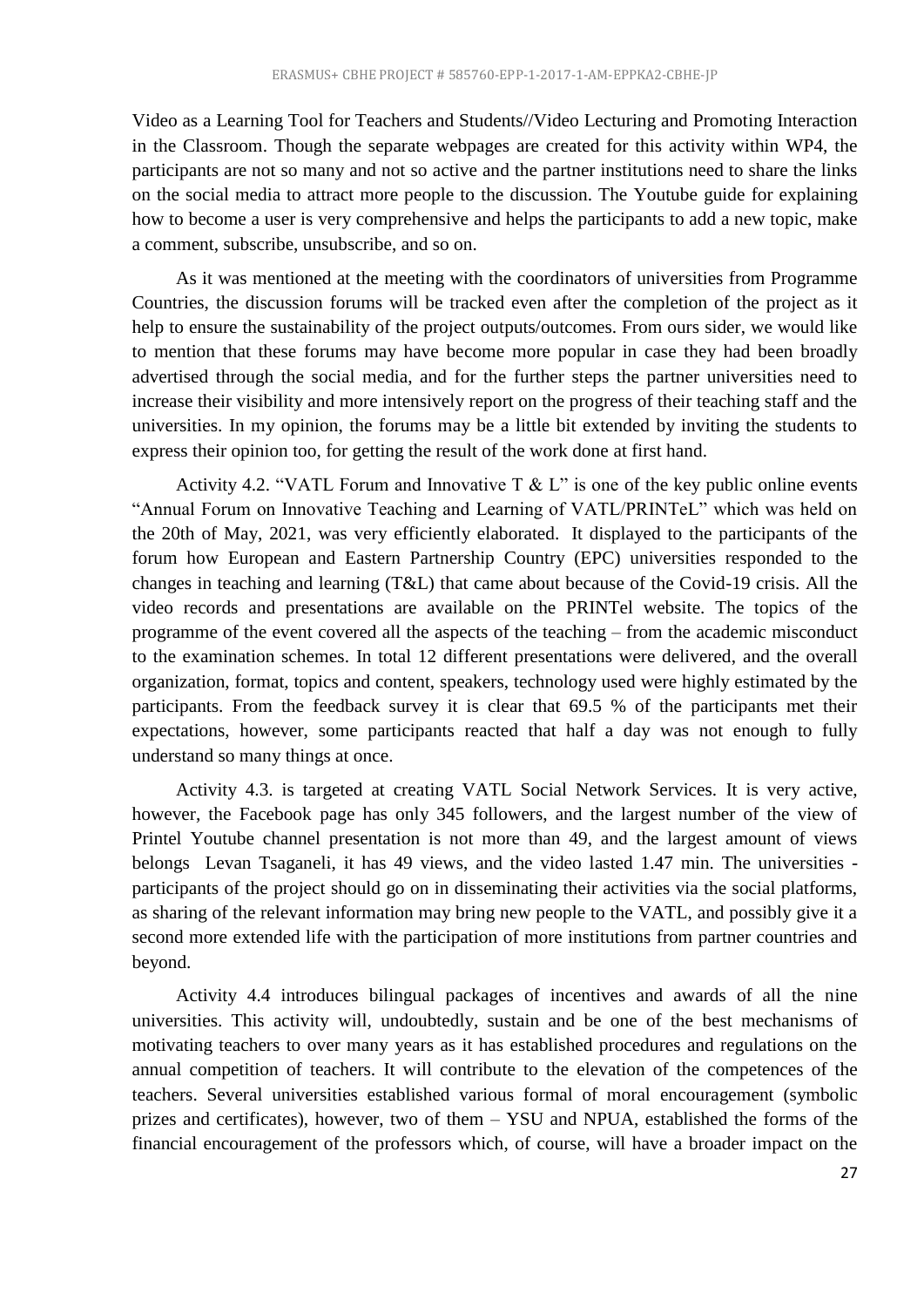Video as a Learning Tool for Teachers and Students//Video Lecturing and Promoting Interaction in the Classroom. Though the separate webpages are created for this activity within WP4, the participants are not so many and not so active and the partner institutions need to share the links on the social media to attract more people to the discussion. The Youtube guide for explaining how to become a user is very comprehensive and helps the participants to add a new topic, make a comment, subscribe, unsubscribe, and so on.

As it was mentioned at the meeting with the coordinators of universities from Programme Countries, the discussion forums will be tracked even after the completion of the project as it help to ensure the sustainability of the project outputs/outcomes. From ours sider, we would like to mention that these forums may have become more popular in case they had been broadly advertised through the social media, and for the further steps the partner universities need to increase their visibility and more intensively report on the progress of their teaching staff and the universities. In my opinion, the forums may be a little bit extended by inviting the students to express their opinion too, for getting the result of the work done at first hand.

Activity 4.2. "VATL Forum and Innovative T & L" is one of the key public online events "Annual Forum on Innovative Teaching and Learning of VATL/PRINTeL" which was held on the 20th of May, 2021, was very efficiently elaborated. It displayed to the participants of the forum how European and Eastern Partnership Country (EPC) universities responded to the changes in teaching and learning (T&L) that came about because of the Covid-19 crisis. All the video records and presentations are available on the PRINTel website. The topics of the programme of the event covered all the aspects of the teaching – from the academic misconduct to the examination schemes. In total 12 different presentations were delivered, and the overall organization, format, topics and content, speakers, technology used were highly estimated by the participants. From the feedback survey it is clear that 69.5 % of the participants met their expectations, however, some participants reacted that half a day was not enough to fully understand so many things at once.

Activity 4.3. is targeted at creating VATL Social Network Services. It is very active, however, the Facebook page has only 345 followers, and the largest number of the view of Printel Youtube channel presentation is not more than 49, and the largest amount of views belongs Levan Tsaganeli, it has 49 views, and the video lasted 1.47 min. The universities - participants of the project should go on in disseminating their activities via the social platforms, as sharing of the relevant information may bring new people to the VATL, and possibly give it a second more extended life with the participation of more institutions from partner countries and beyond.

Activity 4.4 introduces bilingual packages of incentives and awards of all the nine universities. This activity will, undoubtedly, sustain and be one of the best mechanisms of motivating teachers to over many years as it has established procedures and regulations on the annual competition of teachers. It will contribute to the elevation of the competences of the teachers. Several universities established various formal of moral encouragement (symbolic prizes and certificates), however, two of them – YSU and NPUA, established the forms of the financial encouragement of the professors which, of course, will have a broader impact on the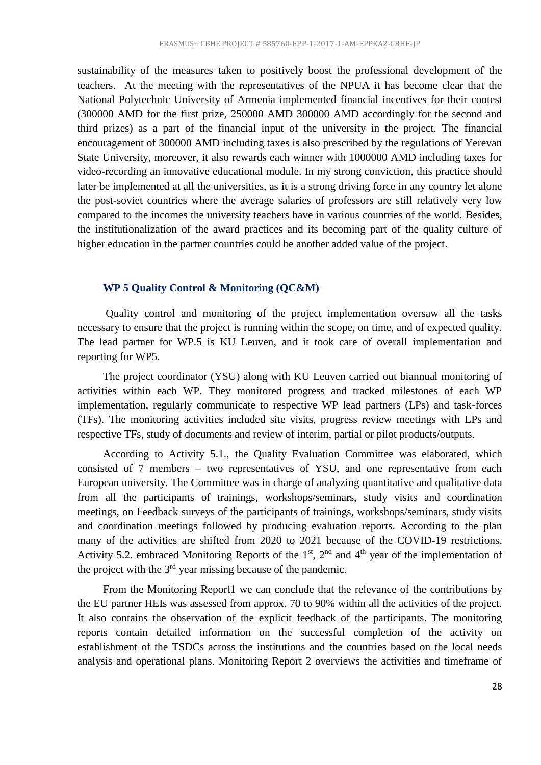sustainability of the measures taken to positively boost the professional development of the teachers. At the meeting with the representatives of the NPUA it has become clear that the National Polytechnic University of Armenia implemented financial incentives for their contest (300000 AMD for the first prize, 250000 AMD 300000 AMD accordingly for the second and third prizes) as a part of the financial input of the university in the project. The financial encouragement of 300000 AMD including taxes is also prescribed by the regulations of Yerevan State University, moreover, it also rewards each winner with 1000000 AMD including taxes for video-recording an innovative educational module. In my strong conviction, this practice should later be implemented at all the universities, as it is a strong driving force in any country let alone the post-soviet countries where the average salaries of professors are still relatively very low compared to the incomes the university teachers have in various countries of the world. Besides, the institutionalization of the award practices and its becoming part of the quality culture of higher education in the partner countries could be another added value of the project.

### WP 5 Quality Control & Monitoring (QC&M)

Quality control and monitoring of the project implementation oversaw all the tasks necessary to ensure that the project is running within the scope, on time, and of expected quality. The lead partner for WP.5 is KU Leuven, and it took care of overall implementation and reporting for WP5.

The project coordinator (YSU) along with KU Leuven carried out biannual monitoring of activities within each WP. They monitored progress and tracked milestones of each WP implementation, regularly communicate to respective WP lead partners (LPs) and task-forces (TFs). The monitoring activities included site visits, progress review meetings with LPs and respective TFs, study of documents and review of interim, partial or pilot products/outputs.

According to Activity 5.1., the Quality Evaluation Committee was elaborated, which consisted of 7 members – two representatives of YSU, and one representative from each European university. The Committee was in charge of analyzing quantitative and qualitative data from all the participants of trainings, workshops/seminars, study visits and coordination meetings, on Feedback surveys of the participants of trainings, workshops/seminars, study visits and coordination meetings followed by producing evaluation reports. According to the plan many of the activities are shifted from 2020 to 2021 because of the COVID-19 restrictions. Activity 5.2. embraced Monitoring Reports of the 1st, 2nd and 4th year of the implementation of the project with the 3rd year missing because of the pandemic.

From the Monitoring Report1 we can conclude that the relevance of the contributions by the EU partner HEIs was assessed from approx. 70 to 90% within all the activities of the project. It also contains the observation of the explicit feedback of the participants. The monitoring reports contain detailed information on the successful completion of the activity on establishment of the TSDCs across the institutions and the countries based on the local needs analysis and operational plans. Monitoring Report 2 overviews the activities and timeframe of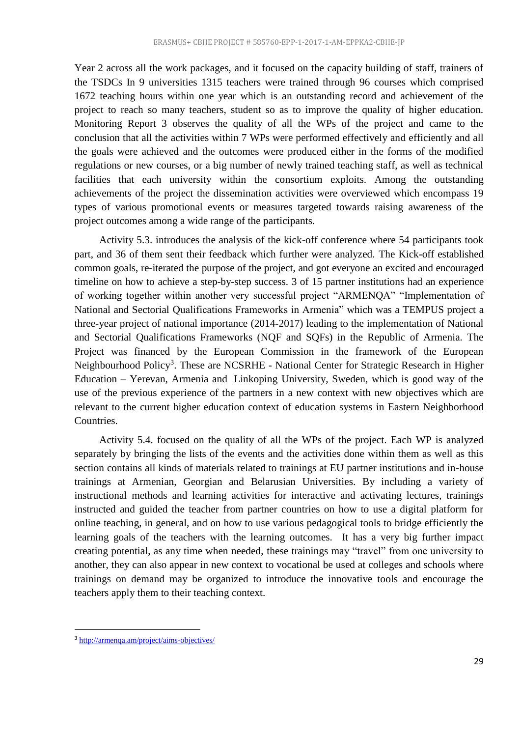Year 2 across all the work packages, and it focused on the capacity building of staff, trainers of the TSDCs In 9 universities 1315 teachers were trained through 96 courses which comprised 1672 teaching hours within one year which is an outstanding record and achievement of the project to reach so many teachers, student so as to improve the quality of higher education. Monitoring Report 3 observes the quality of all the WPs of the project and came to the conclusion that all the activities within 7 WPs were performed effectively and efficiently and all the goals were achieved and the outcomes were produced either in the forms of the modified regulations or new courses, or a big number of newly trained teaching staff, as well as technical facilities that each university within the consortium exploits. Among the outstanding achievements of the project the dissemination activities were overviewed which encompass 19 types of various promotional events or measures targeted towards raising awareness of the project outcomes among a wide range of the participants.

Activity 5.3. introduces the analysis of the kick-off conference where 54 participants took part, and 36 of them sent their feedback which further were analyzed. The Kick-off established common goals, re-iterated the purpose of the project, and got everyone an excited and encouraged timeline on how to achieve a step-by-step success. 3 of 15 partner institutions had an experience of working together within another very successful project "ARMENQA" "Implementation of National and Sectorial Qualifications Frameworks in Armenia" which was a TEMPUS project a three-year project of national importance (2014-2017) leading to the implementation of National and Sectorial Qualifications Frameworks (NQF and SQFs) in the Republic of Armenia. The Project was financed by the European Commission in the framework of the European Neighbourhood Policy[3]. These are NCSRHE - National Center for Strategic Research in Higher Education – Yerevan, Armenia and Linkoping University, Sweden, which is good way of the use of the previous experience of the partners in a new context with new objectives which are relevant to the current higher education context of education systems in Eastern Neighborhood Countries.

Activity 5.4. focused on the quality of all the WPs of the project. Each WP is analyzed separately by bringing the lists of the events and the activities done within them as well as this section contains all kinds of materials related to trainings at EU partner institutions and in-house trainings at Armenian, Georgian and Belarusian Universities. By including a variety of instructional methods and learning activities for interactive and activating lectures, trainings instructed and guided the teacher from partner countries on how to use a digital platform for online teaching, in general, and on how to use various pedagogical tools to bridge efficiently the learning goals of the teachers with the learning outcomes. It has a very big further impact creating potential, as any time when needed, these trainings may "travel" from one university to another, they can also appear in new context to vocational be used at colleges and schools where trainings on demand may be organized to introduce the innovative tools and encourage the teachers apply them to their teaching context.

---

[3] http://armenqa.am/project/aims-objectives/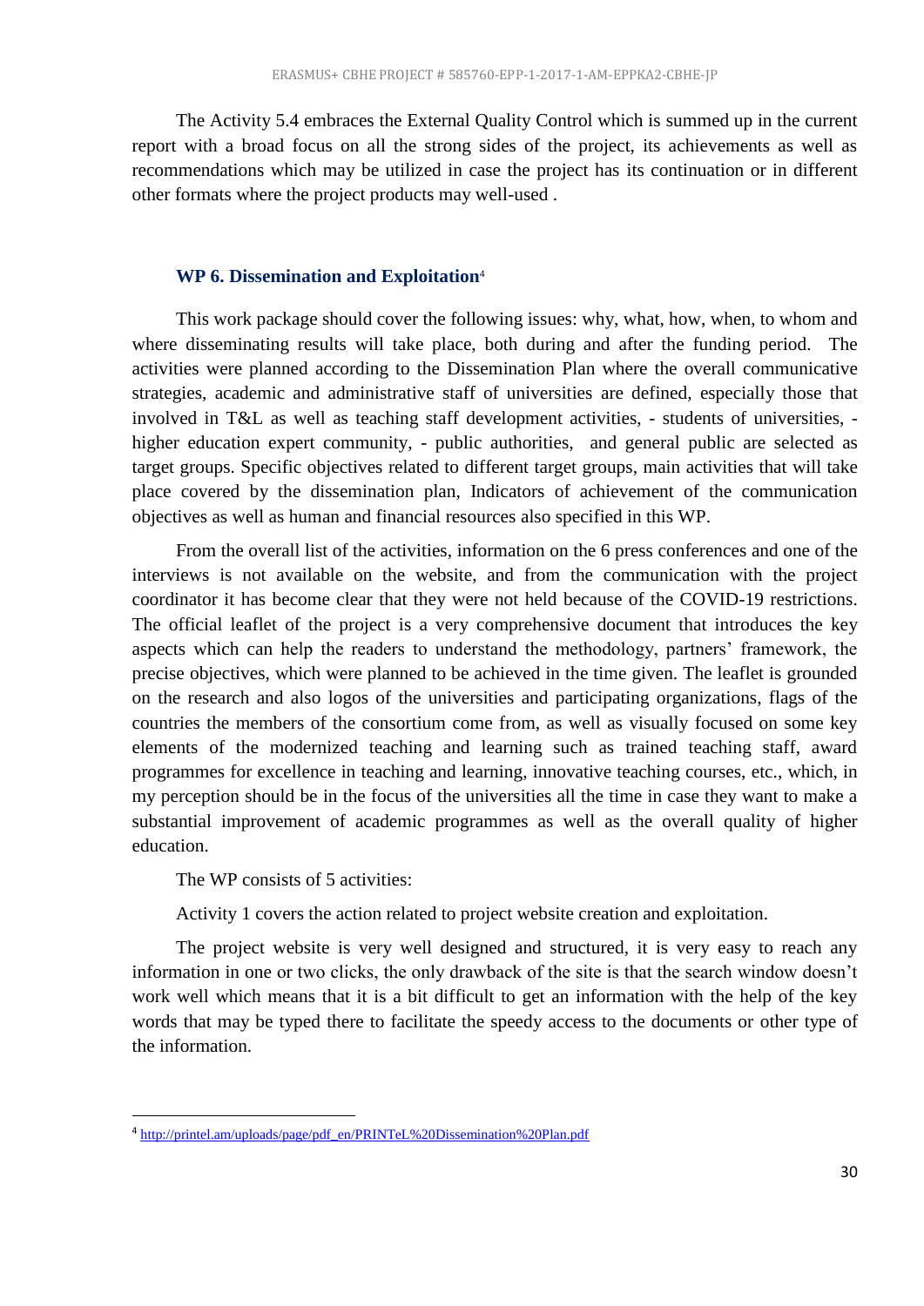The Activity 5.4 embraces the External Quality Control which is summed up in the current report with a broad focus on all the strong sides of the project, its achievements as well as recommendations which may be utilized in case the project has its continuation or in different other formats where the project products may well-used .

### WP 6. Dissemination and Exploitation[4]

This work package should cover the following issues: why, what, how, when, to whom and where disseminating results will take place, both during and after the funding period. The activities were planned according to the Dissemination Plan where the overall communicative strategies, academic and administrative staff of universities are defined, especially those that involved in T&L as well as teaching staff development activities, - students of universities, - higher education expert community, - public authorities, and general public are selected as target groups. Specific objectives related to different target groups, main activities that will take place covered by the dissemination plan, Indicators of achievement of the communication objectives as well as human and financial resources also specified in this WP.

From the overall list of the activities, information on the 6 press conferences and one of the interviews is not available on the website, and from the communication with the project coordinator it has become clear that they were not held because of the COVID-19 restrictions. The official leaflet of the project is a very comprehensive document that introduces the key aspects which can help the readers to understand the methodology, partners' framework, the precise objectives, which were planned to be achieved in the time given. The leaflet is grounded on the research and also logos of the universities and participating organizations, flags of the countries the members of the consortium come from, as well as visually focused on some key elements of the modernized teaching and learning such as trained teaching staff, award programmes for excellence in teaching and learning, innovative teaching courses, etc., which, in my perception should be in the focus of the universities all the time in case they want to make a substantial improvement of academic programmes as well as the overall quality of higher education.

The WP consists of 5 activities:

Activity 1 covers the action related to project website creation and exploitation.

The project website is very well designed and structured, it is very easy to reach any information in one or two clicks, the only drawback of the site is that the search window doesn't work well which means that it is a bit difficult to get an information with the help of the key words that may be typed there to facilitate the speedy access to the documents or other type of the information.

---

[4] http://printel.am/uploads/page/pdf_en/PRINTeL%20Dissemination%20Plan.pdf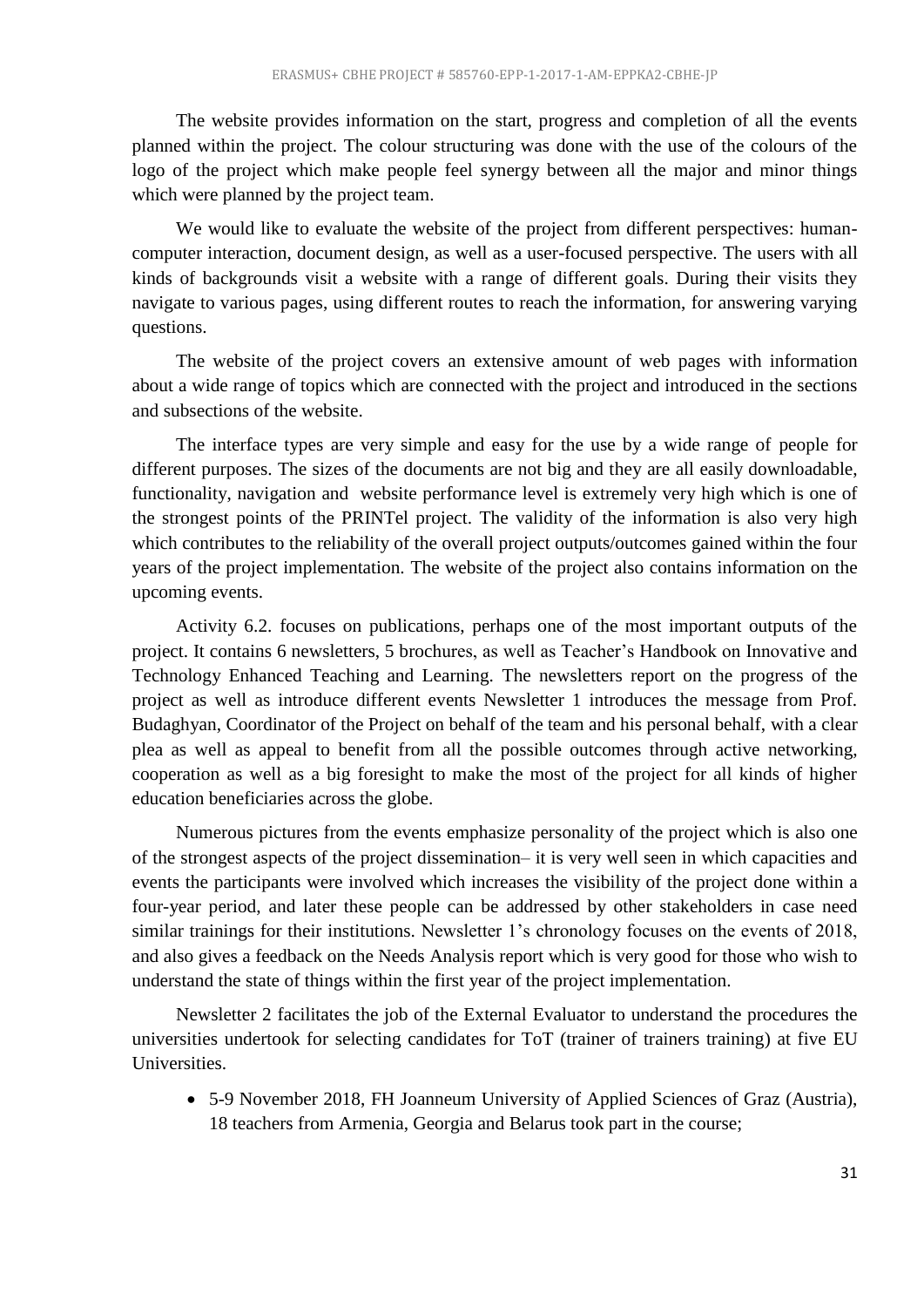The website provides information on the start, progress and completion of all the events planned within the project. The colour structuring was done with the use of the colours of the logo of the project which make people feel synergy between all the major and minor things which were planned by the project team.

We would like to evaluate the website of the project from different perspectives: human-computer interaction, document design, as well as a user-focused perspective. The users with all kinds of backgrounds visit a website with a range of different goals. During their visits they navigate to various pages, using different routes to reach the information, for answering varying questions.

The website of the project covers an extensive amount of web pages with information about a wide range of topics which are connected with the project and introduced in the sections and subsections of the website.

The interface types are very simple and easy for the use by a wide range of people for different purposes. The sizes of the documents are not big and they are all easily downloadable, functionality, navigation and website performance level is extremely very high which is one of the strongest points of the PRINTel project. The validity of the information is also very high which contributes to the reliability of the overall project outputs/outcomes gained within the four years of the project implementation. The website of the project also contains information on the upcoming events.

Activity 6.2. focuses on publications, perhaps one of the most important outputs of the project. It contains 6 newsletters, 5 brochures, as well as Teacher's Handbook on Innovative and Technology Enhanced Teaching and Learning. The newsletters report on the progress of the project as well as introduce different events Newsletter 1 introduces the message from Prof. Budaghyan, Coordinator of the Project on behalf of the team and his personal behalf, with a clear plea as well as appeal to benefit from all the possible outcomes through active networking, cooperation as well as a big foresight to make the most of the project for all kinds of higher education beneficiaries across the globe.

Numerous pictures from the events emphasize personality of the project which is also one of the strongest aspects of the project dissemination– it is very well seen in which capacities and events the participants were involved which increases the visibility of the project done within a four-year period, and later these people can be addressed by other stakeholders in case need similar trainings for their institutions. Newsletter 1's chronology focuses on the events of 2018, and also gives a feedback on the Needs Analysis report which is very good for those who wish to understand the state of things within the first year of the project implementation.

Newsletter 2 facilitates the job of the External Evaluator to understand the procedures the universities undertook for selecting candidates for ToT (trainer of trainers training) at five EU Universities.

- 5-9 November 2018, FH Joanneum University of Applied Sciences of Graz (Austria), 18 teachers from Armenia, Georgia and Belarus took part in the course;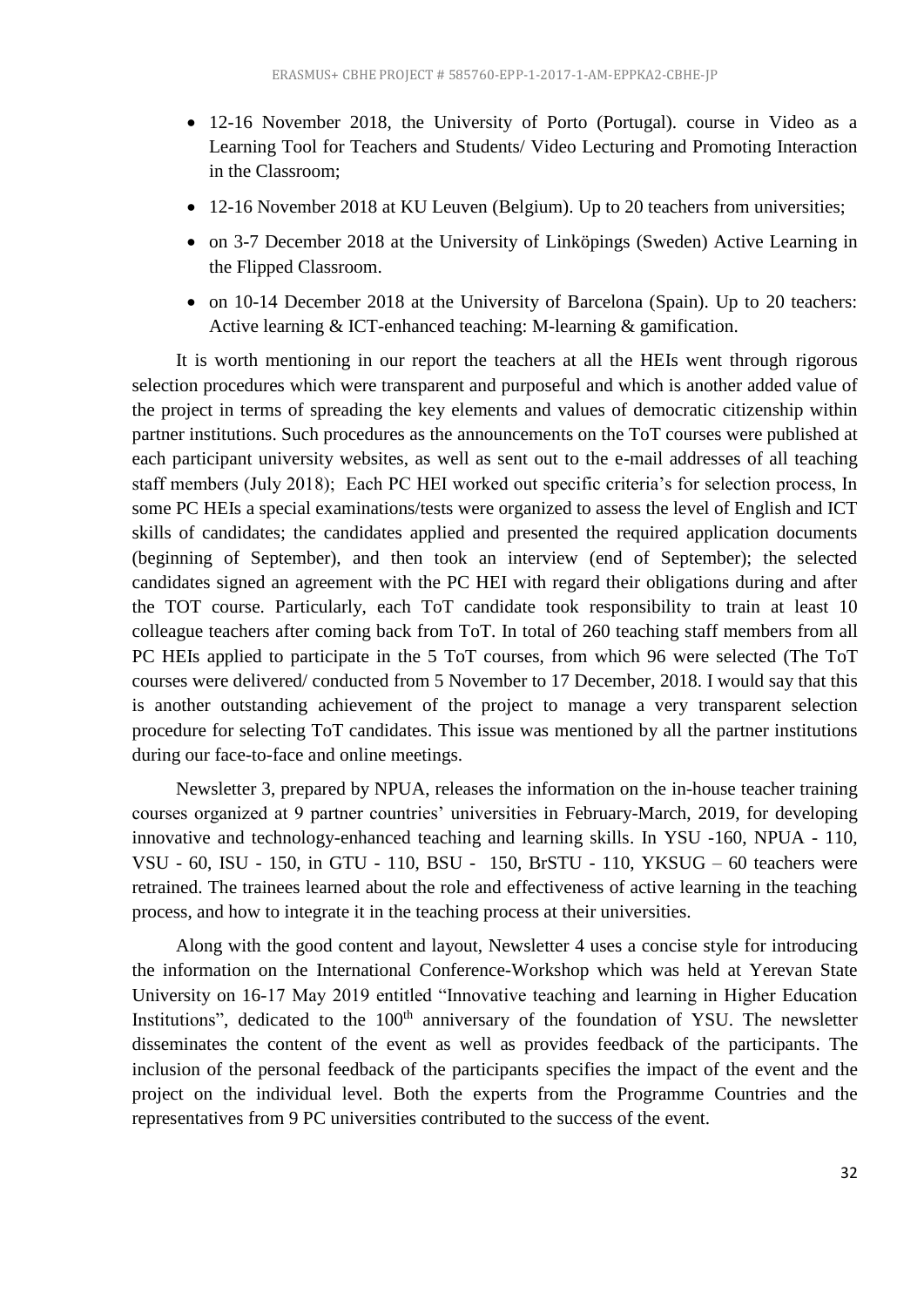- 12-16 November 2018, the University of Porto (Portugal). course in Video as a Learning Tool for Teachers and Students/ Video Lecturing and Promoting Interaction in the Classroom;
- 12-16 November 2018 at KU Leuven (Belgium). Up to 20 teachers from universities;
- on 3-7 December 2018 at the University of Linköpings (Sweden) Active Learning in the Flipped Classroom.
- on 10-14 December 2018 at the University of Barcelona (Spain). Up to 20 teachers: Active learning & ICT-enhanced teaching: M-learning & gamification.

It is worth mentioning in our report the teachers at all the HEIs went through rigorous selection procedures which were transparent and purposeful and which is another added value of the project in terms of spreading the key elements and values of democratic citizenship within partner institutions. Such procedures as the announcements on the ToT courses were published at each participant university websites, as well as sent out to the e-mail addresses of all teaching staff members (July 2018); Each PC HEI worked out specific criteria's for selection process, In some PC HEIs a special examinations/tests were organized to assess the level of English and ICT skills of candidates; the candidates applied and presented the required application documents (beginning of September), and then took an interview (end of September); the selected candidates signed an agreement with the PC HEI with regard their obligations during and after the TOT course. Particularly, each ToT candidate took responsibility to train at least 10 colleague teachers after coming back from ToT. In total of 260 teaching staff members from all PC HEIs applied to participate in the 5 ToT courses, from which 96 were selected (The ToT courses were delivered/ conducted from 5 November to 17 December, 2018. I would say that this is another outstanding achievement of the project to manage a very transparent selection procedure for selecting ToT candidates. This issue was mentioned by all the partner institutions during our face-to-face and online meetings.

Newsletter 3, prepared by NPUA, releases the information on the in-house teacher training courses organized at 9 partner countries' universities in February-March, 2019, for developing innovative and technology-enhanced teaching and learning skills. In YSU -160, NPUA - 110, VSU - 60, ISU - 150, in GTU - 110, BSU - 150, BrSTU - 110, YKSUG – 60 teachers were retrained. The trainees learned about the role and effectiveness of active learning in the teaching process, and how to integrate it in the teaching process at their universities.

Along with the good content and layout, Newsletter 4 uses a concise style for introducing the information on the International Conference-Workshop which was held at Yerevan State University on 16-17 May 2019 entitled "Innovative teaching and learning in Higher Education Institutions", dedicated to the 100th anniversary of the foundation of YSU. The newsletter disseminates the content of the event as well as provides feedback of the participants. The inclusion of the personal feedback of the participants specifies the impact of the event and the project on the individual level. Both the experts from the Programme Countries and the representatives from 9 PC universities contributed to the success of the event.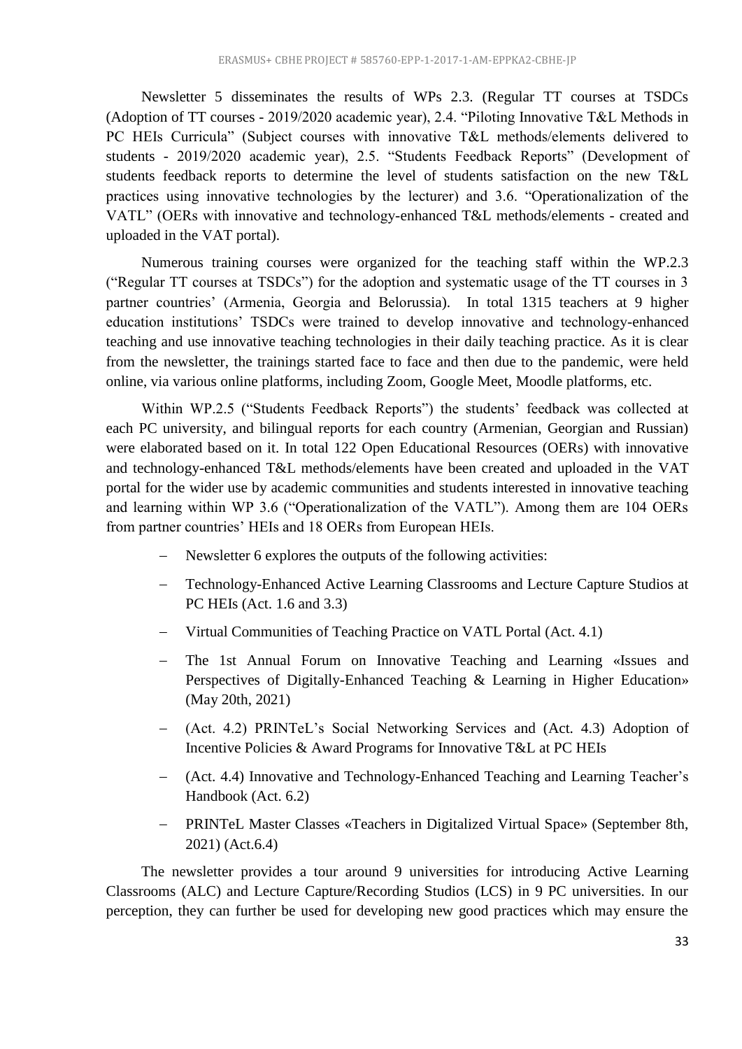Newsletter 5 disseminates the results of WPs 2.3. (Regular TT courses at TSDCs (Adoption of TT courses - 2019/2020 academic year), 2.4. “Piloting Innovative T&L Methods in PC HEIs Curricula” (Subject courses with innovative T&L methods/elements delivered to students - 2019/2020 academic year), 2.5. “Students Feedback Reports” (Development of students feedback reports to determine the level of students satisfaction on the new T&L practices using innovative technologies by the lecturer) and 3.6. “Operationalization of the VATL” (OERs with innovative and technology-enhanced T&L methods/elements - created and uploaded in the VAT portal).

Numerous training courses were organized for the teaching staff within the WP.2.3 (“Regular TT courses at TSDCs”) for the adoption and systematic usage of the TT courses in 3 partner countries’ (Armenia, Georgia and Belorussia). In total 1315 teachers at 9 higher education institutions’ TSDCs were trained to develop innovative and technology-enhanced teaching and use innovative teaching technologies in their daily teaching practice. As it is clear from the newsletter, the trainings started face to face and then due to the pandemic, were held online, via various online platforms, including Zoom, Google Meet, Moodle platforms, etc.

Within WP.2.5 (“Students Feedback Reports”) the students’ feedback was collected at each PC university, and bilingual reports for each country (Armenian, Georgian and Russian) were elaborated based on it. In total 122 Open Educational Resources (OERs) with innovative and technology-enhanced T&L methods/elements have been created and uploaded in the VAT portal for the wider use by academic communities and students interested in innovative teaching and learning within WP 3.6 (“Operationalization of the VATL”). Among them are 104 OERs from partner countries’ HEIs and 18 OERs from European HEIs.

- Newsletter 6 explores the outputs of the following activities:
- Technology-Enhanced Active Learning Classrooms and Lecture Capture Studios at PC HEIs (Act. 1.6 and 3.3)
- Virtual Communities of Teaching Practice on VATL Portal (Act. 4.1)
- The 1st Annual Forum on Innovative Teaching and Learning «Issues and Perspectives of Digitally-Enhanced Teaching & Learning in Higher Education» (May 20th, 2021)
- (Act. 4.2) PRINTeL’s Social Networking Services and (Act. 4.3) Adoption of Incentive Policies & Award Programs for Innovative T&L at PC HEIs
- (Act. 4.4) Innovative and Technology-Enhanced Teaching and Learning Teacher’s Handbook (Act. 6.2)
- PRINTeL Master Classes «Teachers in Digitalized Virtual Space» (September 8th, 2021) (Act.6.4)

The newsletter provides a tour around 9 universities for introducing Active Learning Classrooms (ALC) and Lecture Capture/Recording Studios (LCS) in 9 PC universities. In our perception, they can further be used for developing new good practices which may ensure the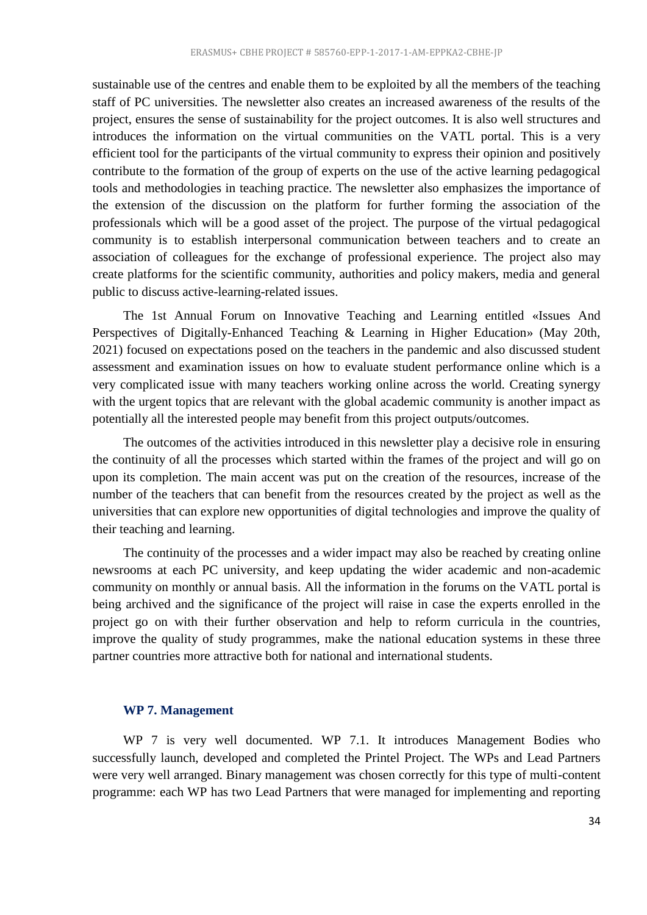sustainable use of the centres and enable them to be exploited by all the members of the teaching staff of PC universities. The newsletter also creates an increased awareness of the results of the project, ensures the sense of sustainability for the project outcomes. It is also well structures and introduces the information on the virtual communities on the VATL portal. This is a very efficient tool for the participants of the virtual community to express their opinion and positively contribute to the formation of the group of experts on the use of the active learning pedagogical tools and methodologies in teaching practice. The newsletter also emphasizes the importance of the extension of the discussion on the platform for further forming the association of the professionals which will be a good asset of the project. The purpose of the virtual pedagogical community is to establish interpersonal communication between teachers and to create an association of colleagues for the exchange of professional experience. The project also may create platforms for the scientific community, authorities and policy makers, media and general public to discuss active-learning-related issues.

The 1st Annual Forum on Innovative Teaching and Learning entitled «Issues And Perspectives of Digitally-Enhanced Teaching & Learning in Higher Education» (May 20th, 2021) focused on expectations posed on the teachers in the pandemic and also discussed student assessment and examination issues on how to evaluate student performance online which is a very complicated issue with many teachers working online across the world. Creating synergy with the urgent topics that are relevant with the global academic community is another impact as potentially all the interested people may benefit from this project outputs/outcomes.

The outcomes of the activities introduced in this newsletter play a decisive role in ensuring the continuity of all the processes which started within the frames of the project and will go on upon its completion. The main accent was put on the creation of the resources, increase of the number of the teachers that can benefit from the resources created by the project as well as the universities that can explore new opportunities of digital technologies and improve the quality of their teaching and learning.

The continuity of the processes and a wider impact may also be reached by creating online newsrooms at each PC university, and keep updating the wider academic and non-academic community on monthly or annual basis. All the information in the forums on the VATL portal is being archived and the significance of the project will raise in case the experts enrolled in the project go on with their further observation and help to reform curricula in the countries, improve the quality of study programmes, make the national education systems in these three partner countries more attractive both for national and international students.

### WP 7. Management

WP 7 is very well documented. WP 7.1. It introduces Management Bodies who successfully launch, developed and completed the Printel Project. The WPs and Lead Partners were very well arranged. Binary management was chosen correctly for this type of multi-content programme: each WP has two Lead Partners that were managed for implementing and reporting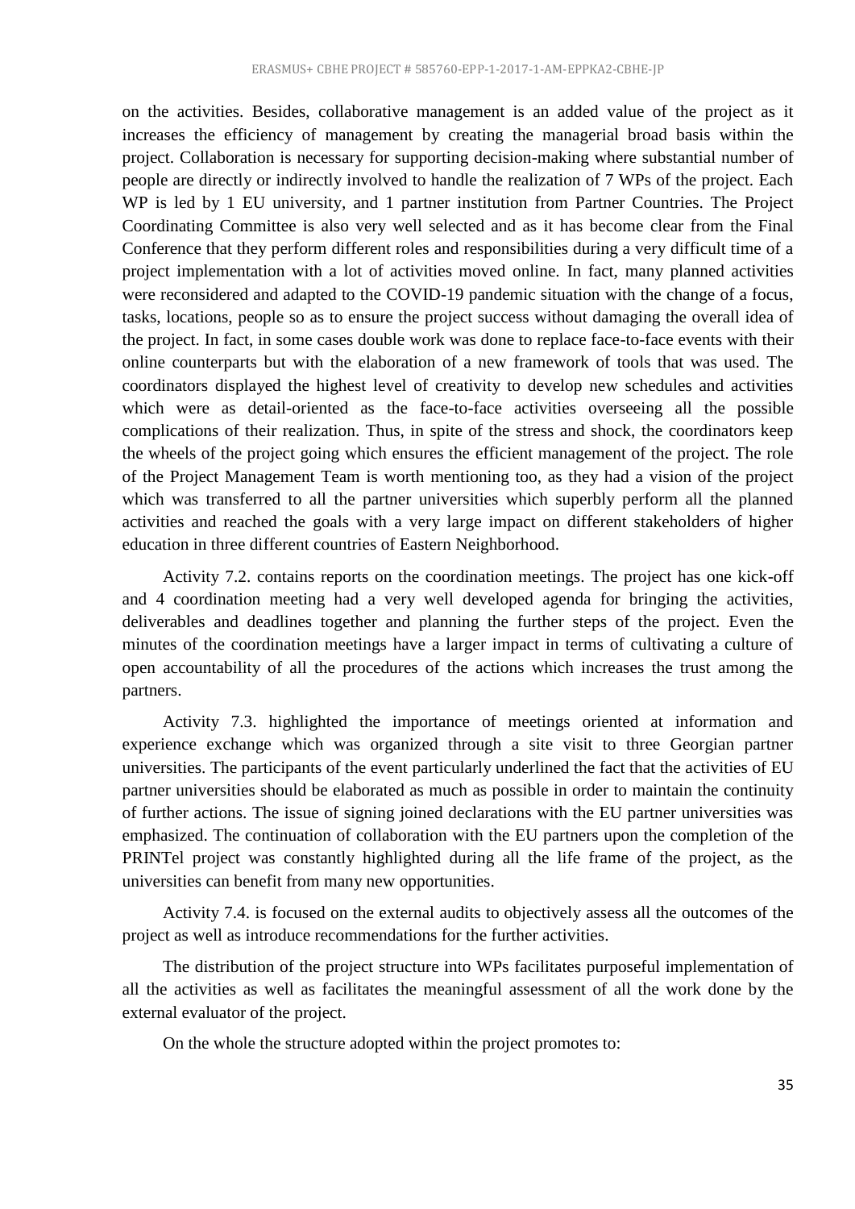on the activities. Besides, collaborative management is an added value of the project as it increases the efficiency of management by creating the managerial broad basis within the project. Collaboration is necessary for supporting decision-making where substantial number of people are directly or indirectly involved to handle the realization of 7 WPs of the project. Each WP is led by 1 EU university, and 1 partner institution from Partner Countries. The Project Coordinating Committee is also very well selected and as it has become clear from the Final Conference that they perform different roles and responsibilities during a very difficult time of a project implementation with a lot of activities moved online. In fact, many planned activities were reconsidered and adapted to the COVID-19 pandemic situation with the change of a focus, tasks, locations, people so as to ensure the project success without damaging the overall idea of the project. In fact, in some cases double work was done to replace face-to-face events with their online counterparts but with the elaboration of a new framework of tools that was used. The coordinators displayed the highest level of creativity to develop new schedules and activities which were as detail-oriented as the face-to-face activities overseeing all the possible complications of their realization. Thus, in spite of the stress and shock, the coordinators keep the wheels of the project going which ensures the efficient management of the project. The role of the Project Management Team is worth mentioning too, as they had a vision of the project which was transferred to all the partner universities which superbly perform all the planned activities and reached the goals with a very large impact on different stakeholders of higher education in three different countries of Eastern Neighborhood.

Activity 7.2. contains reports on the coordination meetings. The project has one kick-off and 4 coordination meeting had a very well developed agenda for bringing the activities, deliverables and deadlines together and planning the further steps of the project. Even the minutes of the coordination meetings have a larger impact in terms of cultivating a culture of open accountability of all the procedures of the actions which increases the trust among the partners.

Activity 7.3. highlighted the importance of meetings oriented at information and experience exchange which was organized through a site visit to three Georgian partner universities. The participants of the event particularly underlined the fact that the activities of EU partner universities should be elaborated as much as possible in order to maintain the continuity of further actions. The issue of signing joined declarations with the EU partner universities was emphasized. The continuation of collaboration with the EU partners upon the completion of the PRINTel project was constantly highlighted during all the life frame of the project, as the universities can benefit from many new opportunities.

Activity 7.4. is focused on the external audits to objectively assess all the outcomes of the project as well as introduce recommendations for the further activities.

The distribution of the project structure into WPs facilitates purposeful implementation of all the activities as well as facilitates the meaningful assessment of all the work done by the external evaluator of the project.

On the whole the structure adopted within the project promotes to: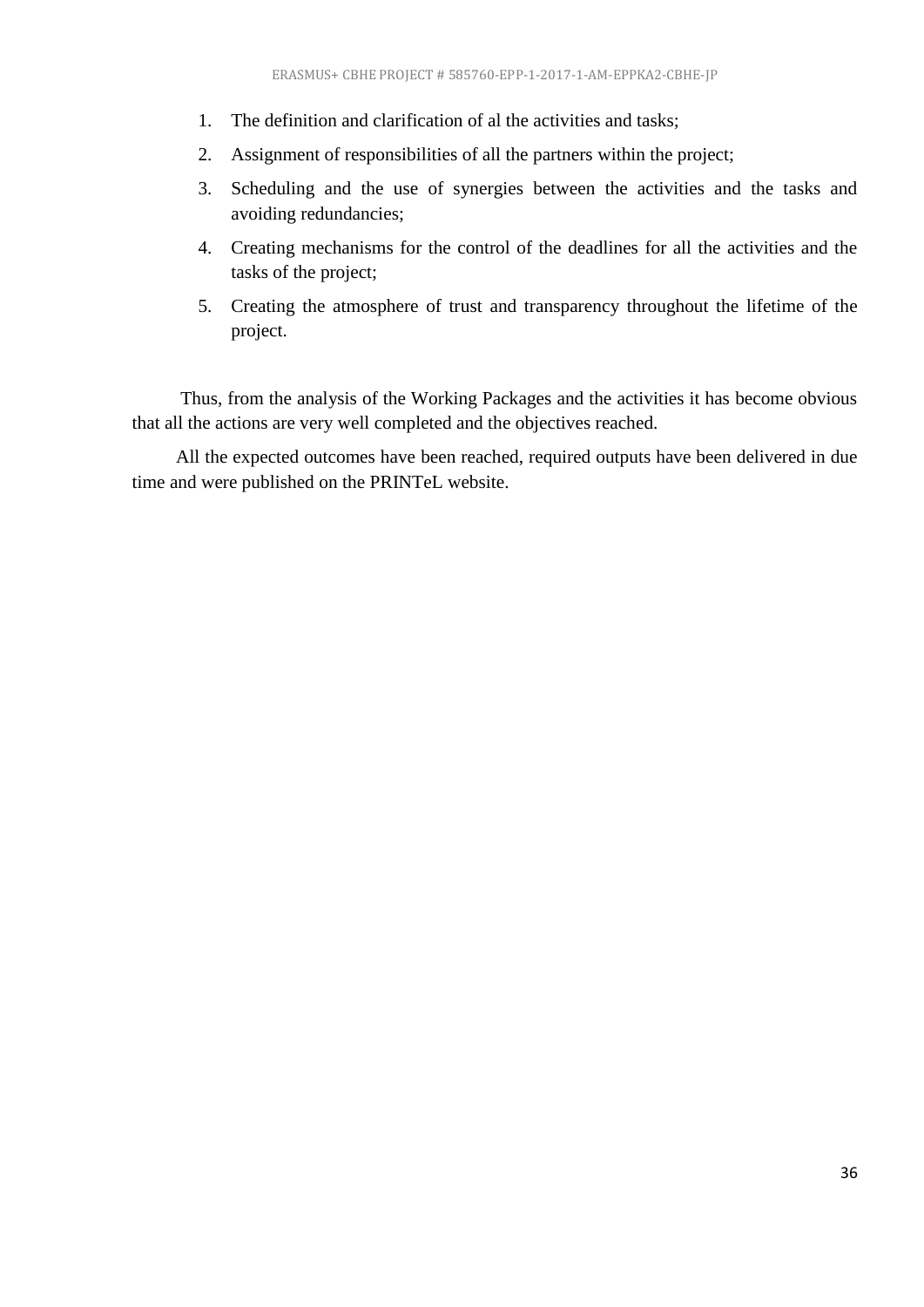1. The definition and clarification of al the activities and tasks;
2. Assignment of responsibilities of all the partners within the project;
3. Scheduling and the use of synergies between the activities and the tasks and avoiding redundancies;
4. Creating mechanisms for the control of the deadlines for all the activities and the tasks of the project;
5. Creating the atmosphere of trust and transparency throughout the lifetime of the project.

Thus, from the analysis of the Working Packages and the activities it has become obvious that all the actions are very well completed and the objectives reached.

All the expected outcomes have been reached, required outputs have been delivered in due time and were published on the PRINTeL website.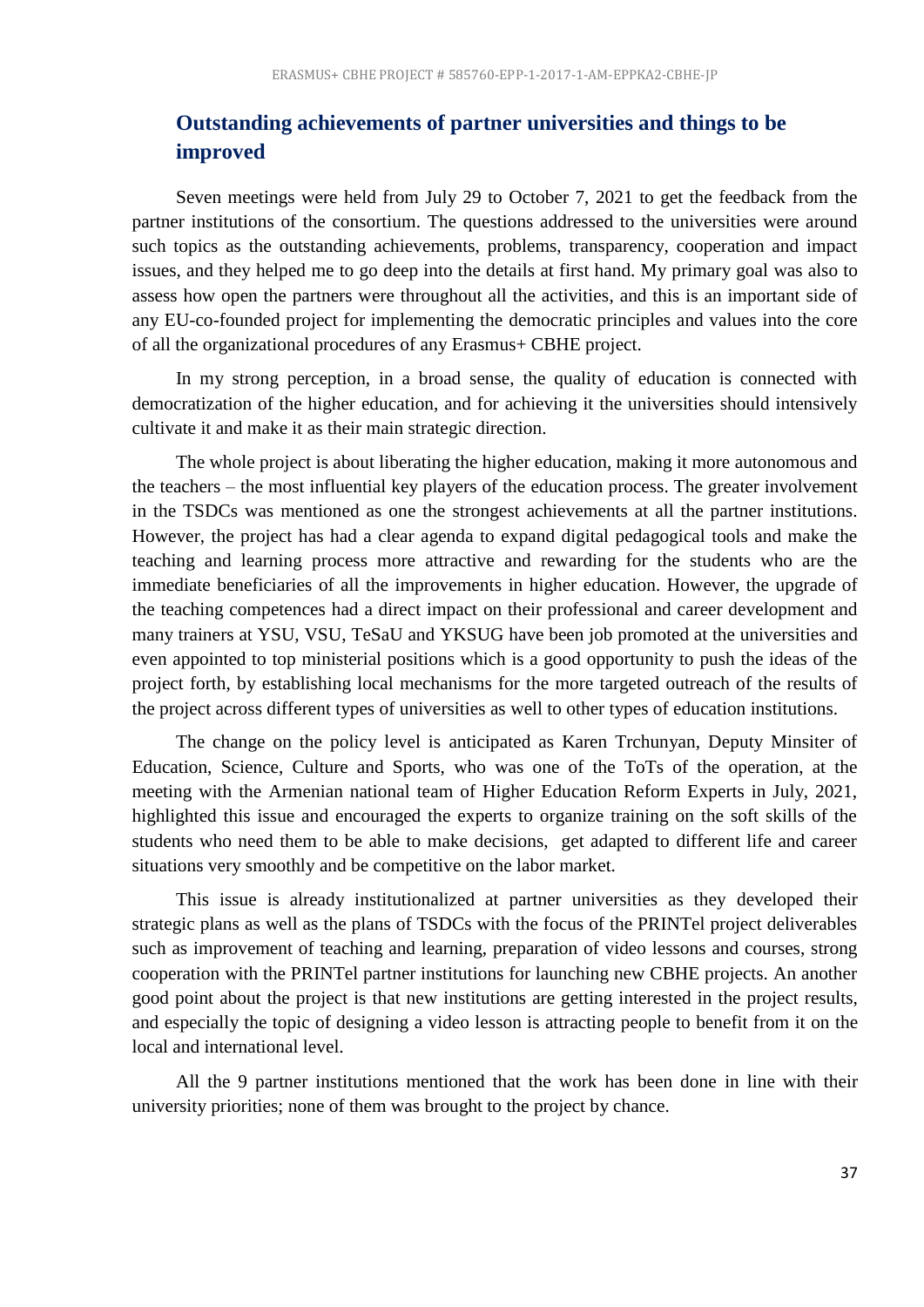## Outstanding achievements of partner universities and things to be improved

Seven meetings were held from July 29 to October 7, 2021 to get the feedback from the partner institutions of the consortium. The questions addressed to the universities were around such topics as the outstanding achievements, problems, transparency, cooperation and impact issues, and they helped me to go deep into the details at first hand. My primary goal was also to assess how open the partners were throughout all the activities, and this is an important side of any EU-co-founded project for implementing the democratic principles and values into the core of all the organizational procedures of any Erasmus+ CBHE project.

In my strong perception, in a broad sense, the quality of education is connected with democratization of the higher education, and for achieving it the universities should intensively cultivate it and make it as their main strategic direction.

The whole project is about liberating the higher education, making it more autonomous and the teachers – the most influential key players of the education process. The greater involvement in the TSDCs was mentioned as one the strongest achievements at all the partner institutions. However, the project has had a clear agenda to expand digital pedagogical tools and make the teaching and learning process more attractive and rewarding for the students who are the immediate beneficiaries of all the improvements in higher education. However, the upgrade of the teaching competences had a direct impact on their professional and career development and many trainers at YSU, VSU, TeSaU and YKSUG have been job promoted at the universities and even appointed to top ministerial positions which is a good opportunity to push the ideas of the project forth, by establishing local mechanisms for the more targeted outreach of the results of the project across different types of universities as well to other types of education institutions.

The change on the policy level is anticipated as Karen Trchunyan, Deputy Minsiter of Education, Science, Culture and Sports, who was one of the ToTs of the operation, at the meeting with the Armenian national team of Higher Education Reform Experts in July, 2021, highlighted this issue and encouraged the experts to organize training on the soft skills of the students who need them to be able to make decisions, get adapted to different life and career situations very smoothly and be competitive on the labor market.

This issue is already institutionalized at partner universities as they developed their strategic plans as well as the plans of TSDCs with the focus of the PRINTel project deliverables such as improvement of teaching and learning, preparation of video lessons and courses, strong cooperation with the PRINTel partner institutions for launching new CBHE projects. An another good point about the project is that new institutions are getting interested in the project results, and especially the topic of designing a video lesson is attracting people to benefit from it on the local and international level.

All the 9 partner institutions mentioned that the work has been done in line with their university priorities; none of them was brought to the project by chance.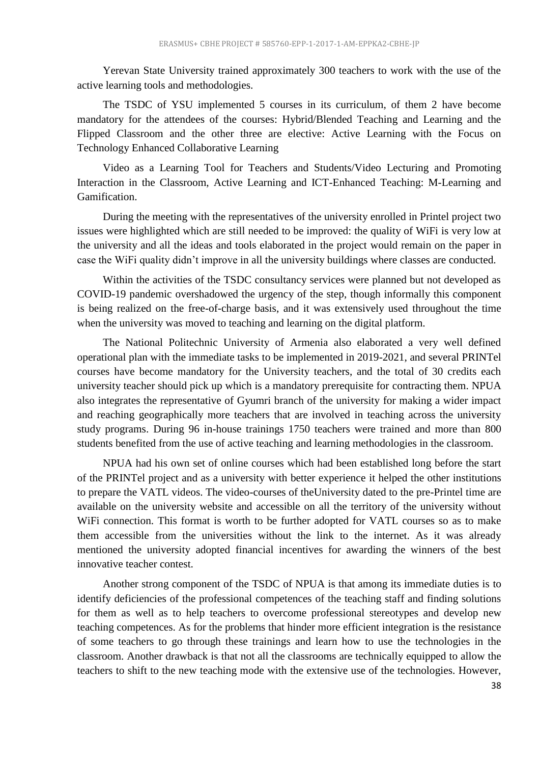Yerevan State University trained approximately 300 teachers to work with the use of the active learning tools and methodologies.

The TSDC of YSU implemented 5 courses in its curriculum, of them 2 have become mandatory for the attendees of the courses: Hybrid/Blended Teaching and Learning and the Flipped Classroom and the other three are elective: Active Learning with the Focus on Technology Enhanced Collaborative Learning

Video as a Learning Tool for Teachers and Students/Video Lecturing and Promoting Interaction in the Classroom, Active Learning and ICT-Enhanced Teaching: M-Learning and Gamification.

During the meeting with the representatives of the university enrolled in Printel project two issues were highlighted which are still needed to be improved: the quality of WiFi is very low at the university and all the ideas and tools elaborated in the project would remain on the paper in case the WiFi quality didn't improve in all the university buildings where classes are conducted.

Within the activities of the TSDC consultancy services were planned but not developed as COVID-19 pandemic overshadowed the urgency of the step, though informally this component is being realized on the free-of-charge basis, and it was extensively used throughout the time when the university was moved to teaching and learning on the digital platform.

The National Politechnic University of Armenia also elaborated a very well defined operational plan with the immediate tasks to be implemented in 2019-2021, and several PRINTel courses have become mandatory for the University teachers, and the total of 30 credits each university teacher should pick up which is a mandatory prerequisite for contracting them. NPUA also integrates the representative of Gyumri branch of the university for making a wider impact and reaching geographically more teachers that are involved in teaching across the university study programs. During 96 in-house trainings 1750 teachers were trained and more than 800 students benefited from the use of active teaching and learning methodologies in the classroom.

NPUA had his own set of online courses which had been established long before the start of the PRINTel project and as a university with better experience it helped the other institutions to prepare the VATL videos. The video-courses of theUniversity dated to the pre-Printel time are available on the university website and accessible on all the territory of the university without WiFi connection. This format is worth to be further adopted for VATL courses so as to make them accessible from the universities without the link to the internet. As it was already mentioned the university adopted financial incentives for awarding the winners of the best innovative teacher contest.

Another strong component of the TSDC of NPUA is that among its immediate duties is to identify deficiencies of the professional competences of the teaching staff and finding solutions for them as well as to help teachers to overcome professional stereotypes and develop new teaching competences. As for the problems that hinder more efficient integration is the resistance of some teachers to go through these trainings and learn how to use the technologies in the classroom. Another drawback is that not all the classrooms are technically equipped to allow the teachers to shift to the new teaching mode with the extensive use of the technologies. However,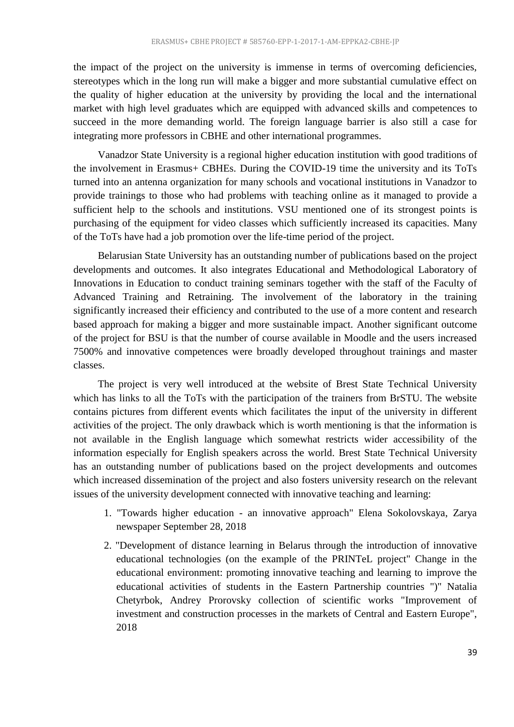the impact of the project on the university is immense in terms of overcoming deficiencies, stereotypes which in the long run will make a bigger and more substantial cumulative effect on the quality of higher education at the university by providing the local and the international market with high level graduates which are equipped with advanced skills and competences to succeed in the more demanding world. The foreign language barrier is also still a case for integrating more professors in CBHE and other international programmes.

Vanadzor State University is a regional higher education institution with good traditions of the involvement in Erasmus+ CBHEs. During the COVID-19 time the university and its ToTs turned into an antenna organization for many schools and vocational institutions in Vanadzor to provide trainings to those who had problems with teaching online as it managed to provide a sufficient help to the schools and institutions. VSU mentioned one of its strongest points is purchasing of the equipment for video classes which sufficiently increased its capacities. Many of the ToTs have had a job promotion over the life-time period of the project.

Belarusian State University has an outstanding number of publications based on the project developments and outcomes. It also integrates Educational and Methodological Laboratory of Innovations in Education to conduct training seminars together with the staff of the Faculty of Advanced Training and Retraining. The involvement of the laboratory in the training significantly increased their efficiency and contributed to the use of a more content and research based approach for making a bigger and more sustainable impact. Another significant outcome of the project for BSU is that the number of course available in Moodle and the users increased 7500% and innovative competences were broadly developed throughout trainings and master classes.

The project is very well introduced at the website of Brest State Technical University which has links to all the ToTs with the participation of the trainers from BrSTU. The website contains pictures from different events which facilitates the input of the university in different activities of the project. The only drawback which is worth mentioning is that the information is not available in the English language which somewhat restricts wider accessibility of the information especially for English speakers across the world. Brest State Technical University has an outstanding number of publications based on the project developments and outcomes which increased dissemination of the project and also fosters university research on the relevant issues of the university development connected with innovative teaching and learning:

1. "Towards higher education - an innovative approach" Elena Sokolovskaya, Zarya newspaper September 28, 2018
2. "Development of distance learning in Belarus through the introduction of innovative educational technologies (on the example of the PRINTeL project" Change in the educational environment: promoting innovative teaching and learning to improve the educational activities of students in the Eastern Partnership countries ")" Natalia Chetyrbok, Andrey Prorovsky collection of scientific works "Improvement of investment and construction processes in the markets of Central and Eastern Europe", 2018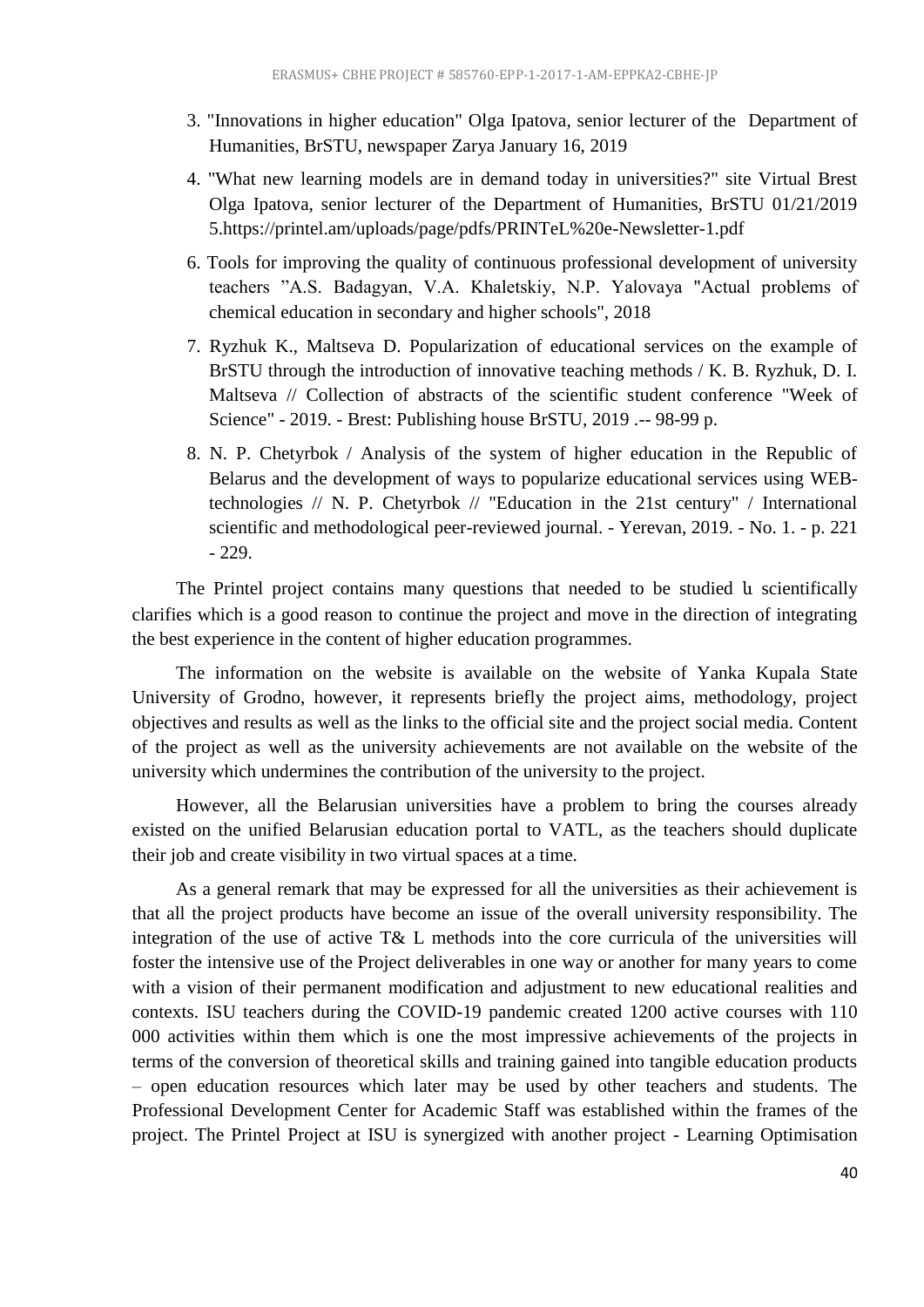3. "Innovations in higher education" Olga Ipatova, senior lecturer of the Department of Humanities, BrSTU, newspaper Zarya January 16, 2019
4. "What new learning models are in demand today in universities?" site Virtual Brest Olga Ipatova, senior lecturer of the Department of Humanities, BrSTU 01/21/2019 5.https://printel.am/uploads/page/pdfs/PRINTeL%20e-Newsletter-1.pdf
6. Tools for improving the quality of continuous professional development of university teachers "A.S. Badagyan, V.A. Khaletskiy, N.P. Yalovaya "Actual problems of chemical education in secondary and higher schools", 2018
7. Ryzhuk K., Maltseva D. Popularization of educational services on the example of BrSTU through the introduction of innovative teaching methods / K. B. Ryzhuk, D. I. Maltseva // Collection of abstracts of the scientific student conference "Week of Science" - 2019. - Brest: Publishing house BrSTU, 2019 .-- 98-99 p.
8. N. P. Chetyrbok / Analysis of the system of higher education in the Republic of Belarus and the development of ways to popularize educational services using WEB-technologies // N. P. Chetyrbok // "Education in the 21st century" / International scientific and methodological peer-reviewed journal. - Yerevan, 2019. - No. 1. - p. 221 - 229.

The Printel project contains many questions that needed to be studied և scientifically clarifies which is a good reason to continue the project and move in the direction of integrating the best experience in the content of higher education programmes.

The information on the website is available on the website of Yanka Kupala State University of Grodno, however, it represents briefly the project aims, methodology, project objectives and results as well as the links to the official site and the project social media. Content of the project as well as the university achievements are not available on the website of the university which undermines the contribution of the university to the project.

However, all the Belarusian universities have a problem to bring the courses already existed on the unified Belarusian education portal to VATL, as the teachers should duplicate their job and create visibility in two virtual spaces at a time.

As a general remark that may be expressed for all the universities as their achievement is that all the project products have become an issue of the overall university responsibility. The integration of the use of active T& L methods into the core curricula of the universities will foster the intensive use of the Project deliverables in one way or another for many years to come with a vision of their permanent modification and adjustment to new educational realities and contexts. ISU teachers during the COVID-19 pandemic created 1200 active courses with 110 000 activities within them which is one the most impressive achievements of the projects in terms of the conversion of theoretical skills and training gained into tangible education products – open education resources which later may be used by other teachers and students. The Professional Development Center for Academic Staff was established within the frames of the project. The Printel Project at ISU is synergized with another project - Learning Optimisation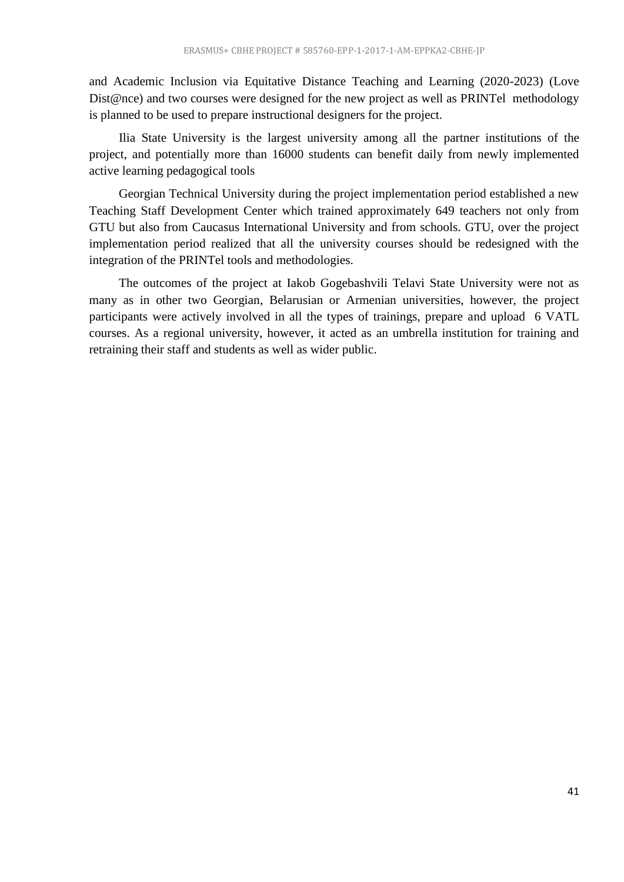and Academic Inclusion via Equitative Distance Teaching and Learning (2020-2023) (Love Dist@nce) and two courses were designed for the new project as well as PRINTel methodology is planned to be used to prepare instructional designers for the project.

Ilia State University is the largest university among all the partner institutions of the project, and potentially more than 16000 students can benefit daily from newly implemented active learning pedagogical tools

Georgian Technical University during the project implementation period established a new Teaching Staff Development Center which trained approximately 649 teachers not only from GTU but also from Caucasus International University and from schools. GTU, over the project implementation period realized that all the university courses should be redesigned with the integration of the PRINTel tools and methodologies.

The outcomes of the project at Iakob Gogebashvili Telavi State University were not as many as in other two Georgian, Belarusian or Armenian universities, however, the project participants were actively involved in all the types of trainings, prepare and upload 6 VATL courses. As a regional university, however, it acted as an umbrella institution for training and retraining their staff and students as well as wider public.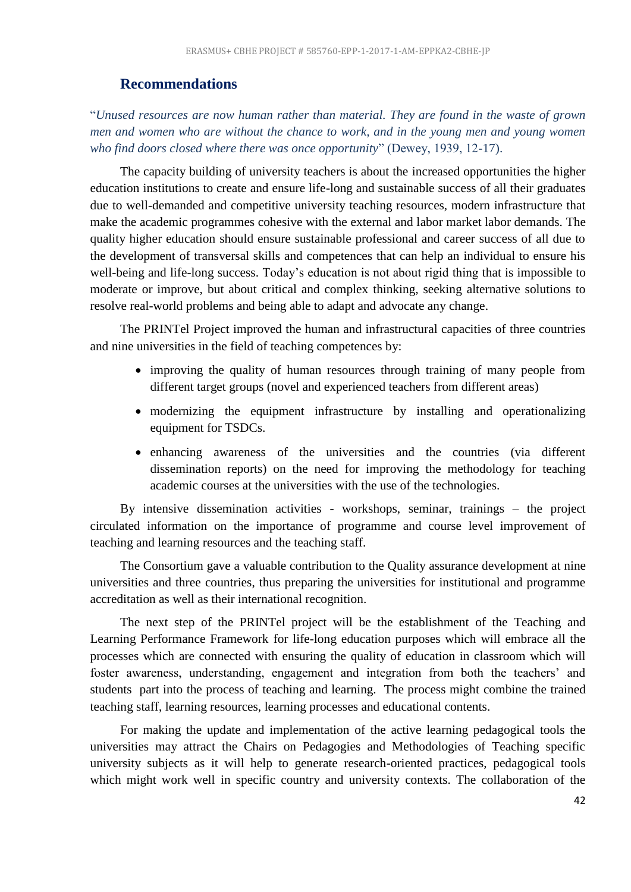## Recommendations

"*Unused resources are now human rather than material. They are found in the waste of grown men and women who are without the chance to work, and in the young men and young women who find doors closed where there was once opportunity*" (Dewey, 1939, 12-17).

The capacity building of university teachers is about the increased opportunities the higher education institutions to create and ensure life-long and sustainable success of all their graduates due to well-demanded and competitive university teaching resources, modern infrastructure that make the academic programmes cohesive with the external and labor market labor demands. The quality higher education should ensure sustainable professional and career success of all due to the development of transversal skills and competences that can help an individual to ensure his well-being and life-long success. Today's education is not about rigid thing that is impossible to moderate or improve, but about critical and complex thinking, seeking alternative solutions to resolve real-world problems and being able to adapt and advocate any change.

The PRINTel Project improved the human and infrastructural capacities of three countries and nine universities in the field of teaching competences by:

- improving the quality of human resources through training of many people from different target groups (novel and experienced teachers from different areas)
- modernizing the equipment infrastructure by installing and operationalizing equipment for TSDCs.
- enhancing awareness of the universities and the countries (via different dissemination reports) on the need for improving the methodology for teaching academic courses at the universities with the use of the technologies.

By intensive dissemination activities - workshops, seminar, trainings – the project circulated information on the importance of programme and course level improvement of teaching and learning resources and the teaching staff.

The Consortium gave a valuable contribution to the Quality assurance development at nine universities and three countries, thus preparing the universities for institutional and programme accreditation as well as their international recognition.

The next step of the PRINTel project will be the establishment of the Teaching and Learning Performance Framework for life-long education purposes which will embrace all the processes which are connected with ensuring the quality of education in classroom which will foster awareness, understanding, engagement and integration from both the teachers' and students part into the process of teaching and learning. The process might combine the trained teaching staff, learning resources, learning processes and educational contents.

For making the update and implementation of the active learning pedagogical tools the universities may attract the Chairs on Pedagogies and Methodologies of Teaching specific university subjects as it will help to generate research-oriented practices, pedagogical tools which might work well in specific country and university contexts. The collaboration of the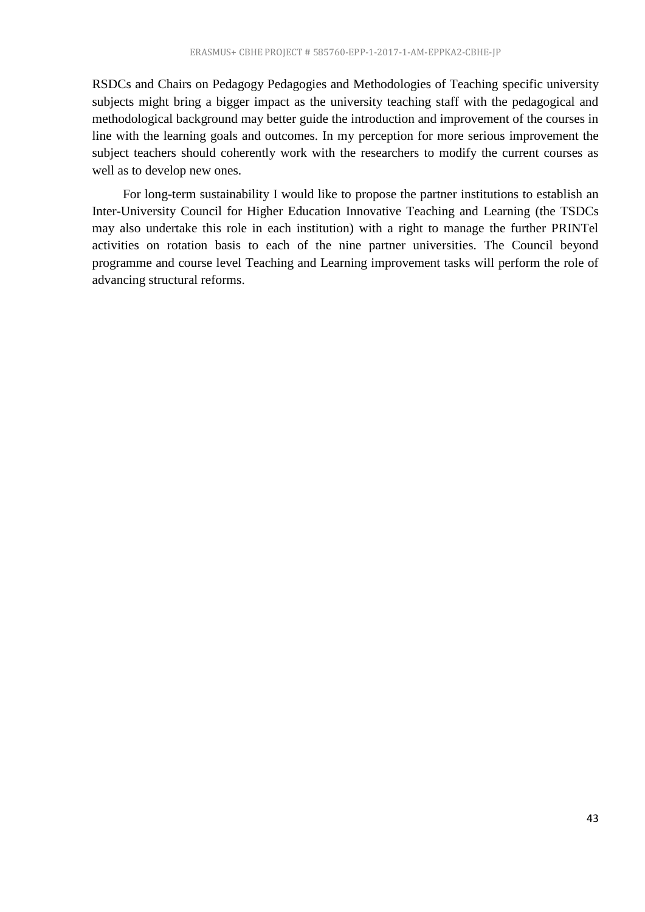RSDCs and Chairs on Pedagogy Pedagogies and Methodologies of Teaching specific university subjects might bring a bigger impact as the university teaching staff with the pedagogical and methodological background may better guide the introduction and improvement of the courses in line with the learning goals and outcomes. In my perception for more serious improvement the subject teachers should coherently work with the researchers to modify the current courses as well as to develop new ones.

For long-term sustainability I would like to propose the partner institutions to establish an Inter-University Council for Higher Education Innovative Teaching and Learning (the TSDCs may also undertake this role in each institution) with a right to manage the further PRINTel activities on rotation basis to each of the nine partner universities. The Council beyond programme and course level Teaching and Learning improvement tasks will perform the role of advancing structural reforms.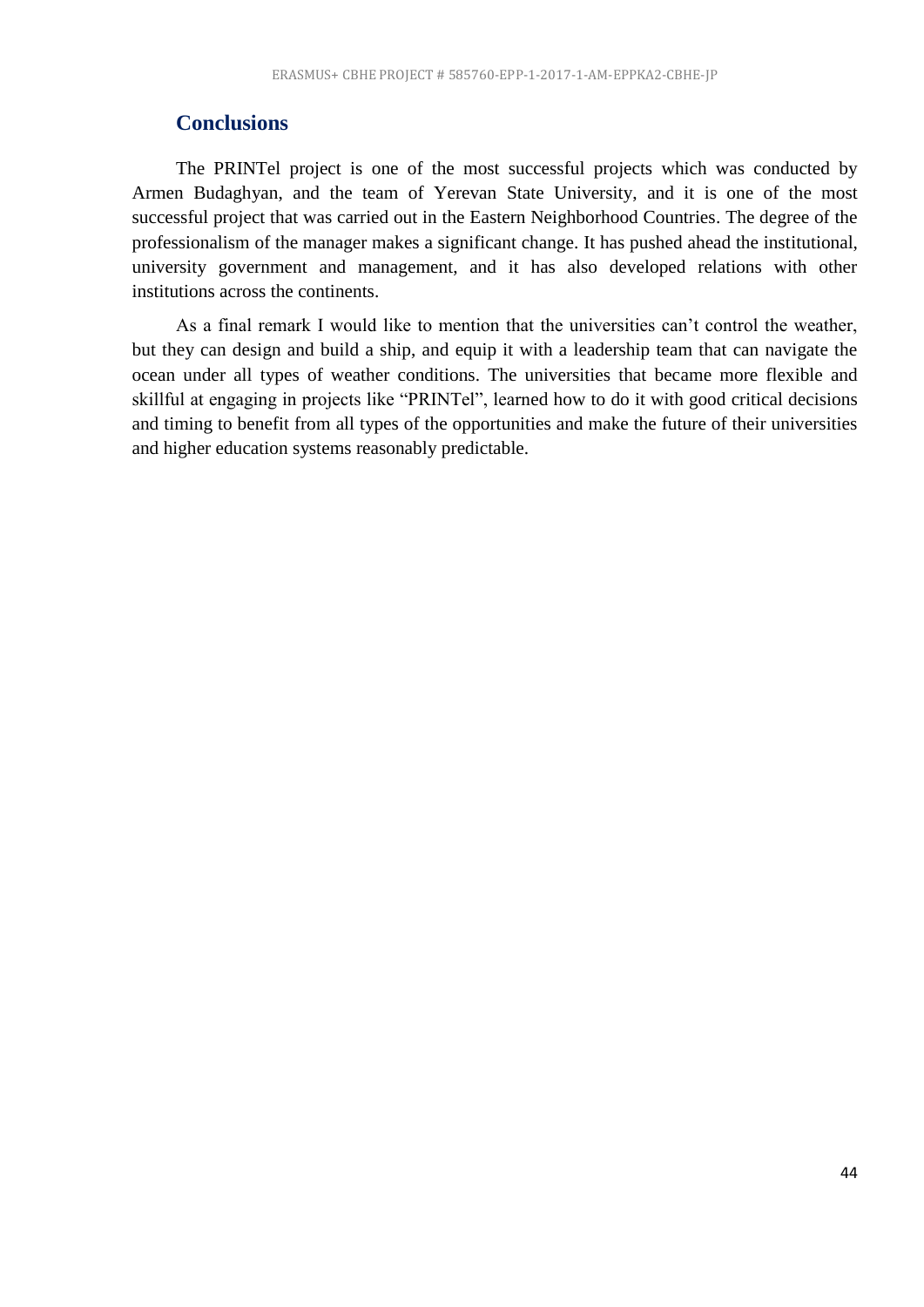## Conclusions

The PRINTel project is one of the most successful projects which was conducted by Armen Budaghyan, and the team of Yerevan State University, and it is one of the most successful project that was carried out in the Eastern Neighborhood Countries. The degree of the professionalism of the manager makes a significant change. It has pushed ahead the institutional, university government and management, and it has also developed relations with other institutions across the continents.

As a final remark I would like to mention that the universities can't control the weather, but they can design and build a ship, and equip it with a leadership team that can navigate the ocean under all types of weather conditions. The universities that became more flexible and skillful at engaging in projects like "PRINTel", learned how to do it with good critical decisions and timing to benefit from all types of the opportunities and make the future of their universities and higher education systems reasonably predictable.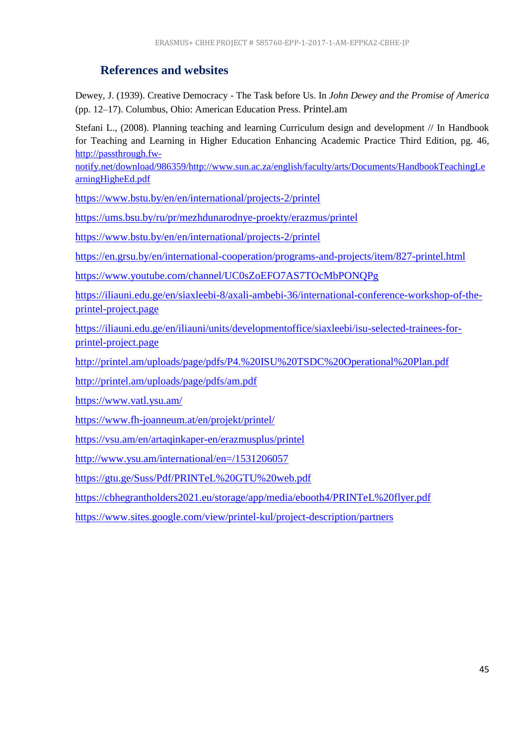## References and websites

Dewey, J. (1939). Creative Democracy - The Task before Us. In *John Dewey and the Promise of America* (pp. 12–17). Columbus, Ohio: American Education Press. Printel.am

Stefani L., (2008). Planning teaching and learning Curriculum design and development // In Handbook for Teaching and Learning in Higher Education Enhancing Academic Practice Third Edition, pg. 46, http://passthrough.fw-notify.net/download/986359/http://www.sun.ac.za/english/faculty/arts/Documents/HandbookTeachingLearningHigheEd.pdf

https://www.bstu.by/en/en/international/projects-2/printel

https://ums.bsu.by/ru/pr/mezhdunarodnye-proekty/erazmus/printel

https://www.bstu.by/en/en/international/projects-2/printel

https://en.grsu.by/en/international-cooperation/programs-and-projects/item/827-printel.html

https://www.youtube.com/channel/UC0sZoEFO7AS7TOcMbPONQPg

https://iliauni.edu.ge/en/siaxleebi-8/axali-ambebi-36/international-conference-workshop-of-the-printel-project.page

https://iliauni.edu.ge/en/iliauni/units/developmentoffice/siaxleebi/isu-selected-trainees-for-printel-project.page

http://printel.am/uploads/page/pdfs/P4.%20ISU%20TSDC%20Operational%20Plan.pdf

http://printel.am/uploads/page/pdfs/am.pdf

https://www.vatl.ysu.am/

https://www.fh-joanneum.at/en/projekt/printel/

https://vsu.am/en/artaqinkaper-en/erazmusplus/printel

http://www.ysu.am/international/en=/1531206057

https://gtu.ge/Suss/Pdf/PRINTeL%20GTU%20web.pdf

https://cbhegrantholders2021.eu/storage/app/media/ebooth4/PRINTeL%20flyer.pdf

https://www.sites.google.com/view/printel-kul/project-description/partners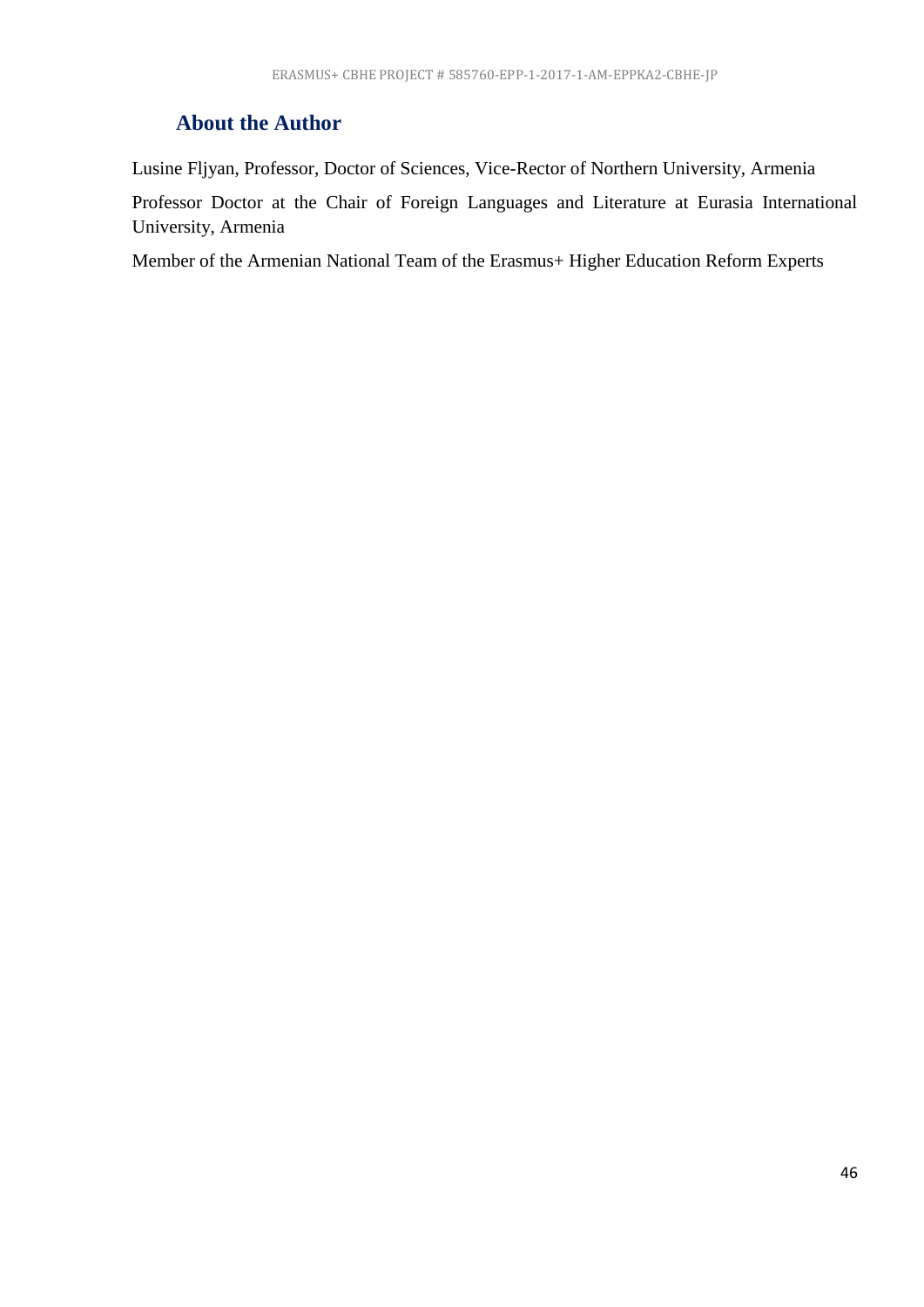## About the Author

Lusine Fljyan, Professor, Doctor of Sciences, Vice-Rector of Northern University, Armenia

Professor Doctor at the Chair of Foreign Languages and Literature at Eurasia International University, Armenia

Member of the Armenian National Team of the Erasmus+ Higher Education Reform Experts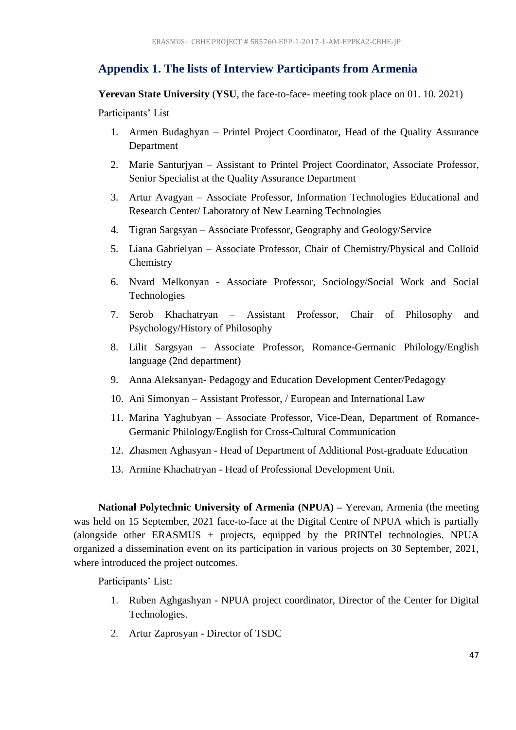## Appendix 1. The lists of Interview Participants from Armenia

**Yerevan State University** (**YSU**, the face-to-face- meeting took place on 01. 10. 2021)

Participants' List

1. Armen Budaghyan – Printel Project Coordinator, Head of the Quality Assurance Department
2. Marie Santurjyan – Assistant to Printel Project Coordinator, Associate Professor, Senior Specialist at the Quality Assurance Department
3. Artur Avagyan – Associate Professor, Information Technologies Educational and Research Center/ Laboratory of New Learning Technologies
4. Tigran Sargsyan – Associate Professor, Geography and Geology/Service
5. Liana Gabrielyan – Associate Professor, Chair of Chemistry/Physical and Colloid Chemistry
6. Nvard Melkonyan - Associate Professor, Sociology/Social Work and Social Technologies
7. Serob Khachatryan – Assistant Professor, Chair of Philosophy and Psychology/History of Philosophy
8. Lilit Sargsyan – Associate Professor, Romance-Germanic Philology/English language (2nd department)
9. Anna Aleksanyan- Pedagogy and Education Development Center/Pedagogy
10. Ani Simonyan – Assistant Professor, / European and International Law
11. Marina Yaghubyan – Associate Professor, Vice-Dean, Department of Romance-Germanic Philology/English for Cross-Cultural Communication
12. Zhasmen Aghasyan - Head of Department of Additional Post-graduate Education
13. Armine Khachatryan - Head of Professional Development Unit.

**National Polytechnic University of Armenia (NPUA) –** Yerevan, Armenia (the meeting was held on 15 September, 2021 face-to-face at the Digital Centre of NPUA which is partially (alongside other ERASMUS + projects, equipped by the PRINTel technologies. NPUA organized a dissemination event on its participation in various projects on 30 September, 2021, where introduced the project outcomes.

Participants' List:

1. Ruben Aghgashyan - NPUA project coordinator, Director of the Center for Digital Technologies.
2. Artur Zaprosyan - Director of TSDC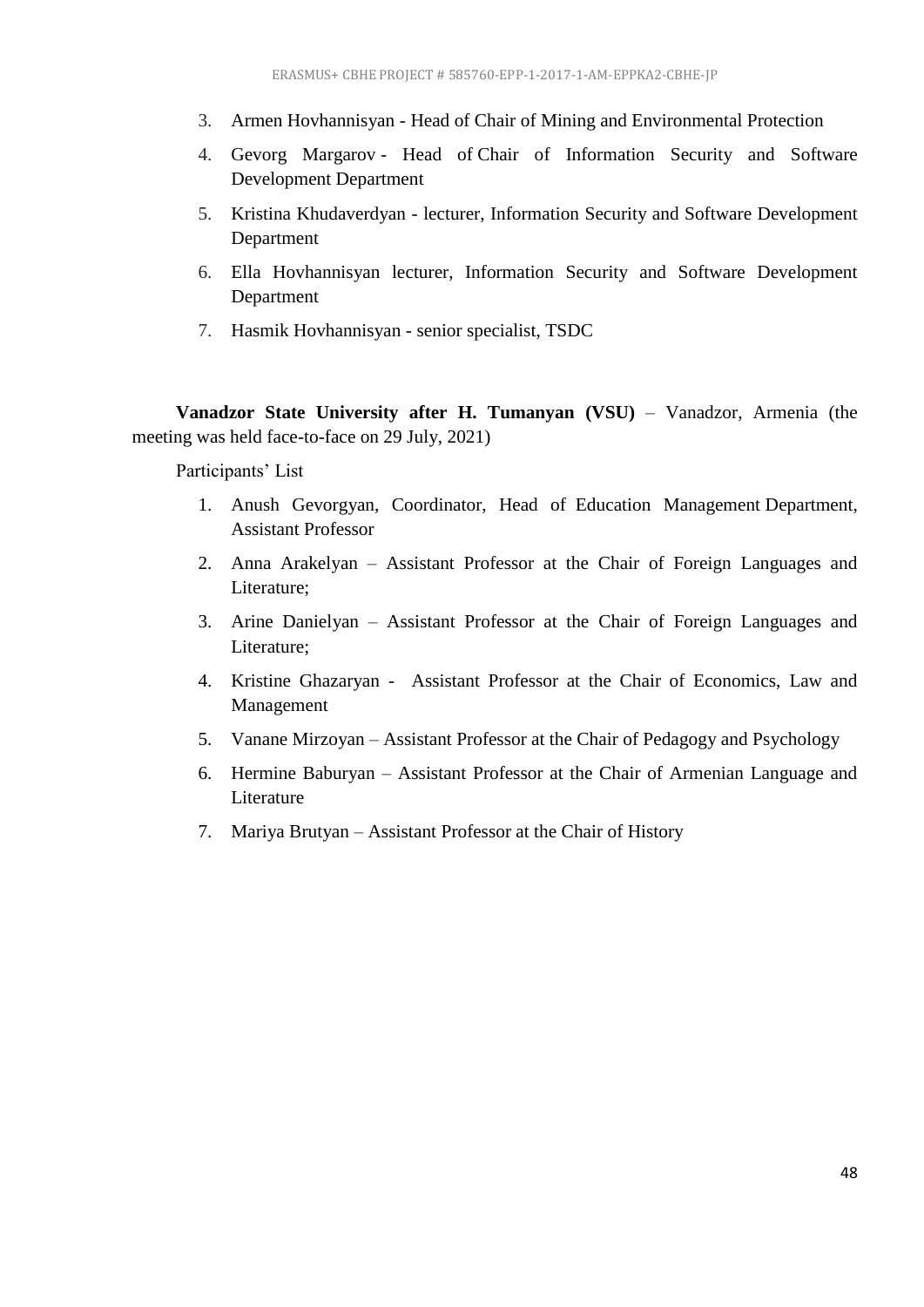3. Armen Hovhannisyan - Head of Chair of Mining and Environmental Protection
4. Gevorg Margarov - Head of Chair of Information Security and Software Development Department
5. Kristina Khudaverdyan - lecturer, Information Security and Software Development Department
6. Ella Hovhannisyan lecturer, Information Security and Software Development Department
7. Hasmik Hovhannisyan - senior specialist, TSDC

**Vanadzor State University after H. Tumanyan (VSU)** – Vanadzor, Armenia (the meeting was held face-to-face on 29 July, 2021)

Participants' List

1. Anush Gevorgyan, Coordinator, Head of Education Management Department, Assistant Professor
2. Anna Arakelyan – Assistant Professor at the Chair of Foreign Languages and Literature;
3. Arine Danielyan – Assistant Professor at the Chair of Foreign Languages and Literature;
4. Kristine Ghazaryan - Assistant Professor at the Chair of Economics, Law and Management
5. Vanane Mirzoyan – Assistant Professor at the Chair of Pedagogy and Psychology
6. Hermine Baburyan – Assistant Professor at the Chair of Armenian Language and Literature
7. Mariya Brutyan – Assistant Professor at the Chair of History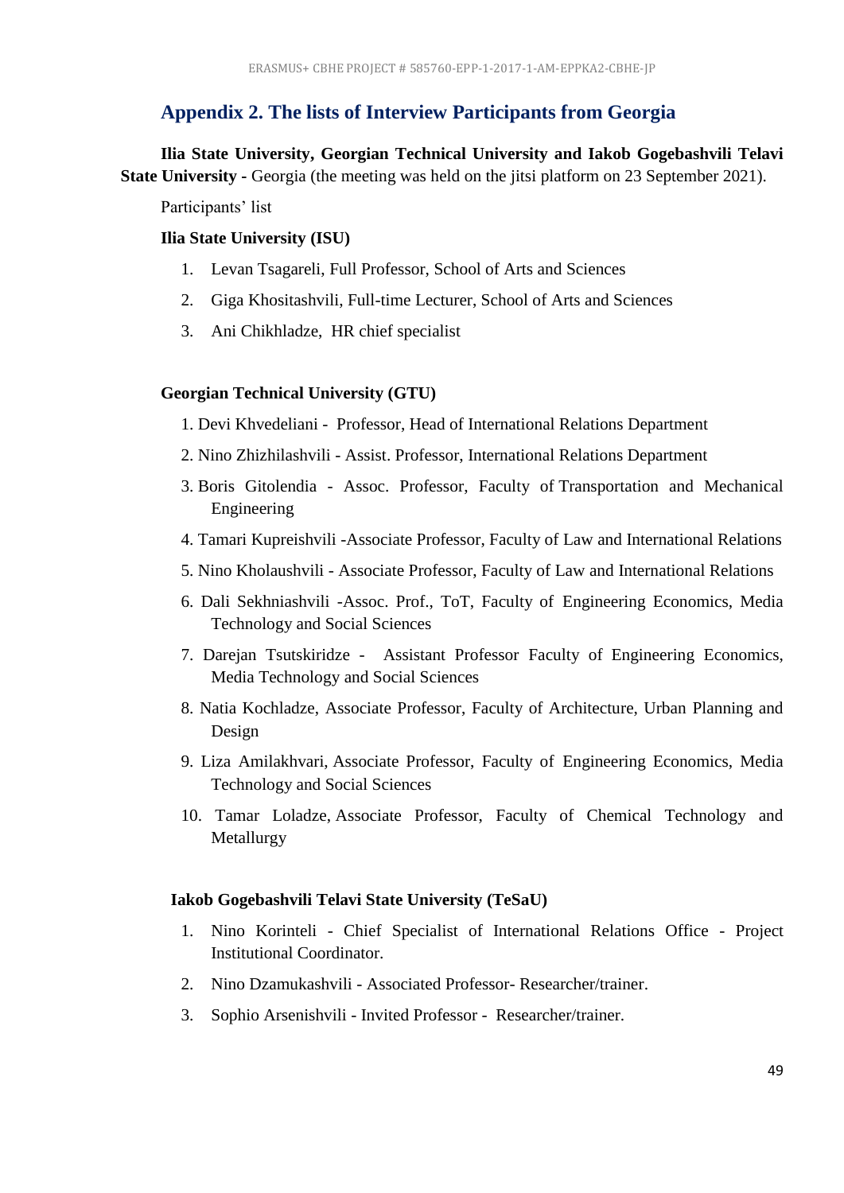## Appendix 2. The lists of Interview Participants from Georgia

**Ilia State University, Georgian Technical University and Iakob Gogebashvili Telavi State University -** Georgia (the meeting was held on the jitsi platform on 23 September 2021).

Participants' list

**Ilia State University (ISU)**

1. Levan Tsagareli, Full Professor, School of Arts and Sciences
2. Giga Khositashvili, Full-time Lecturer, School of Arts and Sciences
3. Ani Chikhladze, HR chief specialist

**Georgian Technical University (GTU)**

1. Devi Khvedeliani - Professor, Head of International Relations Department
2. Nino Zhizhilashvili - Assist. Professor, International Relations Department
3. Boris Gitolendia - Assoc. Professor, Faculty of Transportation and Mechanical Engineering
4. Tamari Kupreishvili -Associate Professor, Faculty of Law and International Relations
5. Nino Kholaushvili - Associate Professor, Faculty of Law and International Relations
6. Dali Sekhniashvili -Assoc. Prof., ToT, Faculty of Engineering Economics, Media Technology and Social Sciences
7. Darejan Tsutskiridze - Assistant Professor Faculty of Engineering Economics, Media Technology and Social Sciences
8. Natia Kochladze, Associate Professor, Faculty of Architecture, Urban Planning and Design
9. Liza Amilakhvari, Associate Professor, Faculty of Engineering Economics, Media Technology and Social Sciences
10. Tamar Loladze, Associate Professor, Faculty of Chemical Technology and Metallurgy

**Iakob Gogebashvili Telavi State University (TeSaU)**

1. Nino Korinteli - Chief Specialist of International Relations Office - Project Institutional Coordinator.
2. Nino Dzamukashvili - Associated Professor- Researcher/trainer.
3. Sophio Arsenishvili - Invited Professor - Researcher/trainer.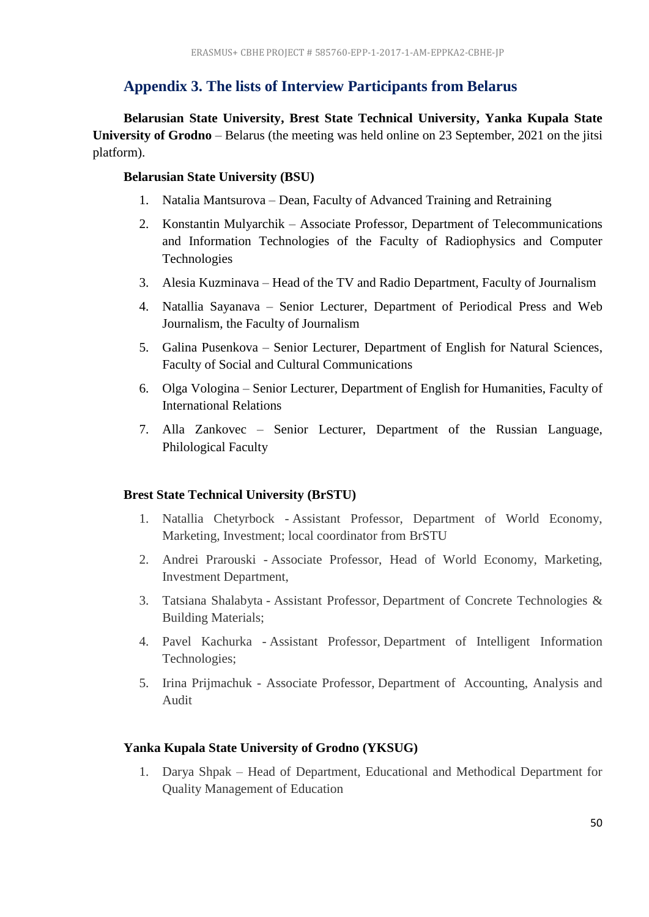## Appendix 3. The lists of Interview Participants from Belarus

**Belarusian State University, Brest State Technical University, Yanka Kupala State University of Grodno** – Belarus (the meeting was held online on 23 September, 2021 on the jitsi platform).

**Belarusian State University (BSU)**

1. Natalia Mantsurova – Dean, Faculty of Advanced Training and Retraining
2. Konstantin Mulyarchik – Associate Professor, Department of Telecommunications and Information Technologies of the Faculty of Radiophysics and Computer Technologies
3. Alesia Kuzminava – Head of the TV and Radio Department, Faculty of Journalism
4. Natallia Sayanava – Senior Lecturer, Department of Periodical Press and Web Journalism, the Faculty of Journalism
5. Galina Pusenkova – Senior Lecturer, Department of English for Natural Sciences, Faculty of Social and Cultural Communications
6. Olga Vologina – Senior Lecturer, Department of English for Humanities, Faculty of International Relations
7. Alla Zankovec – Senior Lecturer, Department of the Russian Language, Philological Faculty

**Brest State Technical University (BrSTU)**

1. Natallia Chetyrbock - Assistant Professor, Department of World Economy, Marketing, Investment; local coordinator from BrSTU
2. Andrei Prarouski - Associate Professor, Head of World Economy, Marketing, Investment Department,
3. Tatsiana Shalabyta - Assistant Professor, Department of Concrete Technologies & Building Materials;
4. Pavel Kachurka - Assistant Professor, Department of Intelligent Information Technologies;
5. Irina Prijmachuk - Associate Professor, Department of Accounting, Analysis and Audit

**Yanka Kupala State University of Grodno (YKSUG)**

1. Darya Shpak – Head of Department, Educational and Methodical Department for Quality Management of Education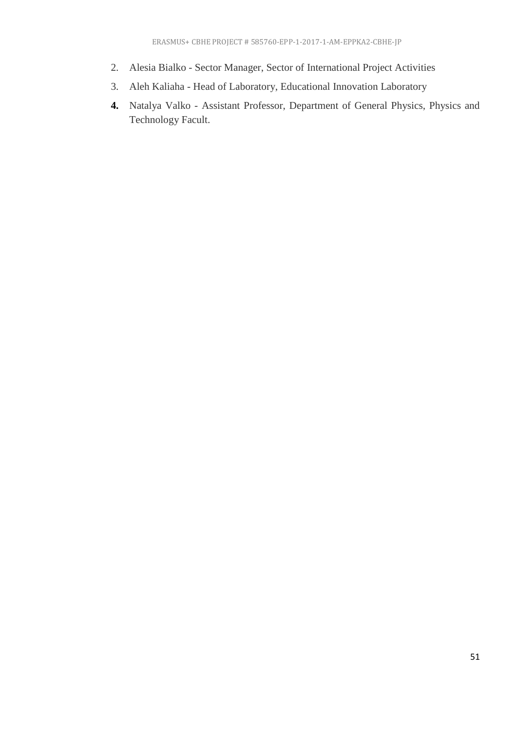2. Alesia Bialko - Sector Manager, Sector of International Project Activities
3. Aleh Kaliaha - Head of Laboratory, Educational Innovation Laboratory
4. Natalya Valko - Assistant Professor, Department of General Physics, Physics and Technology Facult.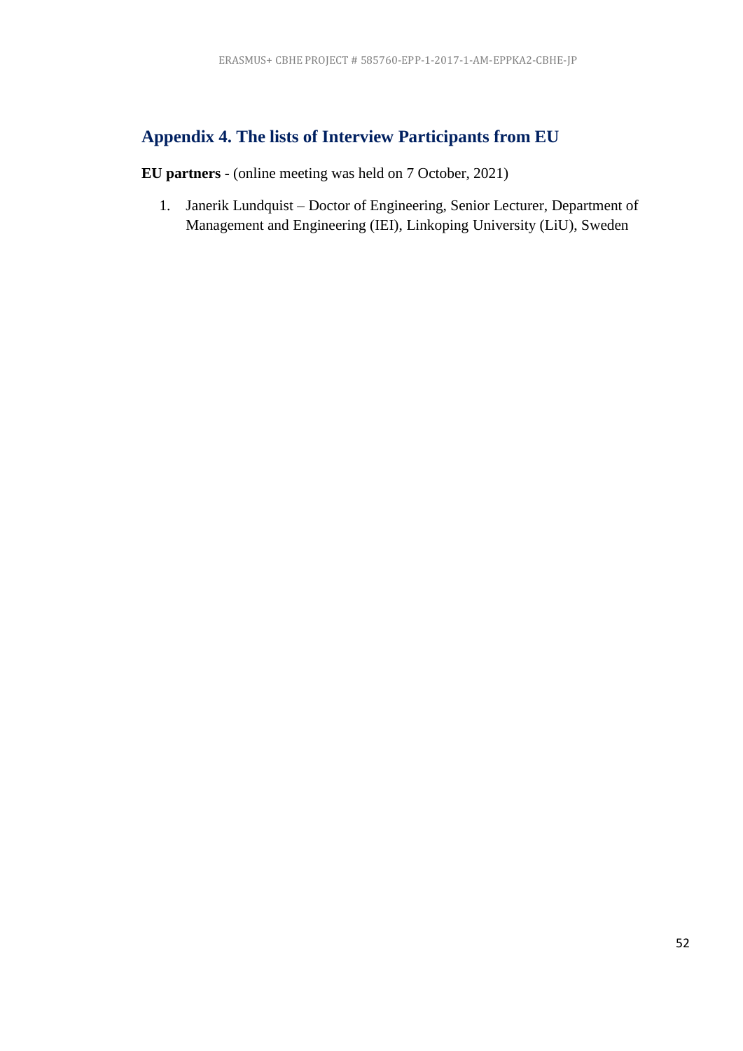## Appendix 4. The lists of Interview Participants from EU

**EU partners -** (online meeting was held on 7 October, 2021)

1. Janerik Lundquist – Doctor of Engineering, Senior Lecturer, Department of Management and Engineering (IEI), Linkoping University (LiU), Sweden